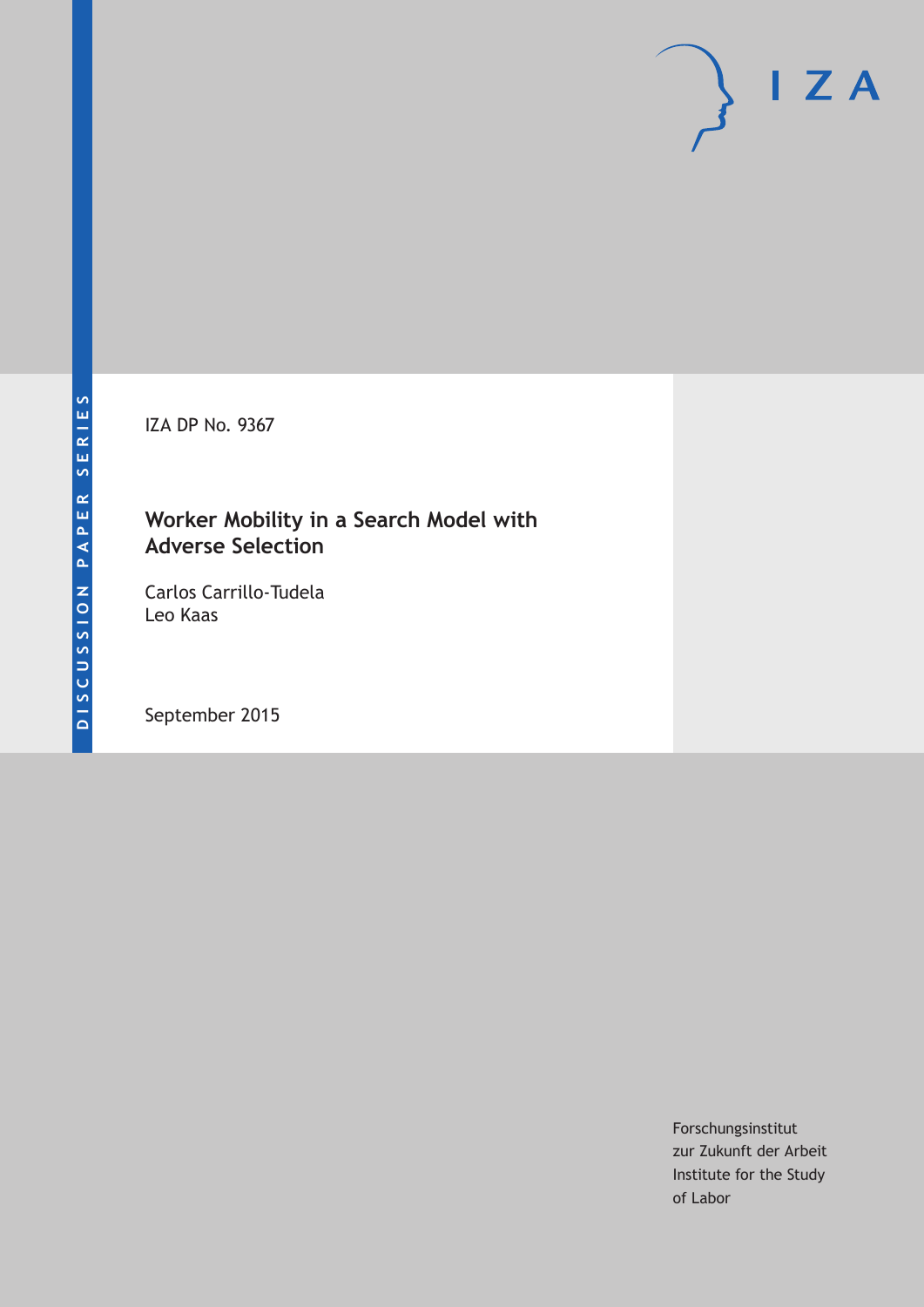DISCUSSION PAPER SERIES

IZA DP No. 9367

# Worker Mobility in a Search Model with Adverse Selection

Carlos Carrillo-Tudela
Leo Kaas

September 2015

Forschungsinstitut
zur Zukunft der Arbeit
Institute for the Study
of Labor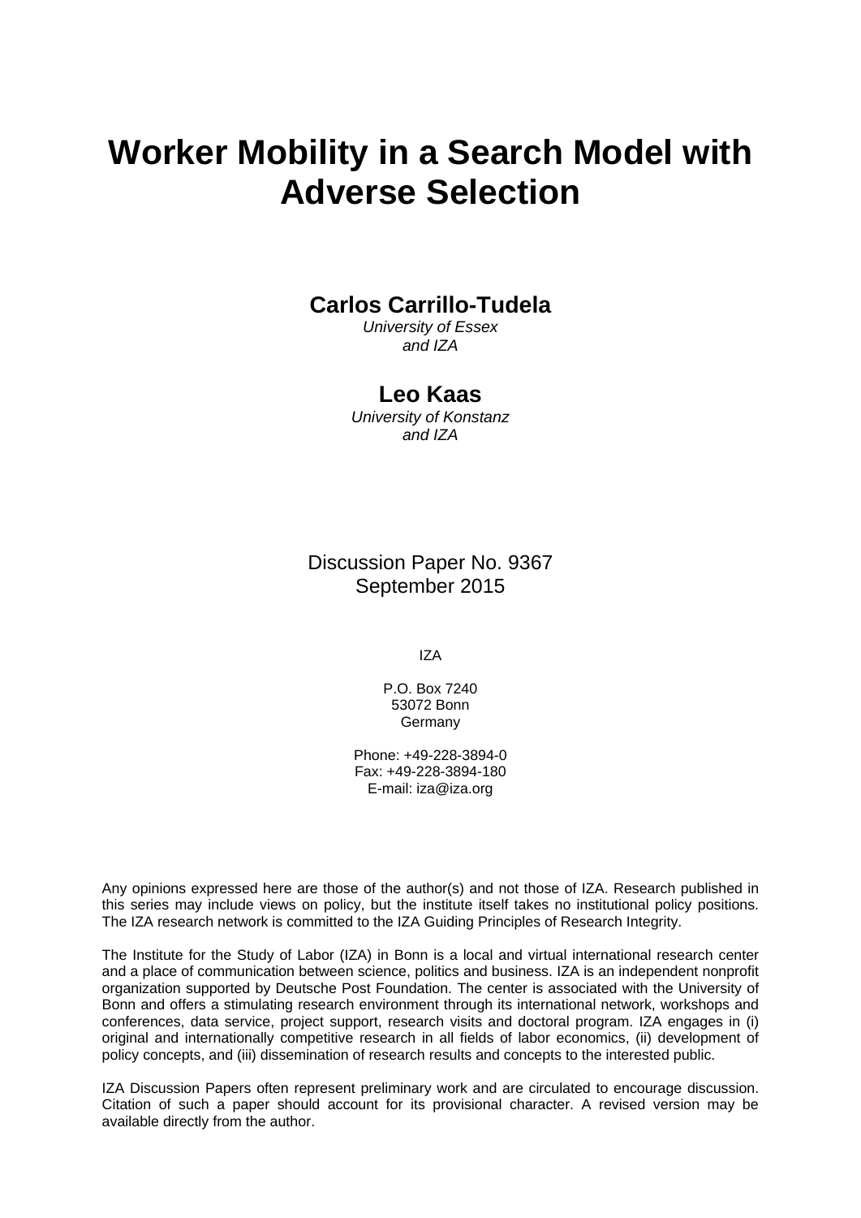# Worker Mobility in a Search Model with Adverse Selection

**Carlos Carrillo-Tudela**

*University of Essex and IZA*

**Leo Kaas**

*University of Konstanz and IZA*

Discussion Paper No. 9367
September 2015

IZA

P.O. Box 7240
53072 Bonn
Germany

Phone: +49-228-3894-0
Fax: +49-228-3894-180
E-mail: iza@iza.org

Any opinions expressed here are those of the author(s) and not those of IZA. Research published in this series may include views on policy, but the institute itself takes no institutional policy positions. The IZA research network is committed to the IZA Guiding Principles of Research Integrity.

The Institute for the Study of Labor (IZA) in Bonn is a local and virtual international research center and a place of communication between science, politics and business. IZA is an independent nonprofit organization supported by Deutsche Post Foundation. The center is associated with the University of Bonn and offers a stimulating research environment through its international network, workshops and conferences, data service, project support, research visits and doctoral program. IZA engages in (i) original and internationally competitive research in all fields of labor economics, (ii) development of policy concepts, and (iii) dissemination of research results and concepts to the interested public.

IZA Discussion Papers often represent preliminary work and are circulated to encourage discussion. Citation of such a paper should account for its provisional character. A revised version may be available directly from the author.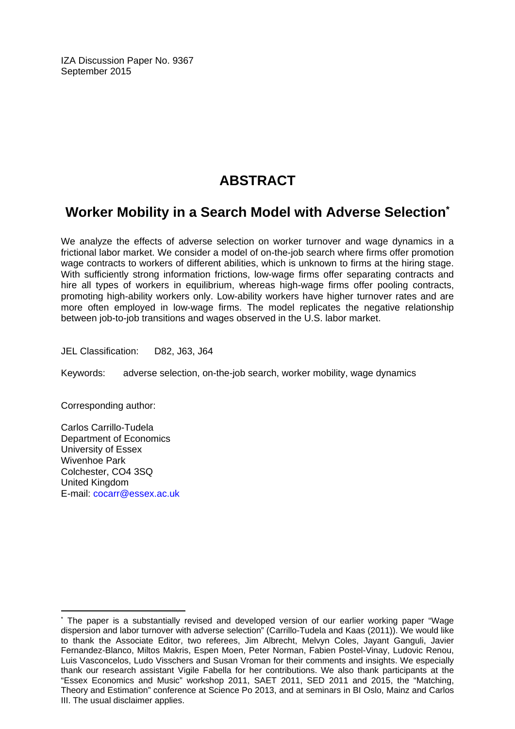IZA Discussion Paper No. 9367
September 2015

# ABSTRACT

## Worker Mobility in a Search Model with Adverse Selection*

We analyze the effects of adverse selection on worker turnover and wage dynamics in a frictional labor market. We consider a model of on-the-job search where firms offer promotion wage contracts to workers of different abilities, which is unknown to firms at the hiring stage. With sufficiently strong information frictions, low-wage firms offer separating contracts and hire all types of workers in equilibrium, whereas high-wage firms offer pooling contracts, promoting high-ability workers only. Low-ability workers have higher turnover rates and are more often employed in low-wage firms. The model replicates the negative relationship between job-to-job transitions and wages observed in the U.S. labor market.

JEL Classification: D82, J63, J64

Keywords: adverse selection, on-the-job search, worker mobility, wage dynamics

Corresponding author:

Carlos Carrillo-Tudela
Department of Economics
University of Essex
Wivenhoe Park
Colchester, CO4 3SQ
United Kingdom
E-mail: cocarr@essex.ac.uk

---

* The paper is a substantially revised and developed version of our earlier working paper "Wage dispersion and labor turnover with adverse selection" (Carrillo-Tudela and Kaas (2011)). We would like to thank the Associate Editor, two referees, Jim Albrecht, Melvyn Coles, Jayant Ganguli, Javier Fernandez-Blanco, Miltos Makris, Espen Moen, Peter Norman, Fabien Postel-Vinay, Ludovic Renou, Luis Vasconcelos, Ludo Visschers and Susan Vroman for their comments and insights. We especially thank our research assistant Vigile Fabella for her contributions. We also thank participants at the "Essex Economics and Music" workshop 2011, SAET 2011, SED 2011 and 2015, the "Matching, Theory and Estimation" conference at Science Po 2013, and at seminars in BI Oslo, Mainz and Carlos III. The usual disclaimer applies.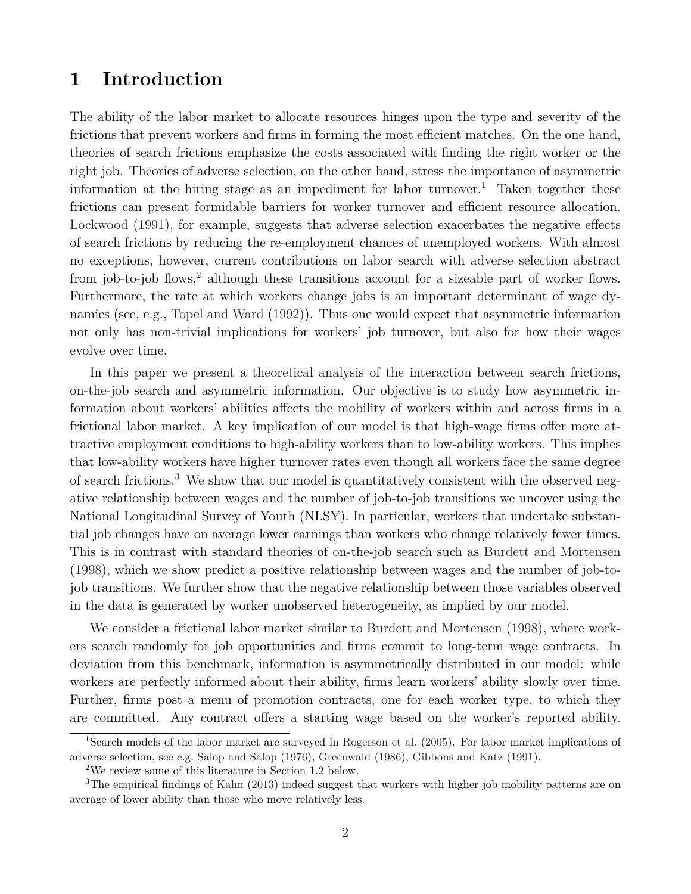# 1 Introduction

The ability of the labor market to allocate resources hinges upon the type and severity of the frictions that prevent workers and firms in forming the most efficient matches. On the one hand, theories of search frictions emphasize the costs associated with finding the right worker or the right job. Theories of adverse selection, on the other hand, stress the importance of asymmetric information at the hiring stage as an impediment for labor turnover.[1] Taken together these frictions can present formidable barriers for worker turnover and efficient resource allocation. Lockwood (1991), for example, suggests that adverse selection exacerbates the negative effects of search frictions by reducing the re-employment chances of unemployed workers. With almost no exceptions, however, current contributions on labor search with adverse selection abstract from job-to-job flows,[2] although these transitions account for a sizeable part of worker flows. Furthermore, the rate at which workers change jobs is an important determinant of wage dynamics (see, e.g., Topel and Ward (1992)). Thus one would expect that asymmetric information not only has non-trivial implications for workers' job turnover, but also for how their wages evolve over time.

In this paper we present a theoretical analysis of the interaction between search frictions, on-the-job search and asymmetric information. Our objective is to study how asymmetric information about workers' abilities affects the mobility of workers within and across firms in a frictional labor market. A key implication of our model is that high-wage firms offer more attractive employment conditions to high-ability workers than to low-ability workers. This implies that low-ability workers have higher turnover rates even though all workers face the same degree of search frictions.[3] We show that our model is quantitatively consistent with the observed negative relationship between wages and the number of job-to-job transitions we uncover using the National Longitudinal Survey of Youth (NLSY). In particular, workers that undertake substantial job changes have on average lower earnings than workers who change relatively fewer times. This is in contrast with standard theories of on-the-job search such as Burdett and Mortensen (1998), which we show predict a positive relationship between wages and the number of job-to-job transitions. We further show that the negative relationship between those variables observed in the data is generated by worker unobserved heterogeneity, as implied by our model.

We consider a frictional labor market similar to Burdett and Mortensen (1998), where workers search randomly for job opportunities and firms commit to long-term wage contracts. In deviation from this benchmark, information is asymmetrically distributed in our model: while workers are perfectly informed about their ability, firms learn workers' ability slowly over time. Further, firms post a menu of promotion contracts, one for each worker type, to which they are committed. Any contract offers a starting wage based on the worker's reported ability.

---

[1] Search models of the labor market are surveyed in Rogerson et al. (2005). For labor market implications of adverse selection, see e.g. Salop and Salop (1976), Greenwald (1986), Gibbons and Katz (1991).

[2] We review some of this literature in Section 1.2 below.

[3] The empirical findings of Kahn (2013) indeed suggest that workers with higher job mobility patterns are on average of lower ability than those who move relatively less.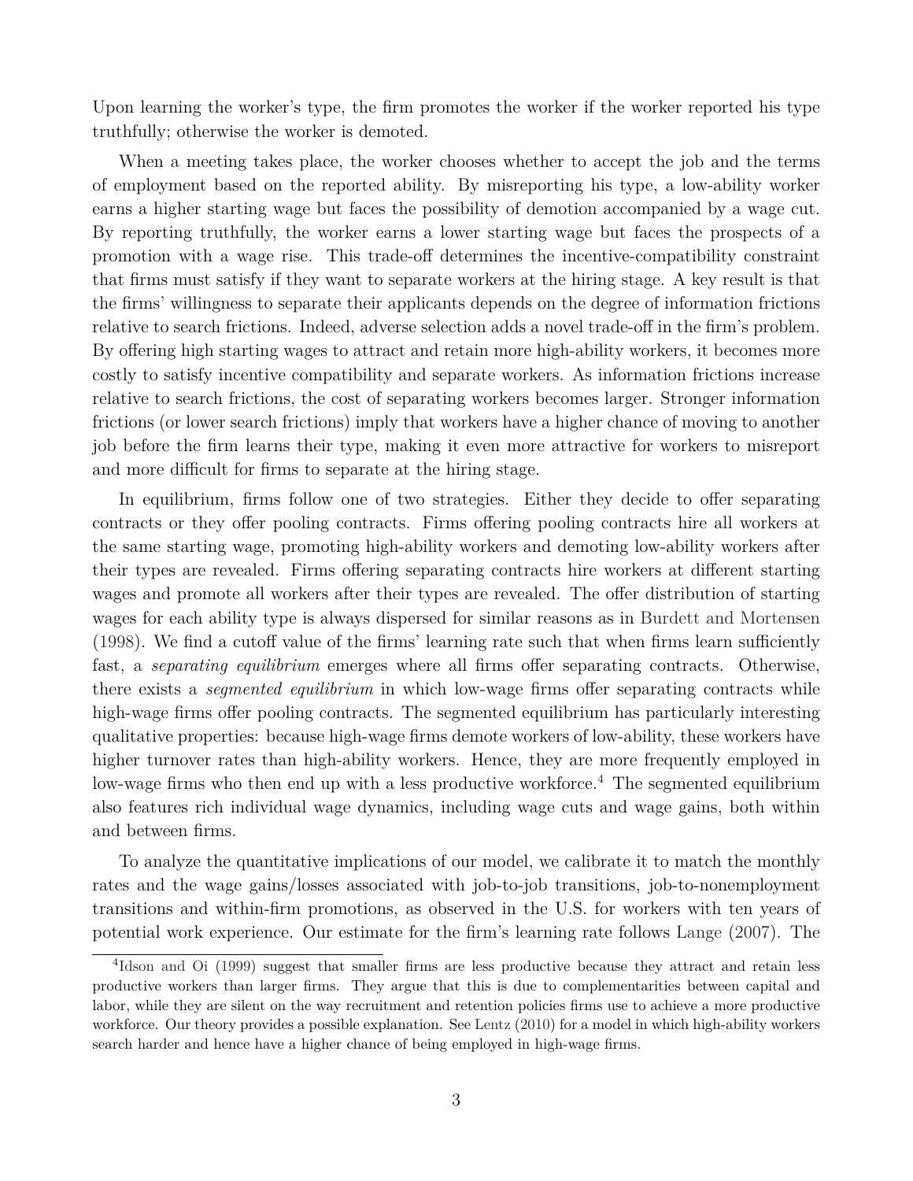Upon learning the worker's type, the firm promotes the worker if the worker reported his type truthfully; otherwise the worker is demoted.

When a meeting takes place, the worker chooses whether to accept the job and the terms of employment based on the reported ability. By misreporting his type, a low-ability worker earns a higher starting wage but faces the possibility of demotion accompanied by a wage cut. By reporting truthfully, the worker earns a lower starting wage but faces the prospects of a promotion with a wage rise. This trade-off determines the incentive-compatibility constraint that firms must satisfy if they want to separate workers at the hiring stage. A key result is that the firms' willingness to separate their applicants depends on the degree of information frictions relative to search frictions. Indeed, adverse selection adds a novel trade-off in the firm's problem. By offering high starting wages to attract and retain more high-ability workers, it becomes more costly to satisfy incentive compatibility and separate workers. As information frictions increase relative to search frictions, the cost of separating workers becomes larger. Stronger information frictions (or lower search frictions) imply that workers have a higher chance of moving to another job before the firm learns their type, making it even more attractive for workers to misreport and more difficult for firms to separate at the hiring stage.

In equilibrium, firms follow one of two strategies. Either they decide to offer separating contracts or they offer pooling contracts. Firms offering pooling contracts hire all workers at the same starting wage, promoting high-ability workers and demoting low-ability workers after their types are revealed. Firms offering separating contracts hire workers at different starting wages and promote all workers after their types are revealed. The offer distribution of starting wages for each ability type is always dispersed for similar reasons as in Burdett and Mortensen (1998). We find a cutoff value of the firms' learning rate such that when firms learn sufficiently fast, a *separating equilibrium* emerges where all firms offer separating contracts. Otherwise, there exists a *segmented equilibrium* in which low-wage firms offer separating contracts while high-wage firms offer pooling contracts. The segmented equilibrium has particularly interesting qualitative properties: because high-wage firms demote workers of low-ability, these workers have higher turnover rates than high-ability workers. Hence, they are more frequently employed in low-wage firms who then end up with a less productive workforce.[4] The segmented equilibrium also features rich individual wage dynamics, including wage cuts and wage gains, both within and between firms.

To analyze the quantitative implications of our model, we calibrate it to match the monthly rates and the wage gains/losses associated with job-to-job transitions, job-to-nonemployment transitions and within-firm promotions, as observed in the U.S. for workers with ten years of potential work experience. Our estimate for the firm's learning rate follows Lange (2007). The

[4] Idson and Oi (1999) suggest that smaller firms are less productive because they attract and retain less productive workers than larger firms. They argue that this is due to complementarities between capital and labor, while they are silent on the way recruitment and retention policies firms use to achieve a more productive workforce. Our theory provides a possible explanation. See Lentz (2010) for a model in which high-ability workers search harder and hence have a higher chance of being employed in high-wage firms.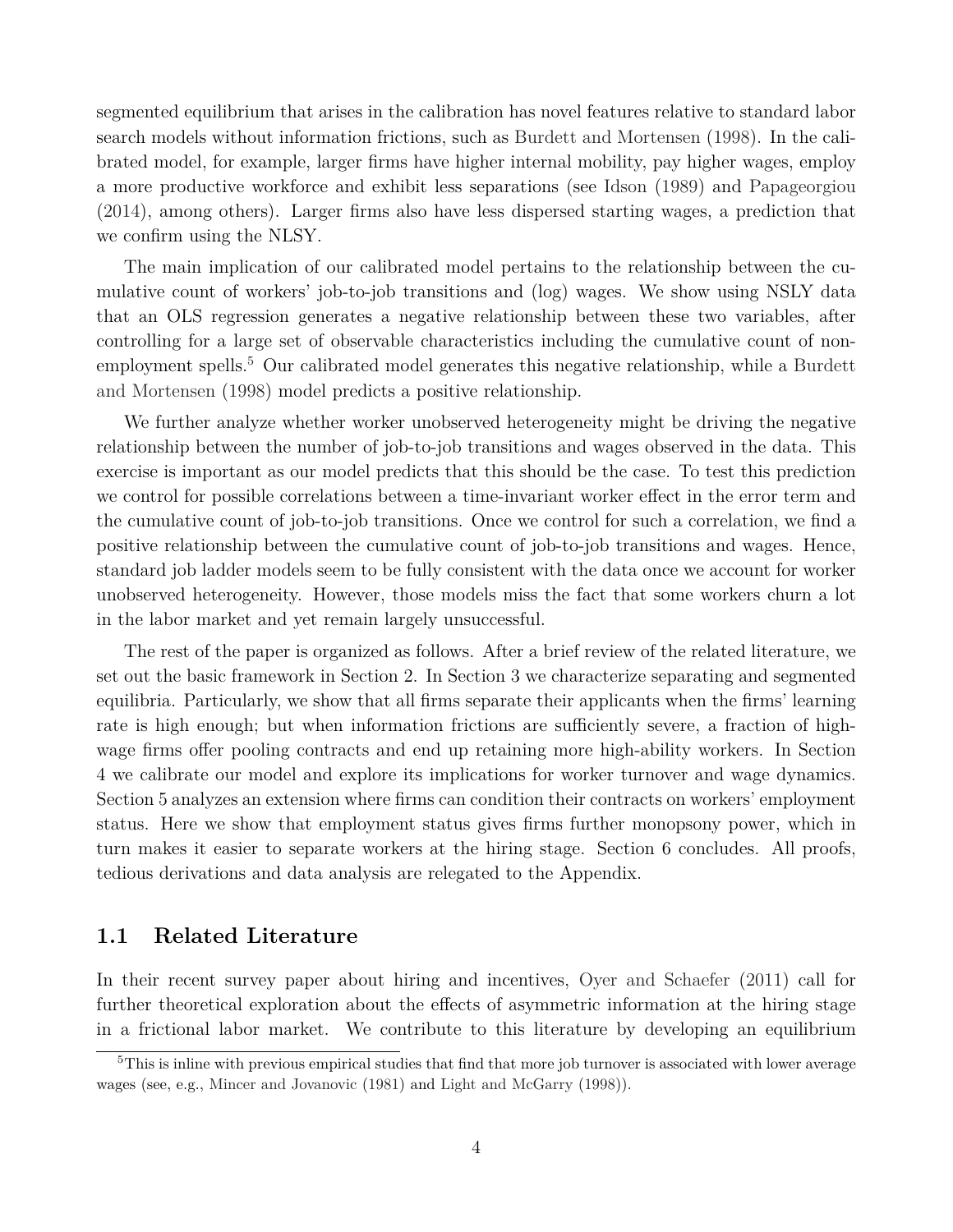segmented equilibrium that arises in the calibration has novel features relative to standard labor search models without information frictions, such as Burdett and Mortensen (1998). In the calibrated model, for example, larger firms have higher internal mobility, pay higher wages, employ a more productive workforce and exhibit less separations (see Idson (1989) and Papageorgiou (2014), among others). Larger firms also have less dispersed starting wages, a prediction that we confirm using the NLSY.

The main implication of our calibrated model pertains to the relationship between the cumulative count of workers' job-to-job transitions and (log) wages. We show using NSLY data that an OLS regression generates a negative relationship between these two variables, after controlling for a large set of observable characteristics including the cumulative count of non-employment spells.[5] Our calibrated model generates this negative relationship, while a Burdett and Mortensen (1998) model predicts a positive relationship.

We further analyze whether worker unobserved heterogeneity might be driving the negative relationship between the number of job-to-job transitions and wages observed in the data. This exercise is important as our model predicts that this should be the case. To test this prediction we control for possible correlations between a time-invariant worker effect in the error term and the cumulative count of job-to-job transitions. Once we control for such a correlation, we find a positive relationship between the cumulative count of job-to-job transitions and wages. Hence, standard job ladder models seem to be fully consistent with the data once we account for worker unobserved heterogeneity. However, those models miss the fact that some workers churn a lot in the labor market and yet remain largely unsuccessful.

The rest of the paper is organized as follows. After a brief review of the related literature, we set out the basic framework in Section 2. In Section 3 we characterize separating and segmented equilibria. Particularly, we show that all firms separate their applicants when the firms' learning rate is high enough; but when information frictions are sufficiently severe, a fraction of high-wage firms offer pooling contracts and end up retaining more high-ability workers. In Section 4 we calibrate our model and explore its implications for worker turnover and wage dynamics. Section 5 analyzes an extension where firms can condition their contracts on workers' employment status. Here we show that employment status gives firms further monopsony power, which in turn makes it easier to separate workers at the hiring stage. Section 6 concludes. All proofs, tedious derivations and data analysis are relegated to the Appendix.

## 1.1 Related Literature

In their recent survey paper about hiring and incentives, Oyer and Schaefer (2011) call for further theoretical exploration about the effects of asymmetric information at the hiring stage in a frictional labor market. We contribute to this literature by developing an equilibrium

[5] This is inline with previous empirical studies that find that more job turnover is associated with lower average wages (see, e.g., Mincer and Jovanovic (1981) and Light and McGarry (1998)).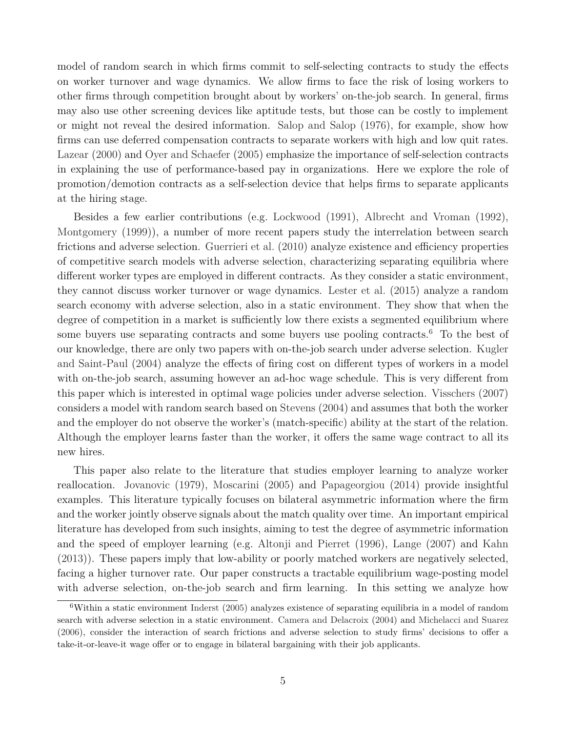model of random search in which firms commit to self-selecting contracts to study the effects on worker turnover and wage dynamics. We allow firms to face the risk of losing workers to other firms through competition brought about by workers' on-the-job search. In general, firms may also use other screening devices like aptitude tests, but those can be costly to implement or might not reveal the desired information. Salop and Salop (1976), for example, show how firms can use deferred compensation contracts to separate workers with high and low quit rates. Lazear (2000) and Oyer and Schaefer (2005) emphasize the importance of self-selection contracts in explaining the use of performance-based pay in organizations. Here we explore the role of promotion/demotion contracts as a self-selection device that helps firms to separate applicants at the hiring stage.

Besides a few earlier contributions (e.g. Lockwood (1991), Albrecht and Vroman (1992), Montgomery (1999)), a number of more recent papers study the interrelation between search frictions and adverse selection. Guerrieri et al. (2010) analyze existence and efficiency properties of competitive search models with adverse selection, characterizing separating equilibria where different worker types are employed in different contracts. As they consider a static environment, they cannot discuss worker turnover or wage dynamics. Lester et al. (2015) analyze a random search economy with adverse selection, also in a static environment. They show that when the degree of competition in a market is sufficiently low there exists a segmented equilibrium where some buyers use separating contracts and some buyers use pooling contracts.[6] To the best of our knowledge, there are only two papers with on-the-job search under adverse selection. Kugler and Saint-Paul (2004) analyze the effects of firing cost on different types of workers in a model with on-the-job search, assuming however an ad-hoc wage schedule. This is very different from this paper which is interested in optimal wage policies under adverse selection. Visschers (2007) considers a model with random search based on Stevens (2004) and assumes that both the worker and the employer do not observe the worker's (match-specific) ability at the start of the relation. Although the employer learns faster than the worker, it offers the same wage contract to all its new hires.

This paper also relate to the literature that studies employer learning to analyze worker reallocation. Jovanovic (1979), Moscarini (2005) and Papageorgiou (2014) provide insightful examples. This literature typically focuses on bilateral asymmetric information where the firm and the worker jointly observe signals about the match quality over time. An important empirical literature has developed from such insights, aiming to test the degree of asymmetric information and the speed of employer learning (e.g. Altonji and Pierret (1996), Lange (2007) and Kahn (2013)). These papers imply that low-ability or poorly matched workers are negatively selected, facing a higher turnover rate. Our paper constructs a tractable equilibrium wage-posting model with adverse selection, on-the-job search and firm learning. In this setting we analyze how

[6] Within a static environment Inderst (2005) analyzes existence of separating equilibria in a model of random search with adverse selection in a static environment. Camera and Delacroix (2004) and Michelacci and Suarez (2006), consider the interaction of search frictions and adverse selection to study firms' decisions to offer a take-it-or-leave-it wage offer or to engage in bilateral bargaining with their job applicants.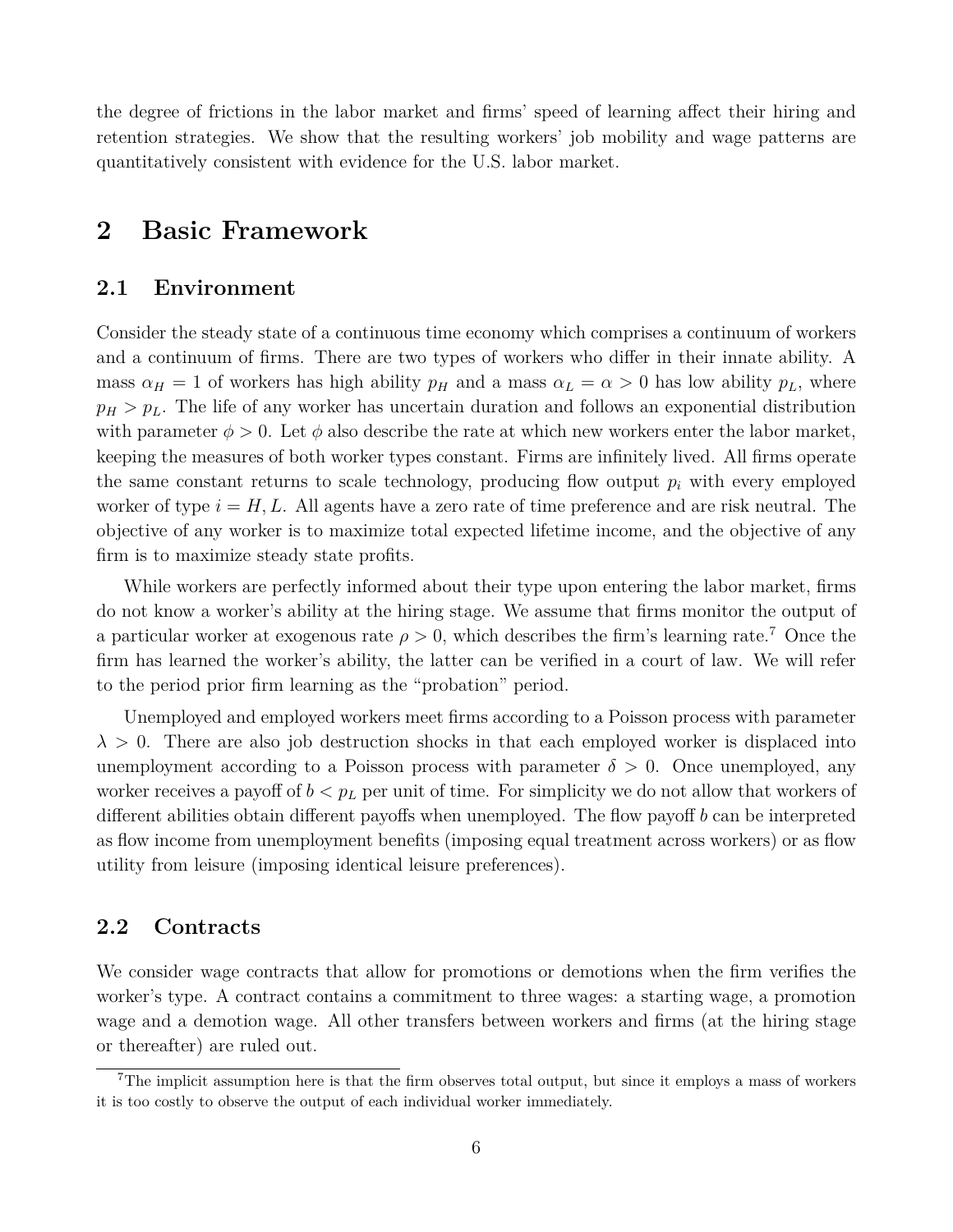the degree of frictions in the labor market and firms' speed of learning affect their hiring and retention strategies. We show that the resulting workers' job mobility and wage patterns are quantitatively consistent with evidence for the U.S. labor market.

# 2 Basic Framework

## 2.1 Environment

Consider the steady state of a continuous time economy which comprises a continuum of workers and a continuum of firms. There are two types of workers who differ in their innate ability. A mass $\alpha_H = 1$ of workers has high ability $p_H$ and a mass $\alpha_L = \alpha > 0$ has low ability $p_L$, where $p_H > p_L$. The life of any worker has uncertain duration and follows an exponential distribution with parameter $\phi > 0$. Let $\phi$ also describe the rate at which new workers enter the labor market, keeping the measures of both worker types constant. Firms are infinitely lived. All firms operate the same constant returns to scale technology, producing flow output $p_i$ with every employed worker of type $i = H, L$. All agents have a zero rate of time preference and are risk neutral. The objective of any worker is to maximize total expected lifetime income, and the objective of any firm is to maximize steady state profits.

While workers are perfectly informed about their type upon entering the labor market, firms do not know a worker's ability at the hiring stage. We assume that firms monitor the output of a particular worker at exogenous rate $\rho > 0$, which describes the firm's learning rate.[7] Once the firm has learned the worker's ability, the latter can be verified in a court of law. We will refer to the period prior firm learning as the "probation" period.

Unemployed and employed workers meet firms according to a Poisson process with parameter $\lambda > 0$. There are also job destruction shocks in that each employed worker is displaced into unemployment according to a Poisson process with parameter $\delta > 0$. Once unemployed, any worker receives a payoff of $b < p_L$ per unit of time. For simplicity we do not allow that workers of different abilities obtain different payoffs when unemployed. The flow payoff $b$ can be interpreted as flow income from unemployment benefits (imposing equal treatment across workers) or as flow utility from leisure (imposing identical leisure preferences).

## 2.2 Contracts

We consider wage contracts that allow for promotions or demotions when the firm verifies the worker's type. A contract contains a commitment to three wages: a starting wage, a promotion wage and a demotion wage. All other transfers between workers and firms (at the hiring stage or thereafter) are ruled out.

[7] The implicit assumption here is that the firm observes total output, but since it employs a mass of workers it is too costly to observe the output of each individual worker immediately.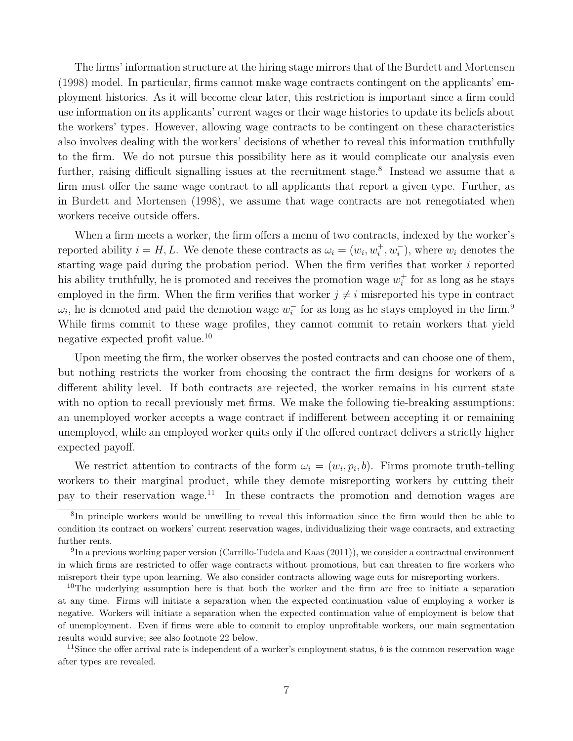The firms' information structure at the hiring stage mirrors that of the Burdett and Mortensen (1998) model. In particular, firms cannot make wage contracts contingent on the applicants' employment histories. As it will become clear later, this restriction is important since a firm could use information on its applicants' current wages or their wage histories to update its beliefs about the workers' types. However, allowing wage contracts to be contingent on these characteristics also involves dealing with the workers' decisions of whether to reveal this information truthfully to the firm. We do not pursue this possibility here as it would complicate our analysis even further, raising difficult signalling issues at the recruitment stage.[8] Instead we assume that a firm must offer the same wage contract to all applicants that report a given type. Further, as in Burdett and Mortensen (1998), we assume that wage contracts are not renegotiated when workers receive outside offers.

When a firm meets a worker, the firm offers a menu of two contracts, indexed by the worker's reported ability $i = H, L$. We denote these contracts as $\omega_i = (w_i, w_i^+, w_i^-)$, where $w_i$ denotes the starting wage paid during the probation period. When the firm verifies that worker $i$ reported his ability truthfully, he is promoted and receives the promotion wage $w_i^+$ for as long as he stays employed in the firm. When the firm verifies that worker $j \neq i$ misreported his type in contract $\omega_i$, he is demoted and paid the demotion wage $w_i^-$ for as long as he stays employed in the firm.[9] While firms commit to these wage profiles, they cannot commit to retain workers that yield negative expected profit value.[10]

Upon meeting the firm, the worker observes the posted contracts and can choose one of them, but nothing restricts the worker from choosing the contract the firm designs for workers of a different ability level. If both contracts are rejected, the worker remains in his current state with no option to recall previously met firms. We make the following tie-breaking assumptions: an unemployed worker accepts a wage contract if indifferent between accepting it or remaining unemployed, while an employed worker quits only if the offered contract delivers a strictly higher expected payoff.

We restrict attention to contracts of the form $\omega_i = (w_i, p_i, b)$. Firms promote truth-telling workers to their marginal product, while they demote misreporting workers by cutting their pay to their reservation wage.[11] In these contracts the promotion and demotion wages are

---

[8] In principle workers would be unwilling to reveal this information since the firm would then be able to condition its contract on workers' current reservation wages, individualizing their wage contracts, and extracting further rents.

[9] In a previous working paper version (Carrillo-Tudela and Kaas (2011)), we consider a contractual environment in which firms are restricted to offer wage contracts without promotions, but can threaten to fire workers who misreport their type upon learning. We also consider contracts allowing wage cuts for misreporting workers.

[10] The underlying assumption here is that both the worker and the firm are free to initiate a separation at any time. Firms will initiate a separation when the expected continuation value of employing a worker is negative. Workers will initiate a separation when the expected continuation value of employment is below that of unemployment. Even if firms were able to commit to employ unprofitable workers, our main segmentation results would survive; see also footnote 22 below.

[11] Since the offer arrival rate is independent of a worker's employment status, $b$ is the common reservation wage after types are revealed.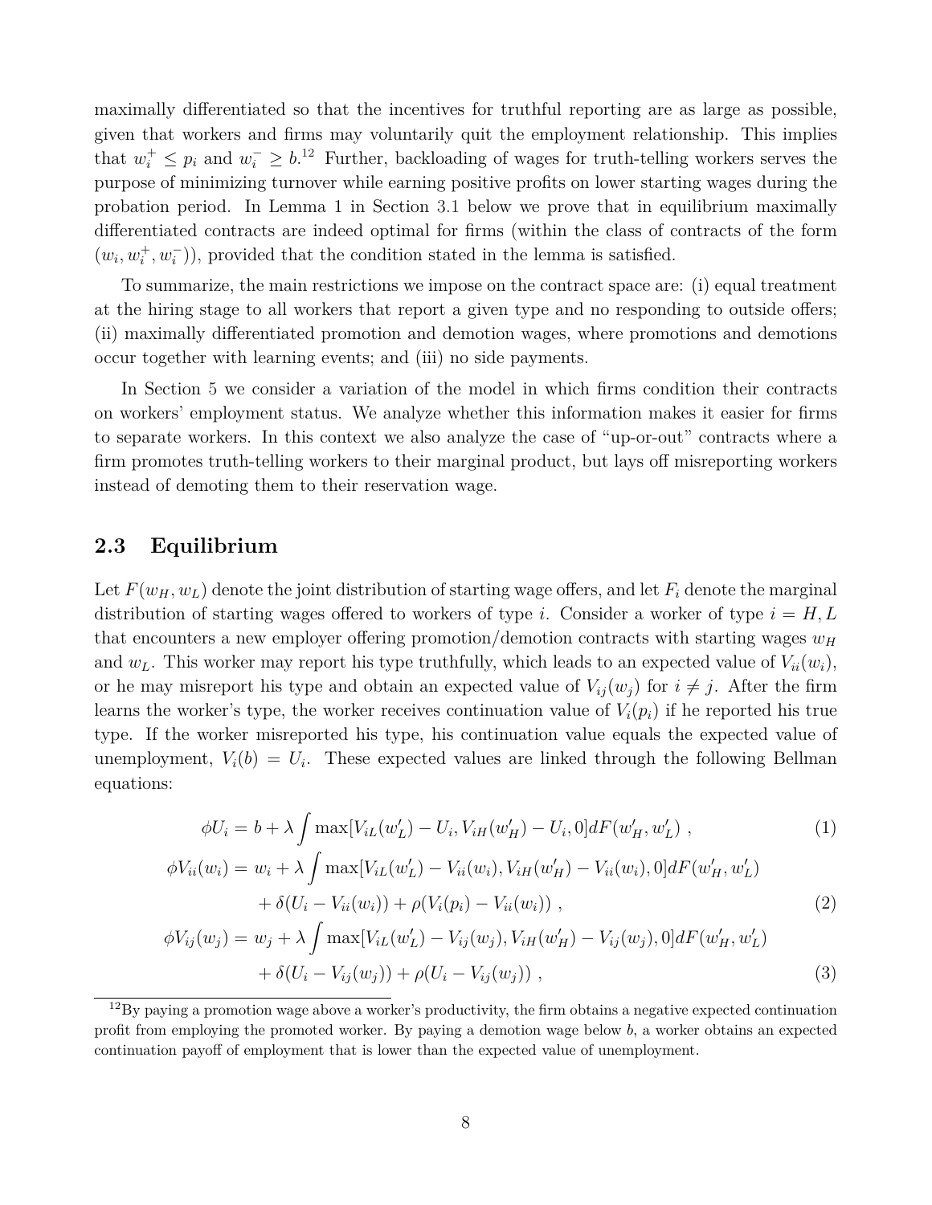maximally differentiated so that the incentives for truthful reporting are as large as possible, given that workers and firms may voluntarily quit the employment relationship. This implies that $w_i^+ \leq p_i$ and $w_i^- \geq b$.[12] Further, backloading of wages for truth-telling workers serves the purpose of minimizing turnover while earning positive profits on lower starting wages during the probation period. In Lemma 1 in Section 3.1 below we prove that in equilibrium maximally differentiated contracts are indeed optimal for firms (within the class of contracts of the form $(w_i, w_i^+, w_i^-)$), provided that the condition stated in the lemma is satisfied.

To summarize, the main restrictions we impose on the contract space are: (i) equal treatment at the hiring stage to all workers that report a given type and no responding to outside offers; (ii) maximally differentiated promotion and demotion wages, where promotions and demotions occur together with learning events; and (iii) no side payments.

In Section 5 we consider a variation of the model in which firms condition their contracts on workers' employment status. We analyze whether this information makes it easier for firms to separate workers. In this context we also analyze the case of "up-or-out" contracts where a firm promotes truth-telling workers to their marginal product, but lays off misreporting workers instead of demoting them to their reservation wage.

## 2.3 Equilibrium

Let $F(w_H, w_L)$ denote the joint distribution of starting wage offers, and let $F_i$ denote the marginal distribution of starting wages offered to workers of type $i$. Consider a worker of type $i = H, L$ that encounters a new employer offering promotion/demotion contracts with starting wages $w_H$ and $w_L$. This worker may report his type truthfully, which leads to an expected value of $V_{ii}(w_i)$, or he may misreport his type and obtain an expected value of $V_{ij}(w_j)$ for $i \neq j$. After the firm learns the worker's type, the worker receives continuation value of $V_i(p_i)$ if he reported his true type. If the worker misreported his type, his continuation value equals the expected value of unemployment, $V_i(b) = U_i$. These expected values are linked through the following Bellman equations:

$$\phi U_i = b + \lambda \int \max[V_{iL}(w_L') - U_i, V_{iH}(w_H') - U_i, 0] dF(w_H', w_L') \ , \tag{1}$$

$$\begin{aligned} \phi V_{ii}(w_i) = \ & w_i + \lambda \int \max[V_{iL}(w_L') - V_{ii}(w_i), V_{iH}(w_H') - V_{ii}(w_i), 0] dF(w_H', w_L') \\ & + \delta(U_i - V_{ii}(w_i)) + \rho(V_i(p_i) - V_{ii}(w_i)) \ , \end{aligned} \tag{2}$$

$$\begin{aligned} \phi V_{ij}(w_j) = \ & w_j + \lambda \int \max[V_{iL}(w_L') - V_{ij}(w_j), V_{iH}(w_H') - V_{ij}(w_j), 0] dF(w_H', w_L') \\ & + \delta(U_i - V_{ij}(w_j)) + \rho(U_i - V_{ij}(w_j)) \ , \end{aligned} \tag{3}$$

[12]By paying a promotion wage above a worker's productivity, the firm obtains a negative expected continuation profit from employing the promoted worker. By paying a demotion wage below $b$, a worker obtains an expected continuation payoff of employment that is lower than the expected value of unemployment.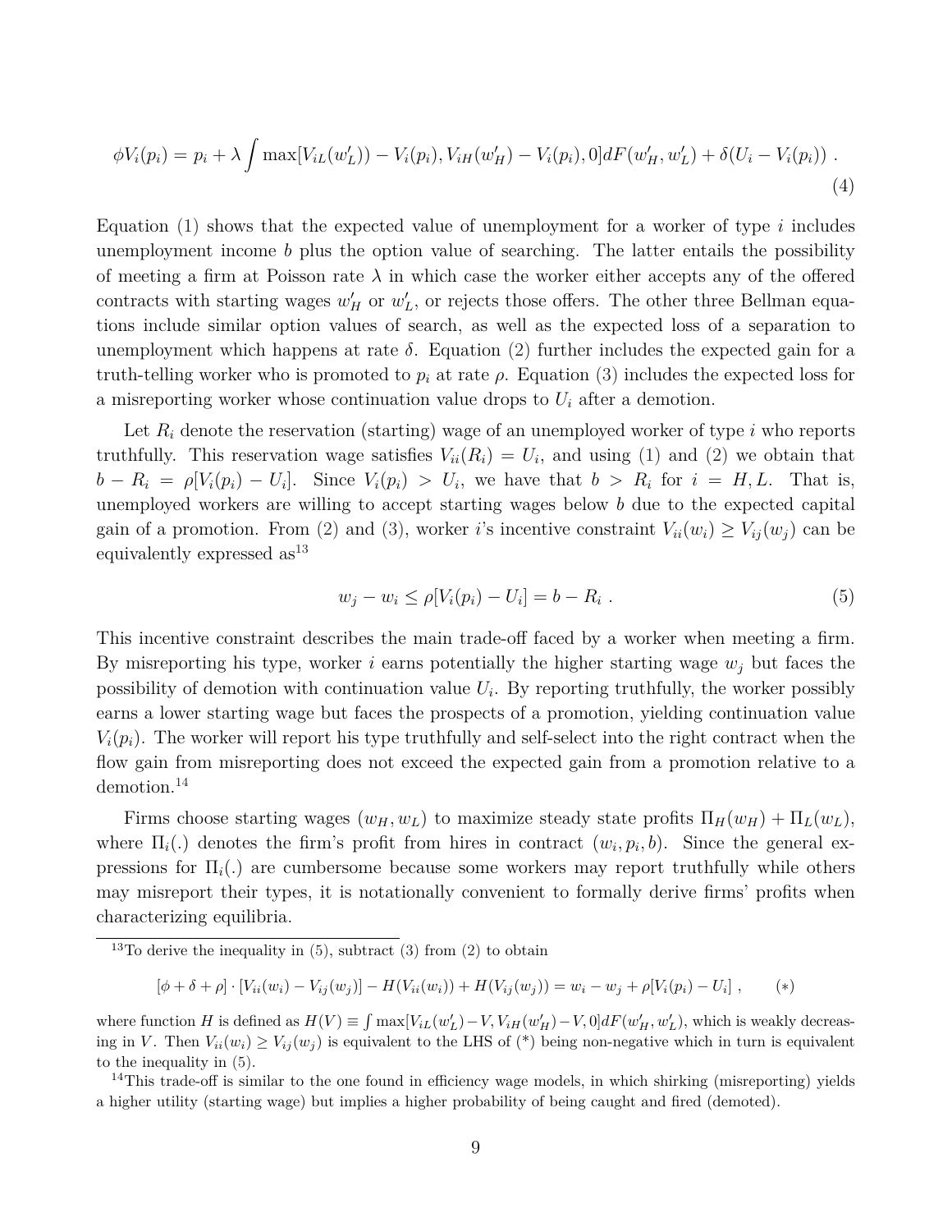$$\phi V_i(p_i) = p_i + \lambda \int \max[V_{iL}(w'_L)) - V_i(p_i), V_{iH}(w'_H) - V_i(p_i), 0] dF(w'_H, w'_L) + \delta(U_i - V_i(p_i)) \ . \tag{4}$$

Equation (1) shows that the expected value of unemployment for a worker of type $i$ includes unemployment income $b$ plus the option value of searching. The latter entails the possibility of meeting a firm at Poisson rate $\lambda$ in which case the worker either accepts any of the offered contracts with starting wages $w'_H$ or $w'_L$, or rejects those offers. The other three Bellman equations include similar option values of search, as well as the expected loss of a separation to unemployment which happens at rate $\delta$. Equation (2) further includes the expected gain for a truth-telling worker who is promoted to $p_i$ at rate $\rho$. Equation (3) includes the expected loss for a misreporting worker whose continuation value drops to $U_i$ after a demotion.

Let $R_i$ denote the reservation (starting) wage of an unemployed worker of type $i$ who reports truthfully. This reservation wage satisfies $V_{ii}(R_i) = U_i$, and using (1) and (2) we obtain that $b - R_i = \rho[V_i(p_i) - U_i]$. Since $V_i(p_i) > U_i$, we have that $b > R_i$ for $i = H, L$. That is, unemployed workers are willing to accept starting wages below $b$ due to the expected capital gain of a promotion. From (2) and (3), worker $i$'s incentive constraint $V_{ii}(w_i) \geq V_{ij}(w_j)$ can be equivalently expressed as[13]

$$w_j - w_i \leq \rho[V_i(p_i) - U_i] = b - R_i \ . \tag{5}$$

This incentive constraint describes the main trade-off faced by a worker when meeting a firm. By misreporting his type, worker $i$ earns potentially the higher starting wage $w_j$ but faces the possibility of demotion with continuation value $U_i$. By reporting truthfully, the worker possibly earns a lower starting wage but faces the prospects of a promotion, yielding continuation value $V_i(p_i)$. The worker will report his type truthfully and self-select into the right contract when the flow gain from misreporting does not exceed the expected gain from a promotion relative to a demotion.[14]

Firms choose starting wages $(w_H, w_L)$ to maximize steady state profits $\Pi_H(w_H) + \Pi_L(w_L)$, where $\Pi_i(.)$ denotes the firm's profit from hires in contract $(w_i, p_i, b)$. Since the general expressions for $\Pi_i(.)$ are cumbersome because some workers may report truthfully while others may misreport their types, it is notationally convenient to formally derive firms' profits when characterizing equilibria.

---

[13] To derive the inequality in (5), subtract (3) from (2) to obtain

$$[\phi + \delta + \rho] \cdot [V_{ii}(w_i) - V_{ij}(w_j)] - H(V_{ii}(w_i)) + H(V_{ij}(w_j)) = w_i - w_j + \rho[V_i(p_i) - U_i] \ , \qquad (*)$$

where function $H$ is defined as $H(V) \equiv \int \max[V_{iL}(w'_L) - V, V_{iH}(w'_H) - V, 0] dF(w'_H, w'_L)$, which is weakly decreasing in $V$. Then $V_{ii}(w_i) \geq V_{ij}(w_j)$ is equivalent to the LHS of (*) being non-negative which in turn is equivalent to the inequality in (5).

[14] This trade-off is similar to the one found in efficiency wage models, in which shirking (misreporting) yields a higher utility (starting wage) but implies a higher probability of being caught and fired (demoted).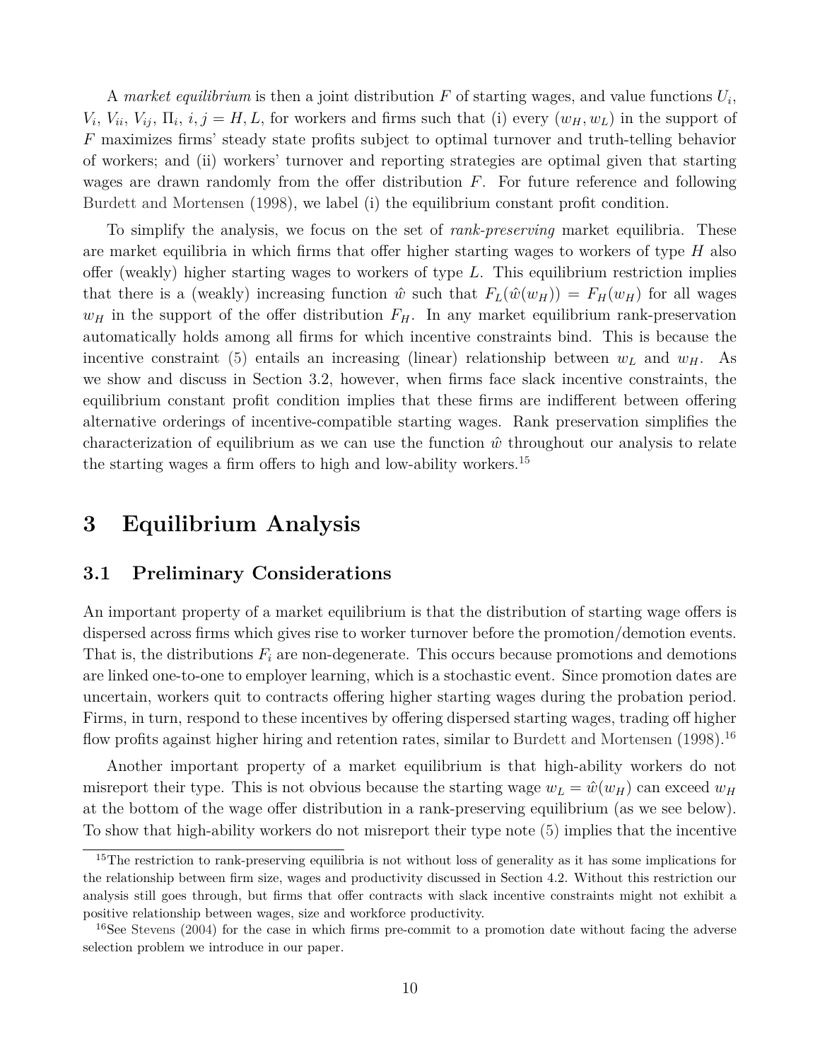A *market equilibrium* is then a joint distribution $F$ of starting wages, and value functions $U_i$, $V_i$, $V_{ii}$, $V_{ij}$, $\Pi_i$, $i, j = H, L$, for workers and firms such that (i) every $(w_H, w_L)$ in the support of $F$ maximizes firms' steady state profits subject to optimal turnover and truth-telling behavior of workers; and (ii) workers' turnover and reporting strategies are optimal given that starting wages are drawn randomly from the offer distribution $F$. For future reference and following Burdett and Mortensen (1998), we label (i) the equilibrium constant profit condition.

To simplify the analysis, we focus on the set of *rank-preserving* market equilibria. These are market equilibria in which firms that offer higher starting wages to workers of type $H$ also offer (weakly) higher starting wages to workers of type $L$. This equilibrium restriction implies that there is a (weakly) increasing function $\hat{w}$ such that $F_L(\hat{w}(w_H)) = F_H(w_H)$ for all wages $w_H$ in the support of the offer distribution $F_H$. In any market equilibrium rank-preservation automatically holds among all firms for which incentive constraints bind. This is because the incentive constraint (5) entails an increasing (linear) relationship between $w_L$ and $w_H$. As we show and discuss in Section 3.2, however, when firms face slack incentive constraints, the equilibrium constant profit condition implies that these firms are indifferent between offering alternative orderings of incentive-compatible starting wages. Rank preservation simplifies the characterization of equilibrium as we can use the function $\hat{w}$ throughout our analysis to relate the starting wages a firm offers to high and low-ability workers.[15]

# 3 Equilibrium Analysis

## 3.1 Preliminary Considerations

An important property of a market equilibrium is that the distribution of starting wage offers is dispersed across firms which gives rise to worker turnover before the promotion/demotion events. That is, the distributions $F_i$ are non-degenerate. This occurs because promotions and demotions are linked one-to-one to employer learning, which is a stochastic event. Since promotion dates are uncertain, workers quit to contracts offering higher starting wages during the probation period. Firms, in turn, respond to these incentives by offering dispersed starting wages, trading off higher flow profits against higher hiring and retention rates, similar to Burdett and Mortensen (1998).[16]

Another important property of a market equilibrium is that high-ability workers do not misreport their type. This is not obvious because the starting wage $w_L = \hat{w}(w_H)$ can exceed $w_H$ at the bottom of the wage offer distribution in a rank-preserving equilibrium (as we see below). To show that high-ability workers do not misreport their type note (5) implies that the incentive

[15] The restriction to rank-preserving equilibria is not without loss of generality as it has some implications for the relationship between firm size, wages and productivity discussed in Section 4.2. Without this restriction our analysis still goes through, but firms that offer contracts with slack incentive constraints might not exhibit a positive relationship between wages, size and workforce productivity.

[16] See Stevens (2004) for the case in which firms pre-commit to a promotion date without facing the adverse selection problem we introduce in our paper.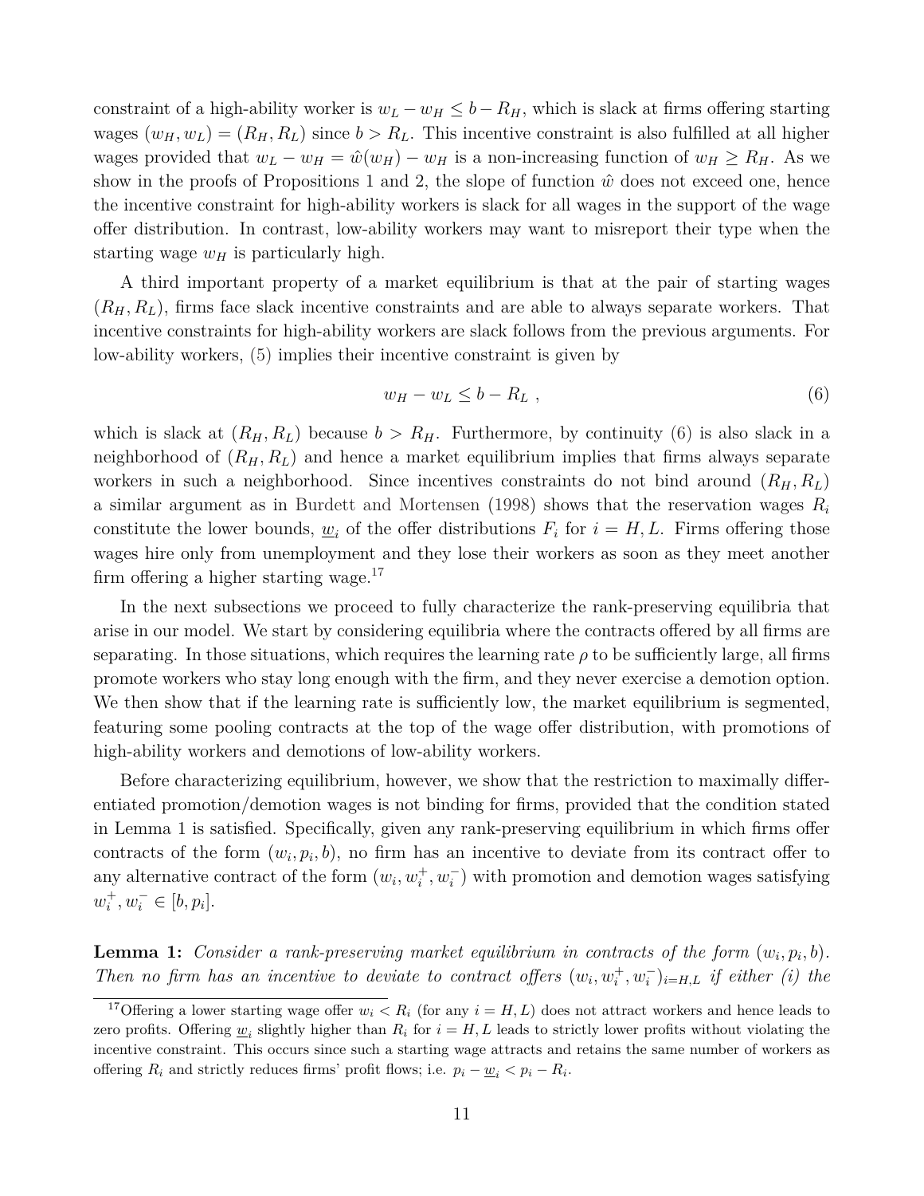constraint of a high-ability worker is $w_L - w_H \leq b - R_H$, which is slack at firms offering starting wages $(w_H, w_L) = (R_H, R_L)$ since $b > R_L$. This incentive constraint is also fulfilled at all higher wages provided that $w_L - w_H = \hat{w}(w_H) - w_H$ is a non-increasing function of $w_H \geq R_H$. As we show in the proofs of Propositions 1 and 2, the slope of function $\hat{w}$ does not exceed one, hence the incentive constraint for high-ability workers is slack for all wages in the support of the wage offer distribution. In contrast, low-ability workers may want to misreport their type when the starting wage $w_H$ is particularly high.

A third important property of a market equilibrium is that at the pair of starting wages $(R_H, R_L)$, firms face slack incentive constraints and are able to always separate workers. That incentive constraints for high-ability workers are slack follows from the previous arguments. For low-ability workers, (5) implies their incentive constraint is given by

$$w_H - w_L \leq b - R_L \ , \tag{6}$$

which is slack at $(R_H, R_L)$ because $b > R_H$. Furthermore, by continuity (6) is also slack in a neighborhood of $(R_H, R_L)$ and hence a market equilibrium implies that firms always separate workers in such a neighborhood. Since incentives constraints do not bind around $(R_H, R_L)$ a similar argument as in Burdett and Mortensen (1998) shows that the reservation wages $R_i$ constitute the lower bounds, $\underline{w}_i$ of the offer distributions $F_i$ for $i = H, L$. Firms offering those wages hire only from unemployment and they lose their workers as soon as they meet another firm offering a higher starting wage.[17]

In the next subsections we proceed to fully characterize the rank-preserving equilibria that arise in our model. We start by considering equilibria where the contracts offered by all firms are separating. In those situations, which requires the learning rate $\rho$ to be sufficiently large, all firms promote workers who stay long enough with the firm, and they never exercise a demotion option. We then show that if the learning rate is sufficiently low, the market equilibrium is segmented, featuring some pooling contracts at the top of the wage offer distribution, with promotions of high-ability workers and demotions of low-ability workers.

Before characterizing equilibrium, however, we show that the restriction to maximally differentiated promotion/demotion wages is not binding for firms, provided that the condition stated in Lemma 1 is satisfied. Specifically, given any rank-preserving equilibrium in which firms offer contracts of the form $(w_i, p_i, b)$, no firm has an incentive to deviate from its contract offer to any alternative contract of the form $(w_i, w_i^+, w_i^-)$ with promotion and demotion wages satisfying $w_i^+, w_i^- \in [b, p_i]$.

**Lemma 1:** *Consider a rank-preserving market equilibrium in contracts of the form $(w_i, p_i, b)$. Then no firm has an incentive to deviate to contract offers $(w_i, w_i^+, w_i^-)_{i=H,L}$ if either (i) the*

[17] Offering a lower starting wage offer $w_i < R_i$ (for any $i = H, L$) does not attract workers and hence leads to zero profits. Offering $\underline{w}_i$ slightly higher than $R_i$ for $i = H, L$ leads to strictly lower profits without violating the incentive constraint. This occurs since such a starting wage attracts and retains the same number of workers as offering $R_i$ and strictly reduces firms' profit flows; i.e. $p_i - \underline{w}_i < p_i - R_i$.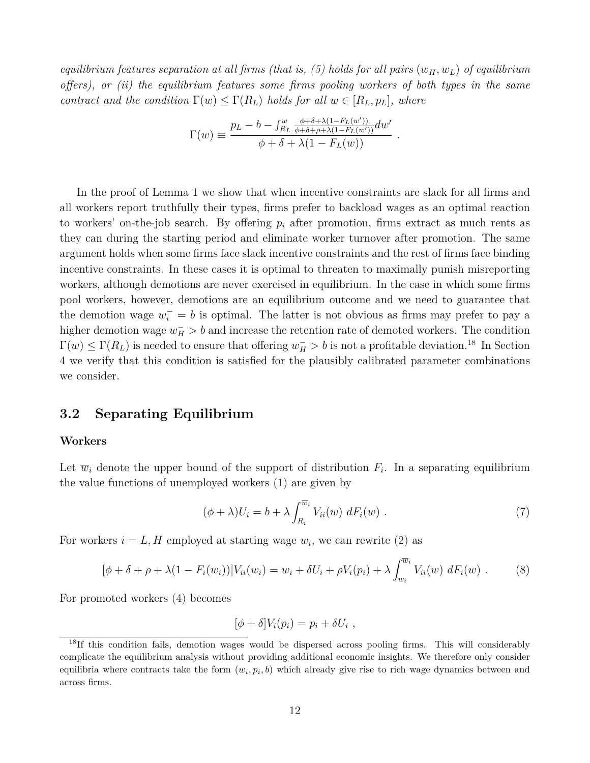*equilibrium features separation at all firms (that is, (5) holds for all pairs $(w_H, w_L)$ of equilibrium offers), or (ii) the equilibrium features some firms pooling workers of both types in the same contract and the condition $\Gamma(w) \leq \Gamma(R_L)$ holds for all $w \in [R_L, p_L]$, where*

$$\Gamma(w) \equiv \frac{p_L - b - \int_{R_L}^{w} \frac{\phi+\delta+\lambda(1-F_L(w'))}{\phi+\delta+\rho+\lambda(1-F_L(w'))} dw'}{\phi + \delta + \lambda(1 - F_L(w))} \ .$$

In the proof of Lemma 1 we show that when incentive constraints are slack for all firms and all workers report truthfully their types, firms prefer to backload wages as an optimal reaction to workers' on-the-job search. By offering $p_i$ after promotion, firms extract as much rents as they can during the starting period and eliminate worker turnover after promotion. The same argument holds when some firms face slack incentive constraints and the rest of firms face binding incentive constraints. In these cases it is optimal to threaten to maximally punish misreporting workers, although demotions are never exercised in equilibrium. In the case in which some firms pool workers, however, demotions are an equilibrium outcome and we need to guarantee that the demotion wage $w_i^- = b$ is optimal. The latter is not obvious as firms may prefer to pay a higher demotion wage $w_H^- > b$ and increase the retention rate of demoted workers. The condition $\Gamma(w) \leq \Gamma(R_L)$ is needed to ensure that offering $w_H^- > b$ is not a profitable deviation.[18] In Section 4 we verify that this condition is satisfied for the plausibly calibrated parameter combinations we consider.

## 3.2 Separating Equilibrium

**Workers**

Let $\overline{w}_i$ denote the upper bound of the support of distribution $F_i$. In a separating equilibrium the value functions of unemployed workers (1) are given by

$$(\phi + \lambda)U_i = b + \lambda \int_{R_i}^{\overline{w}_i} V_{ii}(w) \ dF_i(w) \ . \tag{7}$$

For workers $i = L, H$ employed at starting wage $w_i$, we can rewrite (2) as

$$[\phi + \delta + \rho + \lambda(1 - F_i(w_i))]V_{ii}(w_i) = w_i + \delta U_i + \rho V_i(p_i) + \lambda \int_{w_i}^{\overline{w}_i} V_{ii}(w) \ dF_i(w) \ . \tag{8}$$

For promoted workers (4) becomes

$$[\phi + \delta]V_i(p_i) = p_i + \delta U_i \ ,$$

[18] If this condition fails, demotion wages would be dispersed across pooling firms. This will considerably complicate the equilibrium analysis without providing additional economic insights. We therefore only consider equilibria where contracts take the form $(w_i, p_i, b)$ which already give rise to rich wage dynamics between and across firms.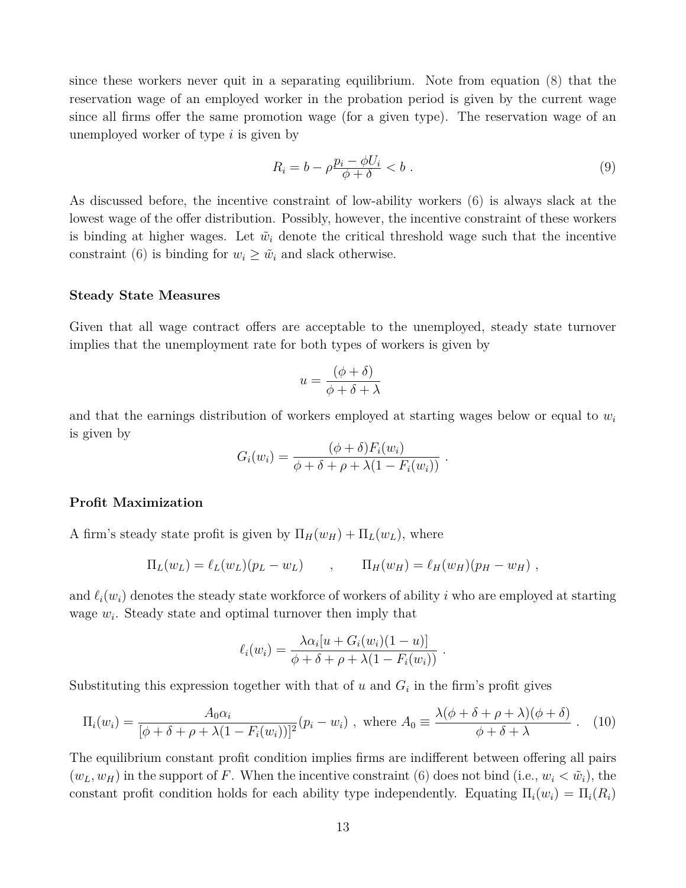since these workers never quit in a separating equilibrium. Note from equation (8) that the reservation wage of an employed worker in the probation period is given by the current wage since all firms offer the same promotion wage (for a given type). The reservation wage of an unemployed worker of type $i$ is given by

$$R_i = b - \rho \frac{p_i - \phi U_i}{\phi + \delta} < b \ . \tag{9}$$

As discussed before, the incentive constraint of low-ability workers (6) is always slack at the lowest wage of the offer distribution. Possibly, however, the incentive constraint of these workers is binding at higher wages. Let $\tilde{w}_i$ denote the critical threshold wage such that the incentive constraint (6) is binding for $w_i \geq \tilde{w}_i$ and slack otherwise.

### Steady State Measures

Given that all wage contract offers are acceptable to the unemployed, steady state turnover implies that the unemployment rate for both types of workers is given by

$$u = \frac{(\phi + \delta)}{\phi + \delta + \lambda}$$

and that the earnings distribution of workers employed at starting wages below or equal to $w_i$ is given by

$$G_i(w_i) = \frac{(\phi + \delta) F_i(w_i)}{\phi + \delta + \rho + \lambda(1 - F_i(w_i))} \ .$$

### Profit Maximization

A firm's steady state profit is given by $\Pi_H(w_H) + \Pi_L(w_L)$, where

$$\Pi_L(w_L) = \ell_L(w_L)(p_L - w_L) \qquad , \qquad \Pi_H(w_H) = \ell_H(w_H)(p_H - w_H) \ ,$$

and $\ell_i(w_i)$ denotes the steady state workforce of workers of ability $i$ who are employed at starting wage $w_i$. Steady state and optimal turnover then imply that

$$\ell_i(w_i) = \frac{\lambda \alpha_i [u + G_i(w_i)(1 - u)]}{\phi + \delta + \rho + \lambda(1 - F_i(w_i))} \ .$$

Substituting this expression together with that of $u$ and $G_i$ in the firm's profit gives

$$\Pi_i(w_i) = \frac{A_0 \alpha_i}{[\phi + \delta + \rho + \lambda(1 - F_i(w_i))]^2}(p_i - w_i) \ , \ \text{where } A_0 \equiv \frac{\lambda(\phi + \delta + \rho + \lambda)(\phi + \delta)}{\phi + \delta + \lambda} \ . \tag{10}$$

The equilibrium constant profit condition implies firms are indifferent between offering all pairs $(w_L, w_H)$ in the support of $F$. When the incentive constraint (6) does not bind (i.e., $w_i < \tilde{w}_i$), the constant profit condition holds for each ability type independently. Equating $\Pi_i(w_i) = \Pi_i(R_i)$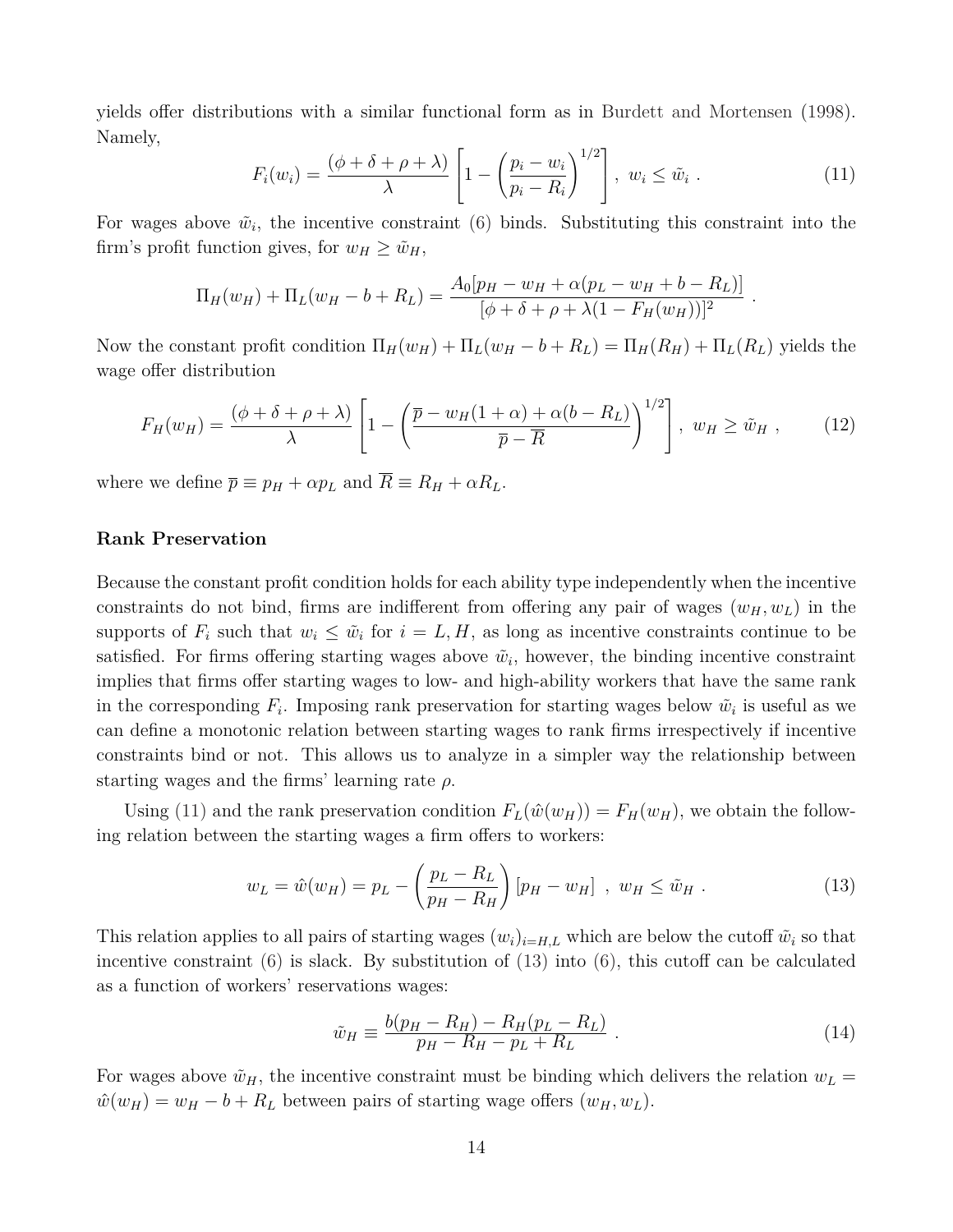yields offer distributions with a similar functional form as in Burdett and Mortensen (1998). Namely,

$$F_i(w_i) = \frac{(\phi + \delta + \rho + \lambda)}{\lambda} \left[ 1 - \left( \frac{p_i - w_i}{p_i - R_i} \right)^{1/2} \right], \; w_i \leq \tilde{w}_i \; . \tag{11}$$

For wages above $\tilde{w}_i$, the incentive constraint (6) binds. Substituting this constraint into the firm's profit function gives, for $w_H \geq \tilde{w}_H$,

$$\Pi_H(w_H) + \Pi_L(w_H - b + R_L) = \frac{A_0[p_H - w_H + \alpha(p_L - w_H + b - R_L)]}{[\phi + \delta + \rho + \lambda(1 - F_H(w_H))]^2} \; .$$

Now the constant profit condition $\Pi_H(w_H) + \Pi_L(w_H - b + R_L) = \Pi_H(R_H) + \Pi_L(R_L)$ yields the wage offer distribution

$$F_H(w_H) = \frac{(\phi + \delta + \rho + \lambda)}{\lambda} \left[ 1 - \left( \frac{\overline{p} - w_H(1 + \alpha) + \alpha(b - R_L)}{\overline{p} - \overline{R}} \right)^{1/2} \right], \; w_H \geq \tilde{w}_H \; , \tag{12}$$

where we define $\overline{p} \equiv p_H + \alpha p_L$ and $\overline{R} \equiv R_H + \alpha R_L$.

**Rank Preservation**

Because the constant profit condition holds for each ability type independently when the incentive constraints do not bind, firms are indifferent from offering any pair of wages $(w_H, w_L)$ in the supports of $F_i$ such that $w_i \leq \tilde{w}_i$ for $i = L, H$, as long as incentive constraints continue to be satisfied. For firms offering starting wages above $\tilde{w}_i$, however, the binding incentive constraint implies that firms offer starting wages to low- and high-ability workers that have the same rank in the corresponding $F_i$. Imposing rank preservation for starting wages below $\tilde{w}_i$ is useful as we can define a monotonic relation between starting wages to rank firms irrespectively if incentive constraints bind or not. This allows us to analyze in a simpler way the relationship between starting wages and the firms' learning rate $\rho$.

Using (11) and the rank preservation condition $F_L(\hat{w}(w_H)) = F_H(w_H)$, we obtain the following relation between the starting wages a firm offers to workers:

$$w_L = \hat{w}(w_H) = p_L - \left( \frac{p_L - R_L}{p_H - R_H} \right) [p_H - w_H] \;\; , \; w_H \leq \tilde{w}_H \; . \tag{13}$$

This relation applies to all pairs of starting wages $(w_i)_{i=H,L}$ which are below the cutoff $\tilde{w}_i$ so that incentive constraint (6) is slack. By substitution of (13) into (6), this cutoff can be calculated as a function of workers' reservations wages:

$$\tilde{w}_H \equiv \frac{b(p_H - R_H) - R_H(p_L - R_L)}{p_H - R_H - p_L + R_L} \; . \tag{14}$$

For wages above $\tilde{w}_H$, the incentive constraint must be binding which delivers the relation $w_L = \hat{w}(w_H) = w_H - b + R_L$ between pairs of starting wage offers $(w_H, w_L)$.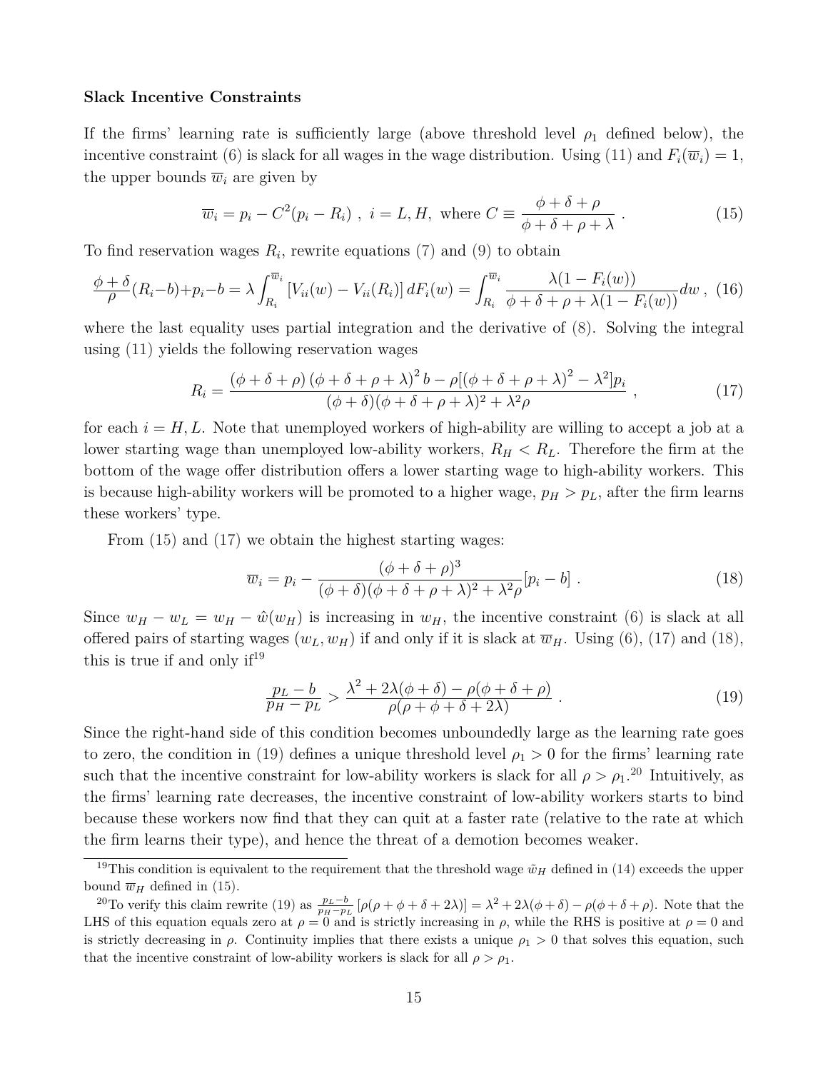**Slack Incentive Constraints**

If the firms' learning rate is sufficiently large (above threshold level $\rho_1$ defined below), the incentive constraint (6) is slack for all wages in the wage distribution. Using (11) and $F_i(\overline{w}_i) = 1$, the upper bounds $\overline{w}_i$ are given by

$$\overline{w}_i = p_i - C^2(p_i - R_i) \ , \ i = L, H, \text{ where } C \equiv \frac{\phi + \delta + \rho}{\phi + \delta + \rho + \lambda} \ . \tag{15}$$

To find reservation wages $R_i$, rewrite equations (7) and (9) to obtain

$$\frac{\phi + \delta}{\rho}(R_i - b) + p_i - b = \lambda \int_{R_i}^{\overline{w}_i} [V_{ii}(w) - V_{ii}(R_i)] \, dF_i(w) = \int_{R_i}^{\overline{w}_i} \frac{\lambda(1 - F_i(w))}{\phi + \delta + \rho + \lambda(1 - F_i(w))} dw \ , \tag{16}$$

where the last equality uses partial integration and the derivative of (8). Solving the integral using (11) yields the following reservation wages

$$R_i = \frac{(\phi + \delta + \rho)(\phi + \delta + \rho + \lambda)^2 b - \rho[(\phi + \delta + \rho + \lambda)^2 - \lambda^2] p_i}{(\phi + \delta)(\phi + \delta + \rho + \lambda)^2 + \lambda^2 \rho} \ , \tag{17}$$

for each $i = H, L$. Note that unemployed workers of high-ability are willing to accept a job at a lower starting wage than unemployed low-ability workers, $R_H < R_L$. Therefore the firm at the bottom of the wage offer distribution offers a lower starting wage to high-ability workers. This is because high-ability workers will be promoted to a higher wage, $p_H > p_L$, after the firm learns these workers' type.

From (15) and (17) we obtain the highest starting wages:

$$\overline{w}_i = p_i - \frac{(\phi + \delta + \rho)^3}{(\phi + \delta)(\phi + \delta + \rho + \lambda)^2 + \lambda^2 \rho}[p_i - b] \ . \tag{18}$$

Since $w_H - w_L = w_H - \hat{w}(w_H)$ is increasing in $w_H$, the incentive constraint (6) is slack at all offered pairs of starting wages $(w_L, w_H)$ if and only if it is slack at $\overline{w}_H$. Using (6), (17) and (18), this is true if and only if[19]

$$\frac{p_L - b}{p_H - p_L} > \frac{\lambda^2 + 2\lambda(\phi + \delta) - \rho(\phi + \delta + \rho)}{\rho(\rho + \phi + \delta + 2\lambda)} \ . \tag{19}$$

Since the right-hand side of this condition becomes unboundedly large as the learning rate goes to zero, the condition in (19) defines a unique threshold level $\rho_1 > 0$ for the firms' learning rate such that the incentive constraint for low-ability workers is slack for all $\rho > \rho_1$.[20] Intuitively, as the firms' learning rate decreases, the incentive constraint of low-ability workers starts to bind because these workers now find that they can quit at a faster rate (relative to the rate at which the firm learns their type), and hence the threat of a demotion becomes weaker.

[19] This condition is equivalent to the requirement that the threshold wage $\tilde{w}_H$ defined in (14) exceeds the upper bound $\overline{w}_H$ defined in (15).

[20] To verify this claim rewrite (19) as $\frac{p_L - b}{p_H - p_L}[\rho(\rho + \phi + \delta + 2\lambda)] = \lambda^2 + 2\lambda(\phi + \delta) - \rho(\phi + \delta + \rho)$. Note that the LHS of this equation equals zero at $\rho = 0$ and is strictly increasing in $\rho$, while the RHS is positive at $\rho = 0$ and is strictly decreasing in $\rho$. Continuity implies that there exists a unique $\rho_1 > 0$ that solves this equation, such that the incentive constraint of low-ability workers is slack for all $\rho > \rho_1$.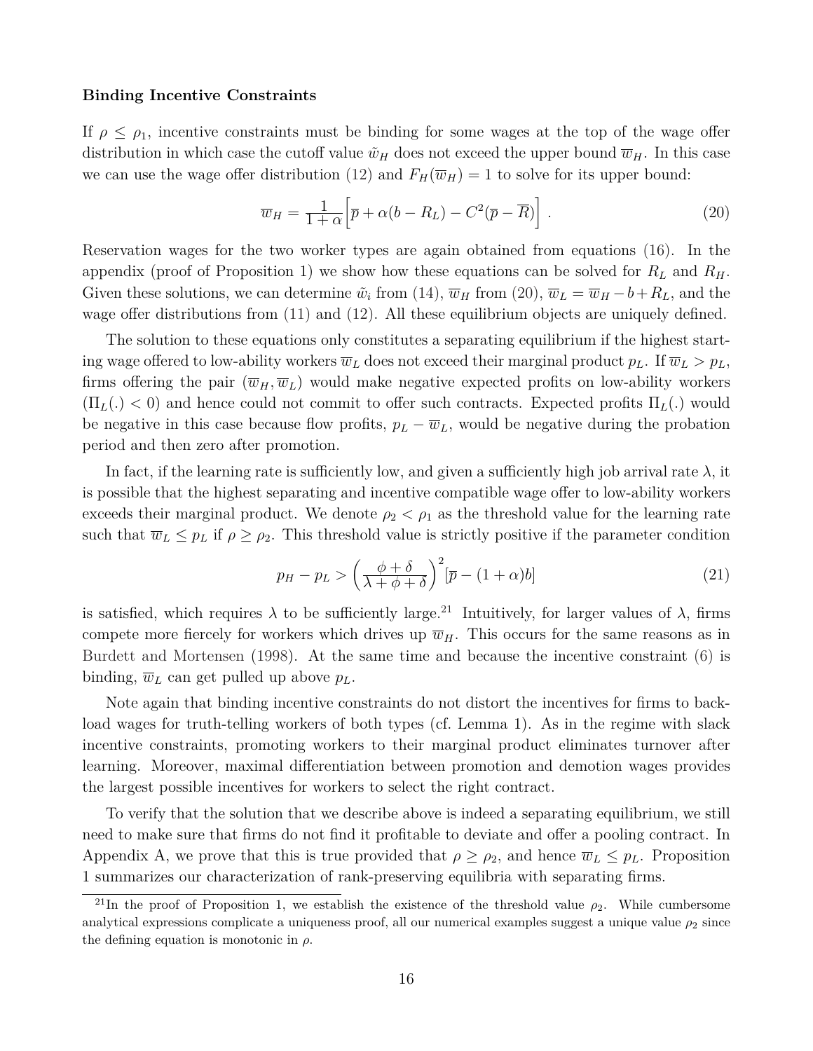**Binding Incentive Constraints**

If $\rho \leq \rho_1$, incentive constraints must be binding for some wages at the top of the wage offer distribution in which case the cutoff value $\tilde{w}_H$ does not exceed the upper bound $\overline{w}_H$. In this case we can use the wage offer distribution (12) and $F_H(\overline{w}_H) = 1$ to solve for its upper bound:

$$\overline{w}_H = \frac{1}{1+\alpha}\Big[\overline{p} + \alpha(b - R_L) - C^2(\overline{p} - \overline{R})\Big] \ . \tag{20}$$

Reservation wages for the two worker types are again obtained from equations (16). In the appendix (proof of Proposition 1) we show how these equations can be solved for $R_L$ and $R_H$. Given these solutions, we can determine $\tilde{w}_i$ from (14), $\overline{w}_H$ from (20), $\overline{w}_L = \overline{w}_H - b + R_L$, and the wage offer distributions from (11) and (12). All these equilibrium objects are uniquely defined.

The solution to these equations only constitutes a separating equilibrium if the highest starting wage offered to low-ability workers $\overline{w}_L$ does not exceed their marginal product $p_L$. If $\overline{w}_L > p_L$, firms offering the pair $(\overline{w}_H, \overline{w}_L)$ would make negative expected profits on low-ability workers ($\Pi_L(.) < 0$) and hence could not commit to offer such contracts. Expected profits $\Pi_L(.)$ would be negative in this case because flow profits, $p_L - \overline{w}_L$, would be negative during the probation period and then zero after promotion.

In fact, if the learning rate is sufficiently low, and given a sufficiently high job arrival rate $\lambda$, it is possible that the highest separating and incentive compatible wage offer to low-ability workers exceeds their marginal product. We denote $\rho_2 < \rho_1$ as the threshold value for the learning rate such that $\overline{w}_L \leq p_L$ if $\rho \geq \rho_2$. This threshold value is strictly positive if the parameter condition

$$p_H - p_L > \left(\frac{\phi+\delta}{\lambda+\phi+\delta}\right)^2[\overline{p} - (1+\alpha)b] \tag{21}$$

is satisfied, which requires $\lambda$ to be sufficiently large.[21] Intuitively, for larger values of $\lambda$, firms compete more fiercely for workers which drives up $\overline{w}_H$. This occurs for the same reasons as in Burdett and Mortensen (1998). At the same time and because the incentive constraint (6) is binding, $\overline{w}_L$ can get pulled up above $p_L$.

Note again that binding incentive constraints do not distort the incentives for firms to backload wages for truth-telling workers of both types (cf. Lemma 1). As in the regime with slack incentive constraints, promoting workers to their marginal product eliminates turnover after learning. Moreover, maximal differentiation between promotion and demotion wages provides the largest possible incentives for workers to select the right contract.

To verify that the solution that we describe above is indeed a separating equilibrium, we still need to make sure that firms do not find it profitable to deviate and offer a pooling contract. In Appendix A, we prove that this is true provided that $\rho \geq \rho_2$, and hence $\overline{w}_L \leq p_L$. Proposition 1 summarizes our characterization of rank-preserving equilibria with separating firms.

[21] In the proof of Proposition 1, we establish the existence of the threshold value $\rho_2$. While cumbersome analytical expressions complicate a uniqueness proof, all our numerical examples suggest a unique value $\rho_2$ since the defining equation is monotonic in $\rho$.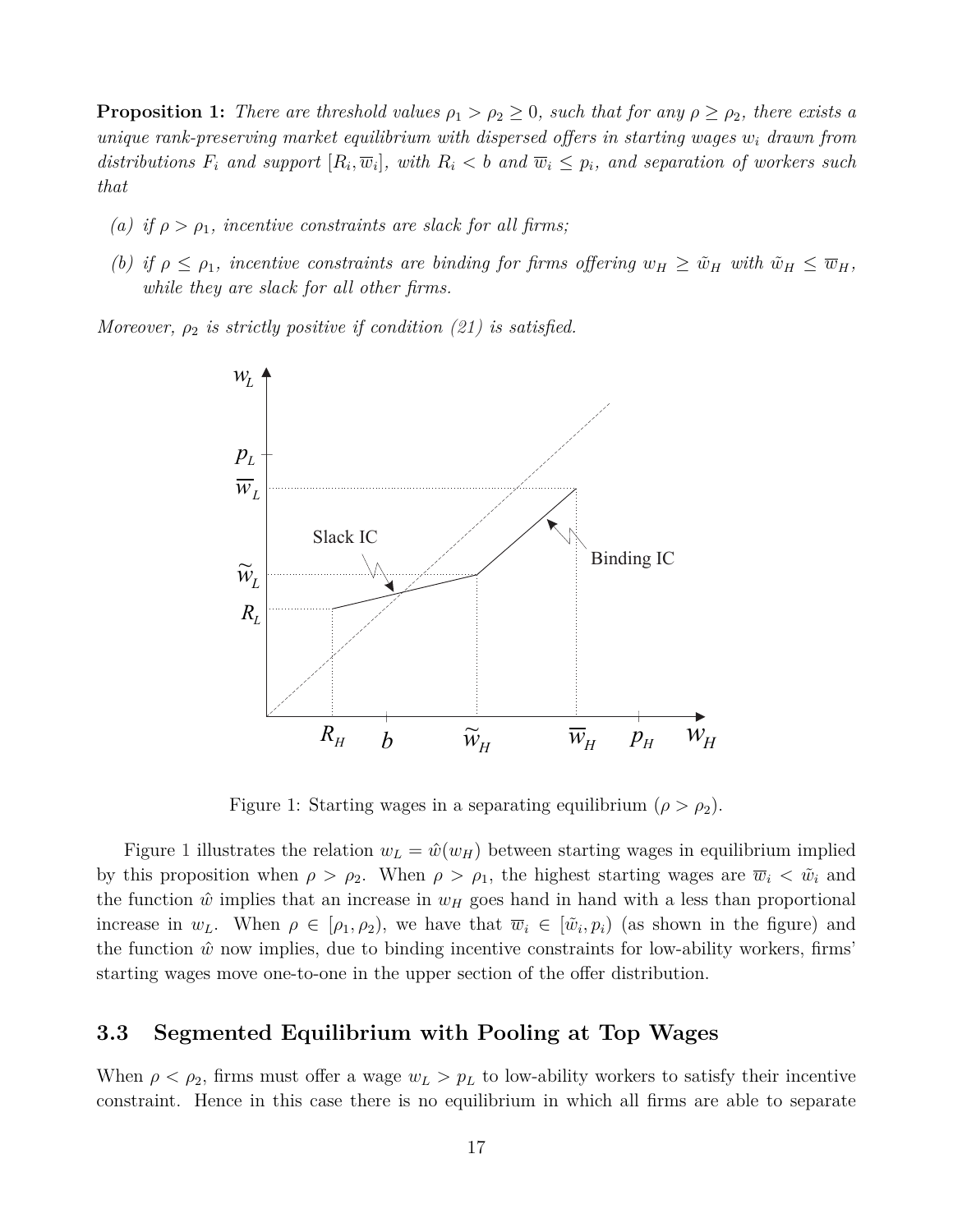**Proposition 1:** *There are threshold values $\rho_1 > \rho_2 \geq 0$, such that for any $\rho \geq \rho_2$, there exists a unique rank-preserving market equilibrium with dispersed offers in starting wages $w_i$ drawn from distributions $F_i$ and support $[R_i, \overline{w}_i]$, with $R_i < b$ and $\overline{w}_i \leq p_i$, and separation of workers such that*

*(a) if $\rho > \rho_1$, incentive constraints are slack for all firms;*

*(b) if $\rho \leq \rho_1$, incentive constraints are binding for firms offering $w_H \geq \tilde{w}_H$ with $\tilde{w}_H \leq \overline{w}_H$, while they are slack for all other firms.*

*Moreover, $\rho_2$ is strictly positive if condition (21) is satisfied.*

Figure 1: Starting wages in a separating equilibrium ($\rho > \rho_2$).

Figure 1 illustrates the relation $w_L = \hat{w}(w_H)$ between starting wages in equilibrium implied by this proposition when $\rho > \rho_2$. When $\rho > \rho_1$, the highest starting wages are $\overline{w}_i < \tilde{w}_i$ and the function $\hat{w}$ implies that an increase in $w_H$ goes hand in hand with a less than proportional increase in $w_L$. When $\rho \in [\rho_1, \rho_2)$, we have that $\overline{w}_i \in [\tilde{w}_i, p_i)$ (as shown in the figure) and the function $\hat{w}$ now implies, due to binding incentive constraints for low-ability workers, firms' starting wages move one-to-one in the upper section of the offer distribution.

## 3.3 Segmented Equilibrium with Pooling at Top Wages

When $\rho < \rho_2$, firms must offer a wage $w_L > p_L$ to low-ability workers to satisfy their incentive constraint. Hence in this case there is no equilibrium in which all firms are able to separate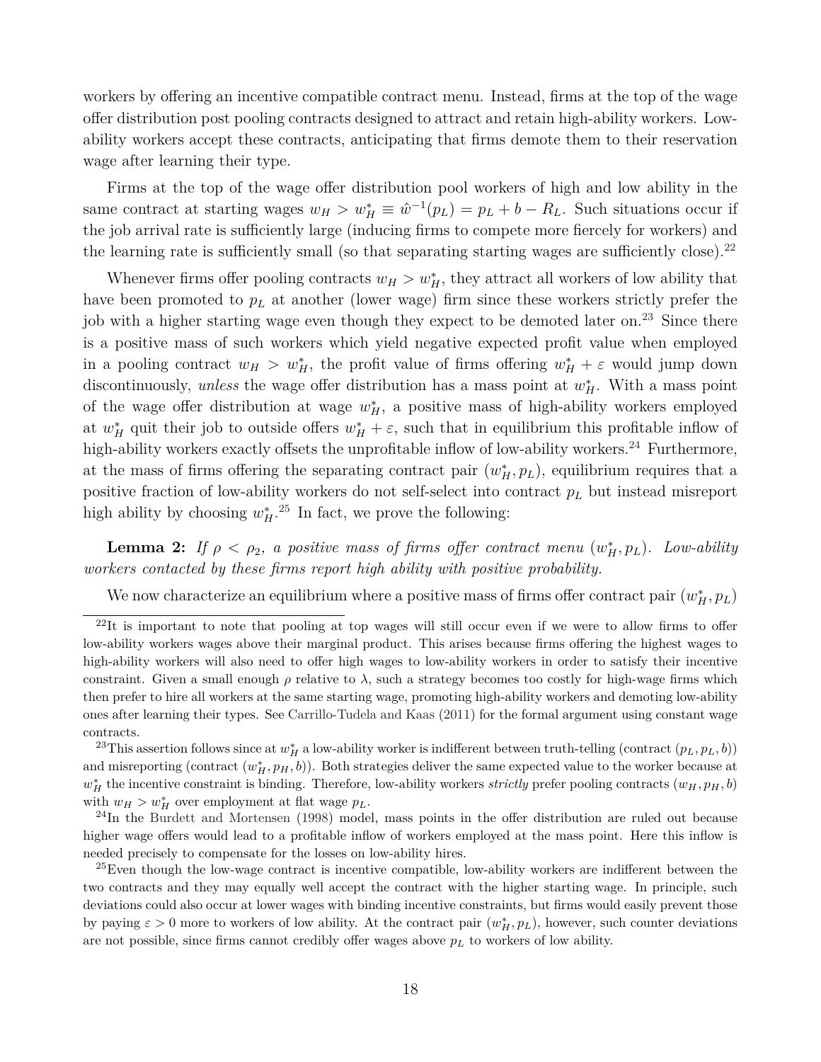workers by offering an incentive compatible contract menu. Instead, firms at the top of the wage offer distribution post pooling contracts designed to attract and retain high-ability workers. Low-ability workers accept these contracts, anticipating that firms demote them to their reservation wage after learning their type.

Firms at the top of the wage offer distribution pool workers of high and low ability in the same contract at starting wages $w_H > w_H^* \equiv \hat{w}^{-1}(p_L) = p_L + b - R_L$. Such situations occur if the job arrival rate is sufficiently large (inducing firms to compete more fiercely for workers) and the learning rate is sufficiently small (so that separating starting wages are sufficiently close).[22]

Whenever firms offer pooling contracts $w_H > w_H^*$, they attract all workers of low ability that have been promoted to $p_L$ at another (lower wage) firm since these workers strictly prefer the job with a higher starting wage even though they expect to be demoted later on.[23] Since there is a positive mass of such workers which yield negative expected profit value when employed in a pooling contract $w_H > w_H^*$, the profit value of firms offering $w_H^* + \varepsilon$ would jump down discontinuously, *unless* the wage offer distribution has a mass point at $w_H^*$. With a mass point of the wage offer distribution at wage $w_H^*$, a positive mass of high-ability workers employed at $w_H^*$ quit their job to outside offers $w_H^* + \varepsilon$, such that in equilibrium this profitable inflow of high-ability workers exactly offsets the unprofitable inflow of low-ability workers.[24] Furthermore, at the mass of firms offering the separating contract pair $(w_H^*, p_L)$, equilibrium requires that a positive fraction of low-ability workers do not self-select into contract $p_L$ but instead misreport high ability by choosing $w_H^*$.[25] In fact, we prove the following:

**Lemma 2:** *If $\rho < \rho_2$, a positive mass of firms offer contract menu $(w_H^*, p_L)$. Low-ability workers contacted by these firms report high ability with positive probability.*

We now characterize an equilibrium where a positive mass of firms offer contract pair $(w_H^*, p_L)$

---

[22] It is important to note that pooling at top wages will still occur even if we were to allow firms to offer low-ability workers wages above their marginal product. This arises because firms offering the highest wages to high-ability workers will also need to offer high wages to low-ability workers in order to satisfy their incentive constraint. Given a small enough $\rho$ relative to $\lambda$, such a strategy becomes too costly for high-wage firms which then prefer to hire all workers at the same starting wage, promoting high-ability workers and demoting low-ability ones after learning their types. See Carrillo-Tudela and Kaas (2011) for the formal argument using constant wage contracts.

[23] This assertion follows since at $w_H^*$ a low-ability worker is indifferent between truth-telling (contract $(p_L, p_L, b)$) and misreporting (contract $(w_H^*, p_H, b)$). Both strategies deliver the same expected value to the worker because at $w_H^*$ the incentive constraint is binding. Therefore, low-ability workers *strictly* prefer pooling contracts $(w_H, p_H, b)$ with $w_H > w_H^*$ over employment at flat wage $p_L$.

[24] In the Burdett and Mortensen (1998) model, mass points in the offer distribution are ruled out because higher wage offers would lead to a profitable inflow of workers employed at the mass point. Here this inflow is needed precisely to compensate for the losses on low-ability hires.

[25] Even though the low-wage contract is incentive compatible, low-ability workers are indifferent between the two contracts and they may equally well accept the contract with the higher starting wage. In principle, such deviations could also occur at lower wages with binding incentive constraints, but firms would easily prevent those by paying $\varepsilon > 0$ more to workers of low ability. At the contract pair $(w_H^*, p_L)$, however, such counter deviations are not possible, since firms cannot credibly offer wages above $p_L$ to workers of low ability.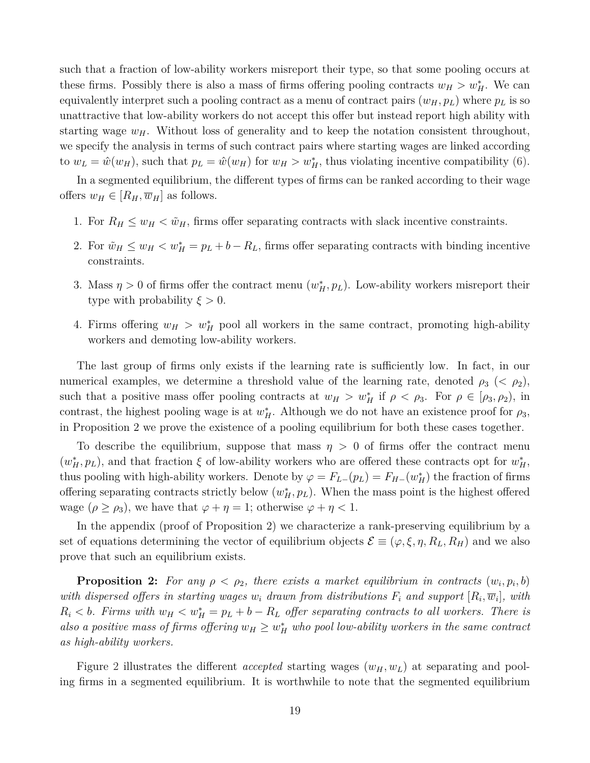such that a fraction of low-ability workers misreport their type, so that some pooling occurs at these firms. Possibly there is also a mass of firms offering pooling contracts $w_H > w_H^*$. We can equivalently interpret such a pooling contract as a menu of contract pairs $(w_H, p_L)$ where $p_L$ is so unattractive that low-ability workers do not accept this offer but instead report high ability with starting wage $w_H$. Without loss of generality and to keep the notation consistent throughout, we specify the analysis in terms of such contract pairs where starting wages are linked according to $w_L = \hat{w}(w_H)$, such that $p_L = \hat{w}(w_H)$ for $w_H > w_H^*$, thus violating incentive compatibility (6).

In a segmented equilibrium, the different types of firms can be ranked according to their wage offers $w_H \in [R_H, \overline{w}_H]$ as follows.

1. For $R_H \leq w_H < \tilde{w}_H$, firms offer separating contracts with slack incentive constraints.
2. For $\tilde{w}_H \leq w_H < w_H^* = p_L + b - R_L$, firms offer separating contracts with binding incentive constraints.
3. Mass $\eta > 0$ of firms offer the contract menu $(w_H^*, p_L)$. Low-ability workers misreport their type with probability $\xi > 0$.
4. Firms offering $w_H > w_H^*$ pool all workers in the same contract, promoting high-ability workers and demoting low-ability workers.

The last group of firms only exists if the learning rate is sufficiently low. In fact, in our numerical examples, we determine a threshold value of the learning rate, denoted $\rho_3$ ($< \rho_2$), such that a positive mass offer pooling contracts at $w_H > w_H^*$ if $\rho < \rho_3$. For $\rho \in [\rho_3, \rho_2)$, in contrast, the highest pooling wage is at $w_H^*$. Although we do not have an existence proof for $\rho_3$, in Proposition 2 we prove the existence of a pooling equilibrium for both these cases together.

To describe the equilibrium, suppose that mass $\eta > 0$ of firms offer the contract menu $(w_H^*, p_L)$, and that fraction $\xi$ of low-ability workers who are offered these contracts opt for $w_H^*$, thus pooling with high-ability workers. Denote by $\varphi = F_{L-}(p_L) = F_{H-}(w_H^*)$ the fraction of firms offering separating contracts strictly below $(w_H^*, p_L)$. When the mass point is the highest offered wage ($\rho \geq \rho_3$), we have that $\varphi + \eta = 1$; otherwise $\varphi + \eta < 1$.

In the appendix (proof of Proposition 2) we characterize a rank-preserving equilibrium by a set of equations determining the vector of equilibrium objects $\mathcal{E} \equiv (\varphi, \xi, \eta, R_L, R_H)$ and we also prove that such an equilibrium exists.

**Proposition 2:** *For any $\rho < \rho_2$, there exists a market equilibrium in contracts $(w_i, p_i, b)$ with dispersed offers in starting wages $w_i$ drawn from distributions $F_i$ and support $[R_i, \overline{w}_i]$, with $R_i < b$. Firms with $w_H < w_H^* = p_L + b - R_L$ offer separating contracts to all workers. There is also a positive mass of firms offering $w_H \geq w_H^*$ who pool low-ability workers in the same contract as high-ability workers.*

Figure 2 illustrates the different *accepted* starting wages $(w_H, w_L)$ at separating and pooling firms in a segmented equilibrium. It is worthwhile to note that the segmented equilibrium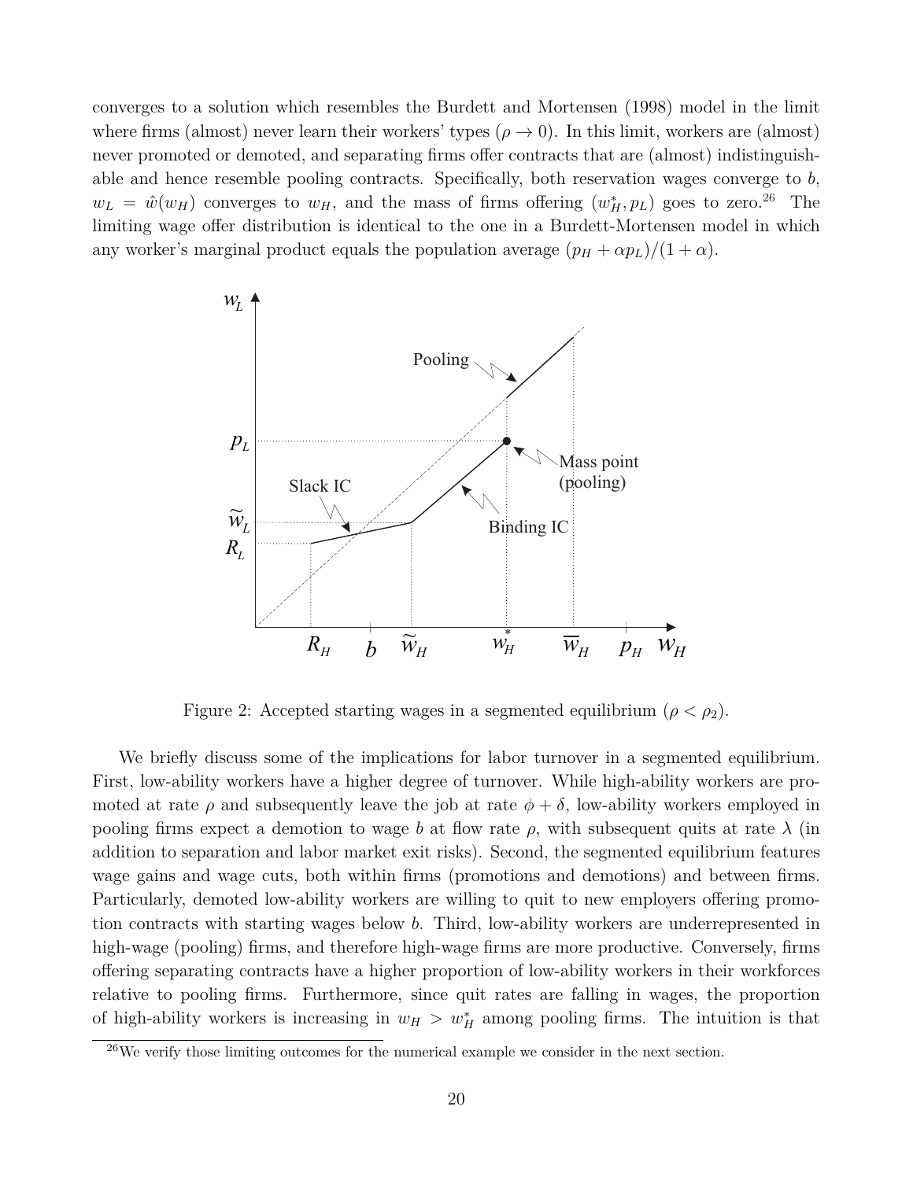converges to a solution which resembles the Burdett and Mortensen (1998) model in the limit where firms (almost) never learn their workers' types ($\rho \to 0$). In this limit, workers are (almost) never promoted or demoted, and separating firms offer contracts that are (almost) indistinguishable and hence resemble pooling contracts. Specifically, both reservation wages converge to $b$, $w_L = \hat{w}(w_H)$ converges to $w_H$, and the mass of firms offering $(w_H^*, p_L)$ goes to zero.[26] The limiting wage offer distribution is identical to the one in a Burdett-Mortensen model in which any worker's marginal product equals the population average $(p_H + \alpha p_L)/(1 + \alpha)$.

Figure 2: Accepted starting wages in a segmented equilibrium ($\rho < \rho_2$).

We briefly discuss some of the implications for labor turnover in a segmented equilibrium. First, low-ability workers have a higher degree of turnover. While high-ability workers are promoted at rate $\rho$ and subsequently leave the job at rate $\phi + \delta$, low-ability workers employed in pooling firms expect a demotion to wage $b$ at flow rate $\rho$, with subsequent quits at rate $\lambda$ (in addition to separation and labor market exit risks). Second, the segmented equilibrium features wage gains and wage cuts, both within firms (promotions and demotions) and between firms. Particularly, demoted low-ability workers are willing to quit to new employers offering promotion contracts with starting wages below $b$. Third, low-ability workers are underrepresented in high-wage (pooling) firms, and therefore high-wage firms are more productive. Conversely, firms offering separating contracts have a higher proportion of low-ability workers in their workforces relative to pooling firms. Furthermore, since quit rates are falling in wages, the proportion of high-ability workers is increasing in $w_H > w_H^*$ among pooling firms. The intuition is that

[26] We verify those limiting outcomes for the numerical example we consider in the next section.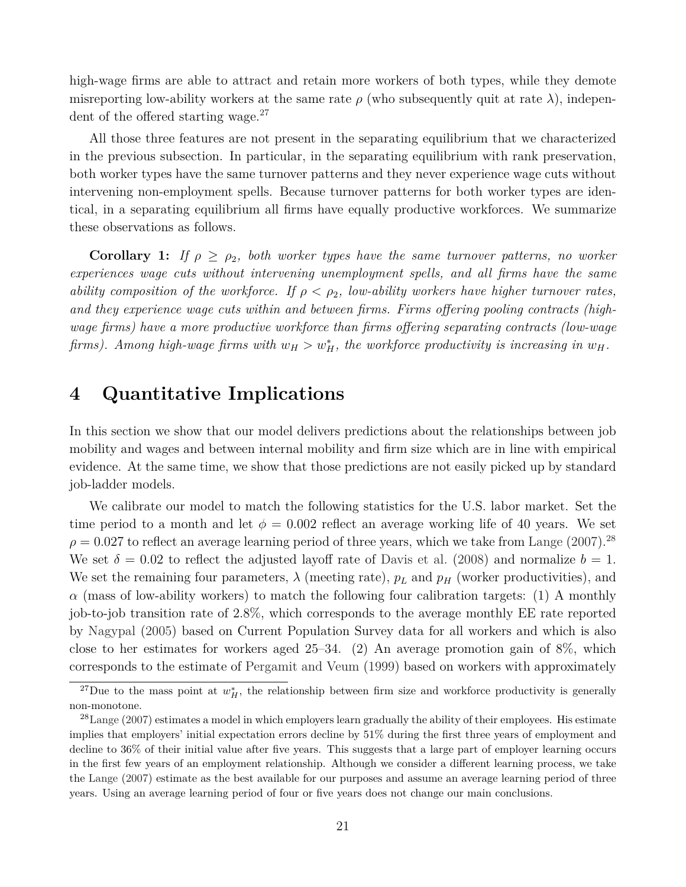high-wage firms are able to attract and retain more workers of both types, while they demote misreporting low-ability workers at the same rate $\rho$ (who subsequently quit at rate $\lambda$), independent of the offered starting wage.[27]

All those three features are not present in the separating equilibrium that we characterized in the previous subsection. In particular, in the separating equilibrium with rank preservation, both worker types have the same turnover patterns and they never experience wage cuts without intervening non-employment spells. Because turnover patterns for both worker types are identical, in a separating equilibrium all firms have equally productive workforces. We summarize these observations as follows.

**Corollary 1:** *If $\rho \geq \rho_2$, both worker types have the same turnover patterns, no worker experiences wage cuts without intervening unemployment spells, and all firms have the same ability composition of the workforce. If $\rho < \rho_2$, low-ability workers have higher turnover rates, and they experience wage cuts within and between firms. Firms offering pooling contracts (high-wage firms) have a more productive workforce than firms offering separating contracts (low-wage firms). Among high-wage firms with $w_H > w_H^*$, the workforce productivity is increasing in $w_H$.*

# 4 Quantitative Implications

In this section we show that our model delivers predictions about the relationships between job mobility and wages and between internal mobility and firm size which are in line with empirical evidence. At the same time, we show that those predictions are not easily picked up by standard job-ladder models.

We calibrate our model to match the following statistics for the U.S. labor market. Set the time period to a month and let $\phi = 0.002$ reflect an average working life of 40 years. We set $\rho = 0.027$ to reflect an average learning period of three years, which we take from Lange (2007).[28] We set $\delta = 0.02$ to reflect the adjusted layoff rate of Davis et al. (2008) and normalize $b = 1$. We set the remaining four parameters, $\lambda$ (meeting rate), $p_L$ and $p_H$ (worker productivities), and $\alpha$ (mass of low-ability workers) to match the following four calibration targets: (1) A monthly job-to-job transition rate of 2.8%, which corresponds to the average monthly EE rate reported by Nagypal (2005) based on Current Population Survey data for all workers and which is also close to her estimates for workers aged 25–34. (2) An average promotion gain of 8%, which corresponds to the estimate of Pergamit and Veum (1999) based on workers with approximately

[27] Due to the mass point at $w_H^*$, the relationship between firm size and workforce productivity is generally non-monotone.

[28] Lange (2007) estimates a model in which employers learn gradually the ability of their employees. His estimate implies that employers' initial expectation errors decline by 51% during the first three years of employment and decline to 36% of their initial value after five years. This suggests that a large part of employer learning occurs in the first few years of an employment relationship. Although we consider a different learning process, we take the Lange (2007) estimate as the best available for our purposes and assume an average learning period of three years. Using an average learning period of four or five years does not change our main conclusions.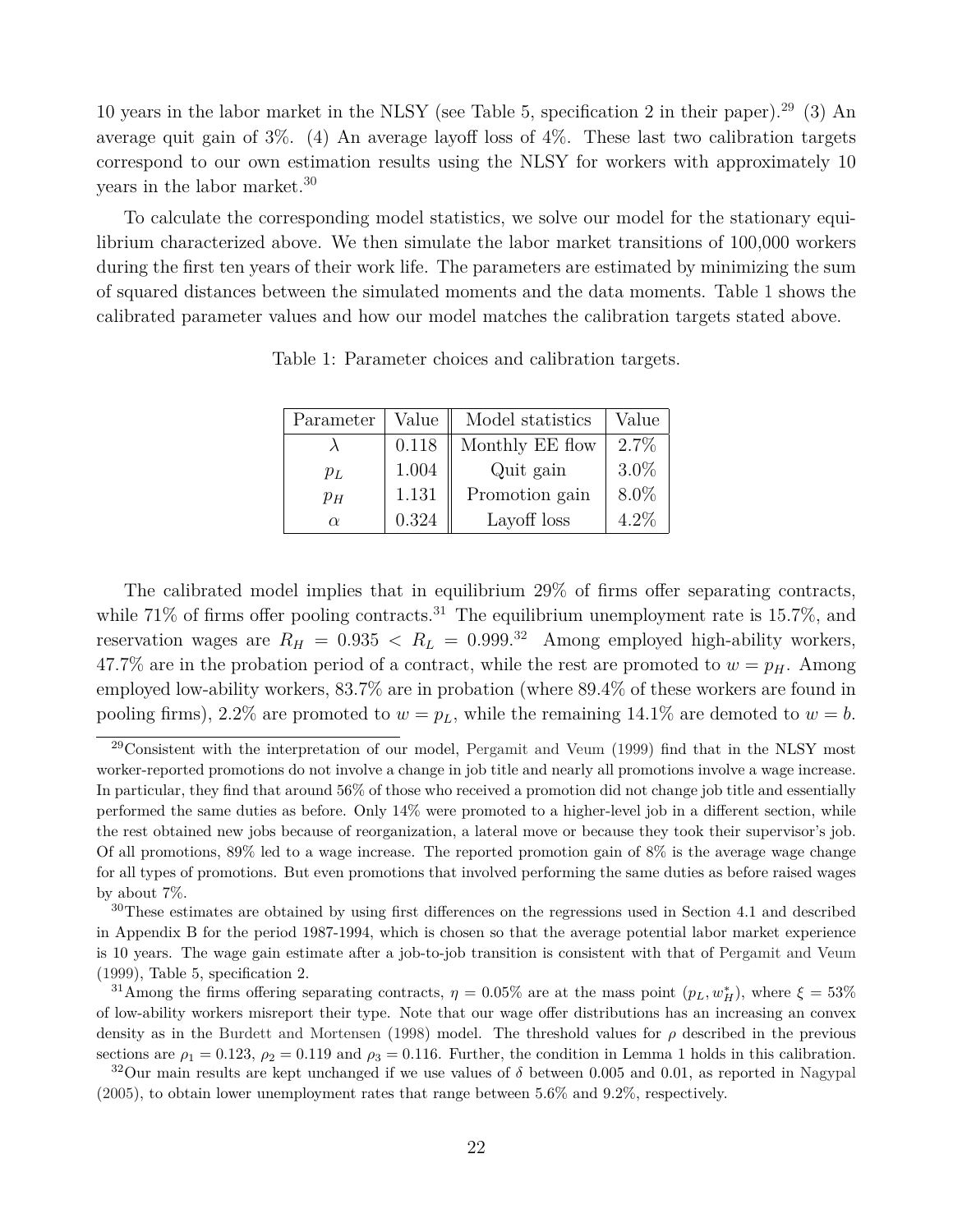10 years in the labor market in the NLSY (see Table 5, specification 2 in their paper).[29] (3) An average quit gain of 3%. (4) An average layoff loss of 4%. These last two calibration targets correspond to our own estimation results using the NLSY for workers with approximately 10 years in the labor market.[30]

To calculate the corresponding model statistics, we solve our model for the stationary equilibrium characterized above. We then simulate the labor market transitions of 100,000 workers during the first ten years of their work life. The parameters are estimated by minimizing the sum of squared distances between the simulated moments and the data moments. Table 1 shows the calibrated parameter values and how our model matches the calibration targets stated above.

Table 1: Parameter choices and calibration targets.

| Parameter | Value | Model statistics | Value |
|---|---|---|---|
| $\lambda$ | 0.118 | Monthly EE flow | 2.7% |
| $p_L$ | 1.004 | Quit gain | 3.0% |
| $p_H$ | 1.131 | Promotion gain | 8.0% |
| $\alpha$ | 0.324 | Layoff loss | 4.2% |

The calibrated model implies that in equilibrium 29% of firms offer separating contracts, while 71% of firms offer pooling contracts.[31] The equilibrium unemployment rate is 15.7%, and reservation wages are $R_H = 0.935 < R_L = 0.999$.[32] Among employed high-ability workers, 47.7% are in the probation period of a contract, while the rest are promoted to $w = p_H$. Among employed low-ability workers, 83.7% are in probation (where 89.4% of these workers are found in pooling firms), 2.2% are promoted to $w = p_L$, while the remaining 14.1% are demoted to $w = b$.

[29] Consistent with the interpretation of our model, Pergamit and Veum (1999) find that in the NLSY most worker-reported promotions do not involve a change in job title and nearly all promotions involve a wage increase. In particular, they find that around 56% of those who received a promotion did not change job title and essentially performed the same duties as before. Only 14% were promoted to a higher-level job in a different section, while the rest obtained new jobs because of reorganization, a lateral move or because they took their supervisor's job. Of all promotions, 89% led to a wage increase. The reported promotion gain of 8% is the average wage change for all types of promotions. But even promotions that involved performing the same duties as before raised wages by about 7%.

[30] These estimates are obtained by using first differences on the regressions used in Section 4.1 and described in Appendix B for the period 1987-1994, which is chosen so that the average potential labor market experience is 10 years. The wage gain estimate after a job-to-job transition is consistent with that of Pergamit and Veum (1999), Table 5, specification 2.

[31] Among the firms offering separating contracts, $\eta = 0.05\%$ are at the mass point $(p_L, w_H^*)$, where $\xi = 53\%$ of low-ability workers misreport their type. Note that our wage offer distributions has an increasing an convex density as in the Burdett and Mortensen (1998) model. The threshold values for $\rho$ described in the previous sections are $\rho_1 = 0.123$, $\rho_2 = 0.119$ and $\rho_3 = 0.116$. Further, the condition in Lemma 1 holds in this calibration.

[32] Our main results are kept unchanged if we use values of $\delta$ between 0.005 and 0.01, as reported in Nagypal (2005), to obtain lower unemployment rates that range between 5.6% and 9.2%, respectively.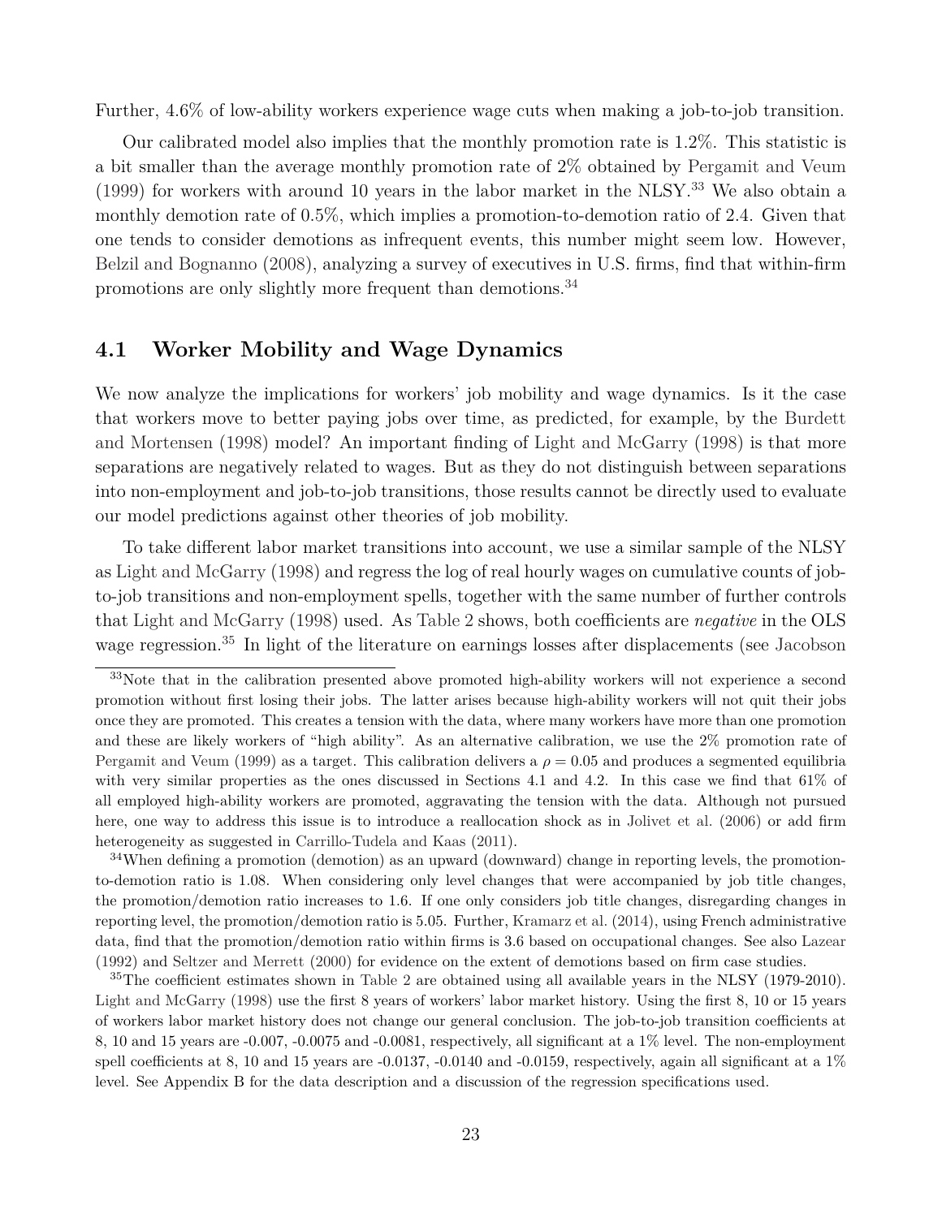Further, 4.6% of low-ability workers experience wage cuts when making a job-to-job transition.

Our calibrated model also implies that the monthly promotion rate is 1.2%. This statistic is a bit smaller than the average monthly promotion rate of 2% obtained by Pergamit and Veum (1999) for workers with around 10 years in the labor market in the NLSY.[33] We also obtain a monthly demotion rate of 0.5%, which implies a promotion-to-demotion ratio of 2.4. Given that one tends to consider demotions as infrequent events, this number might seem low. However, Belzil and Bognanno (2008), analyzing a survey of executives in U.S. firms, find that within-firm promotions are only slightly more frequent than demotions.[34]

## 4.1 Worker Mobility and Wage Dynamics

We now analyze the implications for workers' job mobility and wage dynamics. Is it the case that workers move to better paying jobs over time, as predicted, for example, by the Burdett and Mortensen (1998) model? An important finding of Light and McGarry (1998) is that more separations are negatively related to wages. But as they do not distinguish between separations into non-employment and job-to-job transitions, those results cannot be directly used to evaluate our model predictions against other theories of job mobility.

To take different labor market transitions into account, we use a similar sample of the NLSY as Light and McGarry (1998) and regress the log of real hourly wages on cumulative counts of job-to-job transitions and non-employment spells, together with the same number of further controls that Light and McGarry (1998) used. As Table 2 shows, both coefficients are *negative* in the OLS wage regression.[35] In light of the literature on earnings losses after displacements (see Jacobson

---

[33] Note that in the calibration presented above promoted high-ability workers will not experience a second promotion without first losing their jobs. The latter arises because high-ability workers will not quit their jobs once they are promoted. This creates a tension with the data, where many workers have more than one promotion and these are likely workers of "high ability". As an alternative calibration, we use the 2% promotion rate of Pergamit and Veum (1999) as a target. This calibration delivers a $\rho = 0.05$ and produces a segmented equilibria with very similar properties as the ones discussed in Sections 4.1 and 4.2. In this case we find that 61% of all employed high-ability workers are promoted, aggravating the tension with the data. Although not pursued here, one way to address this issue is to introduce a reallocation shock as in Jolivet et al. (2006) or add firm heterogeneity as suggested in Carrillo-Tudela and Kaas (2011).

[34] When defining a promotion (demotion) as an upward (downward) change in reporting levels, the promotion-to-demotion ratio is 1.08. When considering only level changes that were accompanied by job title changes, the promotion/demotion ratio increases to 1.6. If one only considers job title changes, disregarding changes in reporting level, the promotion/demotion ratio is 5.05. Further, Kramarz et al. (2014), using French administrative data, find that the promotion/demotion ratio within firms is 3.6 based on occupational changes. See also Lazear (1992) and Seltzer and Merrett (2000) for evidence on the extent of demotions based on firm case studies.

[35] The coefficient estimates shown in Table 2 are obtained using all available years in the NLSY (1979-2010). Light and McGarry (1998) use the first 8 years of workers' labor market history. Using the first 8, 10 or 15 years of workers labor market history does not change our general conclusion. The job-to-job transition coefficients at 8, 10 and 15 years are -0.007, -0.0075 and -0.0081, respectively, all significant at a 1% level. The non-employment spell coefficients at 8, 10 and 15 years are -0.0137, -0.0140 and -0.0159, respectively, again all significant at a 1% level. See Appendix B for the data description and a discussion of the regression specifications used.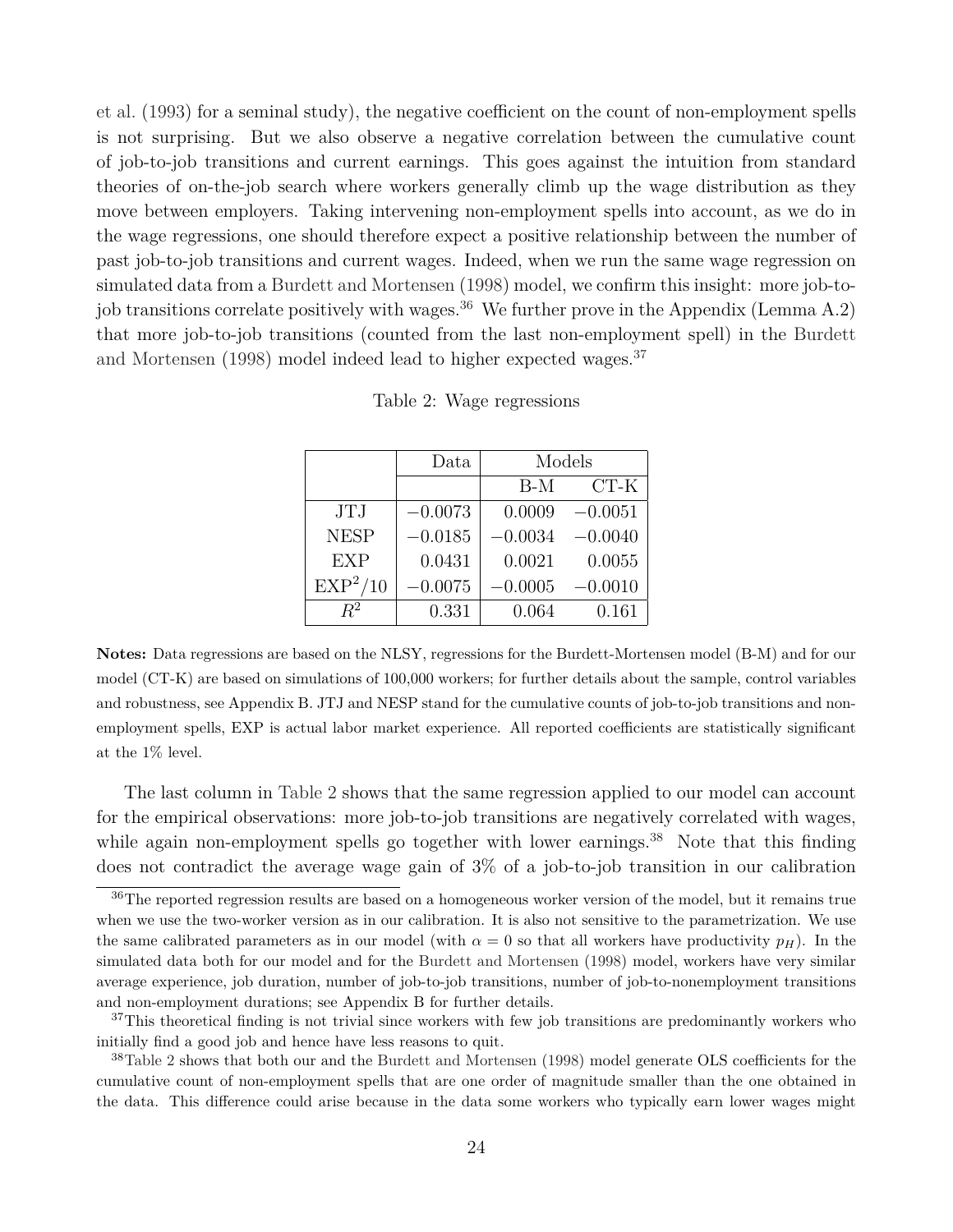et al. (1993) for a seminal study), the negative coefficient on the count of non-employment spells is not surprising. But we also observe a negative correlation between the cumulative count of job-to-job transitions and current earnings. This goes against the intuition from standard theories of on-the-job search where workers generally climb up the wage distribution as they move between employers. Taking intervening non-employment spells into account, as we do in the wage regressions, one should therefore expect a positive relationship between the number of past job-to-job transitions and current wages. Indeed, when we run the same wage regression on simulated data from a Burdett and Mortensen (1998) model, we confirm this insight: more job-to-job transitions correlate positively with wages.[36] We further prove in the Appendix (Lemma A.2) that more job-to-job transitions (counted from the last non-employment spell) in the Burdett and Mortensen (1998) model indeed lead to higher expected wages.[37]

Table 2: Wage regressions

| | Data | Models | |
|---|---|---|---|
| | | B-M | CT-K |
| JTJ | −0.0073 | 0.0009 | −0.0051 |
| NESP | −0.0185 | −0.0034 | −0.0040 |
| EXP | 0.0431 | 0.0021 | 0.0055 |
| $\text{EXP}^2/10$ | −0.0075 | −0.0005 | −0.0010 |
| $R^2$ | 0.331 | 0.064 | 0.161 |

**Notes:** Data regressions are based on the NLSY, regressions for the Burdett-Mortensen model (B-M) and for our model (CT-K) are based on simulations of 100,000 workers; for further details about the sample, control variables and robustness, see Appendix B. JTJ and NESP stand for the cumulative counts of job-to-job transitions and non-employment spells, EXP is actual labor market experience. All reported coefficients are statistically significant at the 1% level.

The last column in Table 2 shows that the same regression applied to our model can account for the empirical observations: more job-to-job transitions are negatively correlated with wages, while again non-employment spells go together with lower earnings.[38] Note that this finding does not contradict the average wage gain of 3% of a job-to-job transition in our calibration

[36] The reported regression results are based on a homogeneous worker version of the model, but it remains true when we use the two-worker version as in our calibration. It is also not sensitive to the parametrization. We use the same calibrated parameters as in our model (with $\alpha = 0$ so that all workers have productivity $p_H$). In the simulated data both for our model and for the Burdett and Mortensen (1998) model, workers have very similar average experience, job duration, number of job-to-job transitions, number of job-to-nonemployment transitions and non-employment durations; see Appendix B for further details.

[37] This theoretical finding is not trivial since workers with few job transitions are predominantly workers who initially find a good job and hence have less reasons to quit.

[38] Table 2 shows that both our and the Burdett and Mortensen (1998) model generate OLS coefficients for the cumulative count of non-employment spells that are one order of magnitude smaller than the one obtained in the data. This difference could arise because in the data some workers who typically earn lower wages might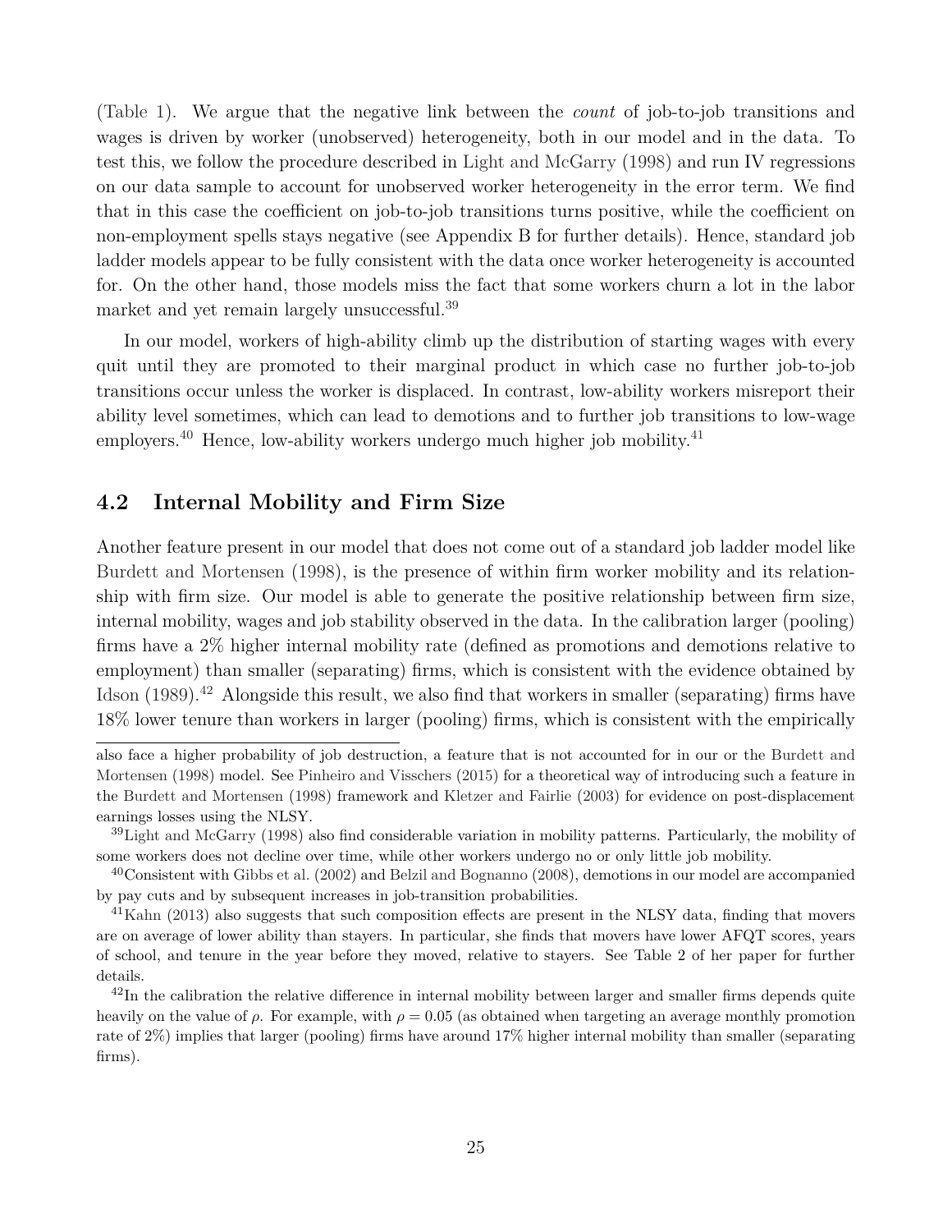(Table 1). We argue that the negative link between the *count* of job-to-job transitions and wages is driven by worker (unobserved) heterogeneity, both in our model and in the data. To test this, we follow the procedure described in Light and McGarry (1998) and run IV regressions on our data sample to account for unobserved worker heterogeneity in the error term. We find that in this case the coefficient on job-to-job transitions turns positive, while the coefficient on non-employment spells stays negative (see Appendix B for further details). Hence, standard job ladder models appear to be fully consistent with the data once worker heterogeneity is accounted for. On the other hand, those models miss the fact that some workers churn a lot in the labor market and yet remain largely unsuccessful.[39]

In our model, workers of high-ability climb up the distribution of starting wages with every quit until they are promoted to their marginal product in which case no further job-to-job transitions occur unless the worker is displaced. In contrast, low-ability workers misreport their ability level sometimes, which can lead to demotions and to further job transitions to low-wage employers.[40] Hence, low-ability workers undergo much higher job mobility.[41]

## 4.2 Internal Mobility and Firm Size

Another feature present in our model that does not come out of a standard job ladder model like Burdett and Mortensen (1998), is the presence of within firm worker mobility and its relationship with firm size. Our model is able to generate the positive relationship between firm size, internal mobility, wages and job stability observed in the data. In the calibration larger (pooling) firms have a 2% higher internal mobility rate (defined as promotions and demotions relative to employment) than smaller (separating) firms, which is consistent with the evidence obtained by Idson (1989).[42] Alongside this result, we also find that workers in smaller (separating) firms have 18% lower tenure than workers in larger (pooling) firms, which is consistent with the empirically

also face a higher probability of job destruction, a feature that is not accounted for in our or the Burdett and Mortensen (1998) model. See Pinheiro and Visschers (2015) for a theoretical way of introducing such a feature in the Burdett and Mortensen (1998) framework and Kletzer and Fairlie (2003) for evidence on post-displacement earnings losses using the NLSY.

[39] Light and McGarry (1998) also find considerable variation in mobility patterns. Particularly, the mobility of some workers does not decline over time, while other workers undergo no or only little job mobility.

[40] Consistent with Gibbs et al. (2002) and Belzil and Bognanno (2008), demotions in our model are accompanied by pay cuts and by subsequent increases in job-transition probabilities.

[41] Kahn (2013) also suggests that such composition effects are present in the NLSY data, finding that movers are on average of lower ability than stayers. In particular, she finds that movers have lower AFQT scores, years of school, and tenure in the year before they moved, relative to stayers. See Table 2 of her paper for further details.

[42] In the calibration the relative difference in internal mobility between larger and smaller firms depends quite heavily on the value of $\rho$. For example, with $\rho = 0.05$ (as obtained when targeting an average monthly promotion rate of 2%) implies that larger (pooling) firms have around 17% higher internal mobility than smaller (separating firms).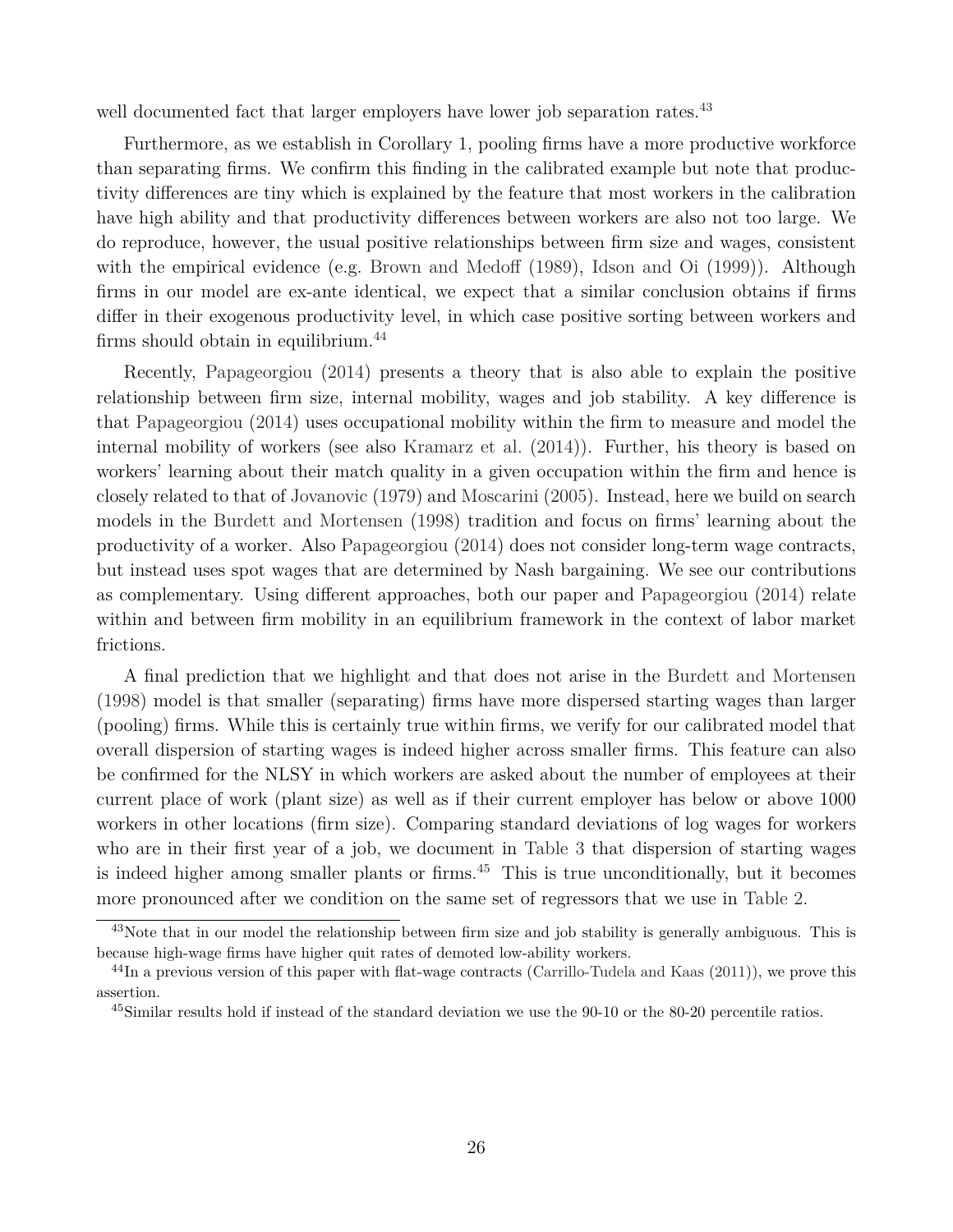well documented fact that larger employers have lower job separation rates.[43]

Furthermore, as we establish in Corollary 1, pooling firms have a more productive workforce than separating firms. We confirm this finding in the calibrated example but note that productivity differences are tiny which is explained by the feature that most workers in the calibration have high ability and that productivity differences between workers are also not too large. We do reproduce, however, the usual positive relationships between firm size and wages, consistent with the empirical evidence (e.g. Brown and Medoff (1989), Idson and Oi (1999)). Although firms in our model are ex-ante identical, we expect that a similar conclusion obtains if firms differ in their exogenous productivity level, in which case positive sorting between workers and firms should obtain in equilibrium.[44]

Recently, Papageorgiou (2014) presents a theory that is also able to explain the positive relationship between firm size, internal mobility, wages and job stability. A key difference is that Papageorgiou (2014) uses occupational mobility within the firm to measure and model the internal mobility of workers (see also Kramarz et al. (2014)). Further, his theory is based on workers' learning about their match quality in a given occupation within the firm and hence is closely related to that of Jovanovic (1979) and Moscarini (2005). Instead, here we build on search models in the Burdett and Mortensen (1998) tradition and focus on firms' learning about the productivity of a worker. Also Papageorgiou (2014) does not consider long-term wage contracts, but instead uses spot wages that are determined by Nash bargaining. We see our contributions as complementary. Using different approaches, both our paper and Papageorgiou (2014) relate within and between firm mobility in an equilibrium framework in the context of labor market frictions.

A final prediction that we highlight and that does not arise in the Burdett and Mortensen (1998) model is that smaller (separating) firms have more dispersed starting wages than larger (pooling) firms. While this is certainly true within firms, we verify for our calibrated model that overall dispersion of starting wages is indeed higher across smaller firms. This feature can also be confirmed for the NLSY in which workers are asked about the number of employees at their current place of work (plant size) as well as if their current employer has below or above 1000 workers in other locations (firm size). Comparing standard deviations of log wages for workers who are in their first year of a job, we document in Table 3 that dispersion of starting wages is indeed higher among smaller plants or firms.[45] This is true unconditionally, but it becomes more pronounced after we condition on the same set of regressors that we use in Table 2.

[43] Note that in our model the relationship between firm size and job stability is generally ambiguous. This is because high-wage firms have higher quit rates of demoted low-ability workers.

[44] In a previous version of this paper with flat-wage contracts (Carrillo-Tudela and Kaas (2011)), we prove this assertion.

[45] Similar results hold if instead of the standard deviation we use the 90-10 or the 80-20 percentile ratios.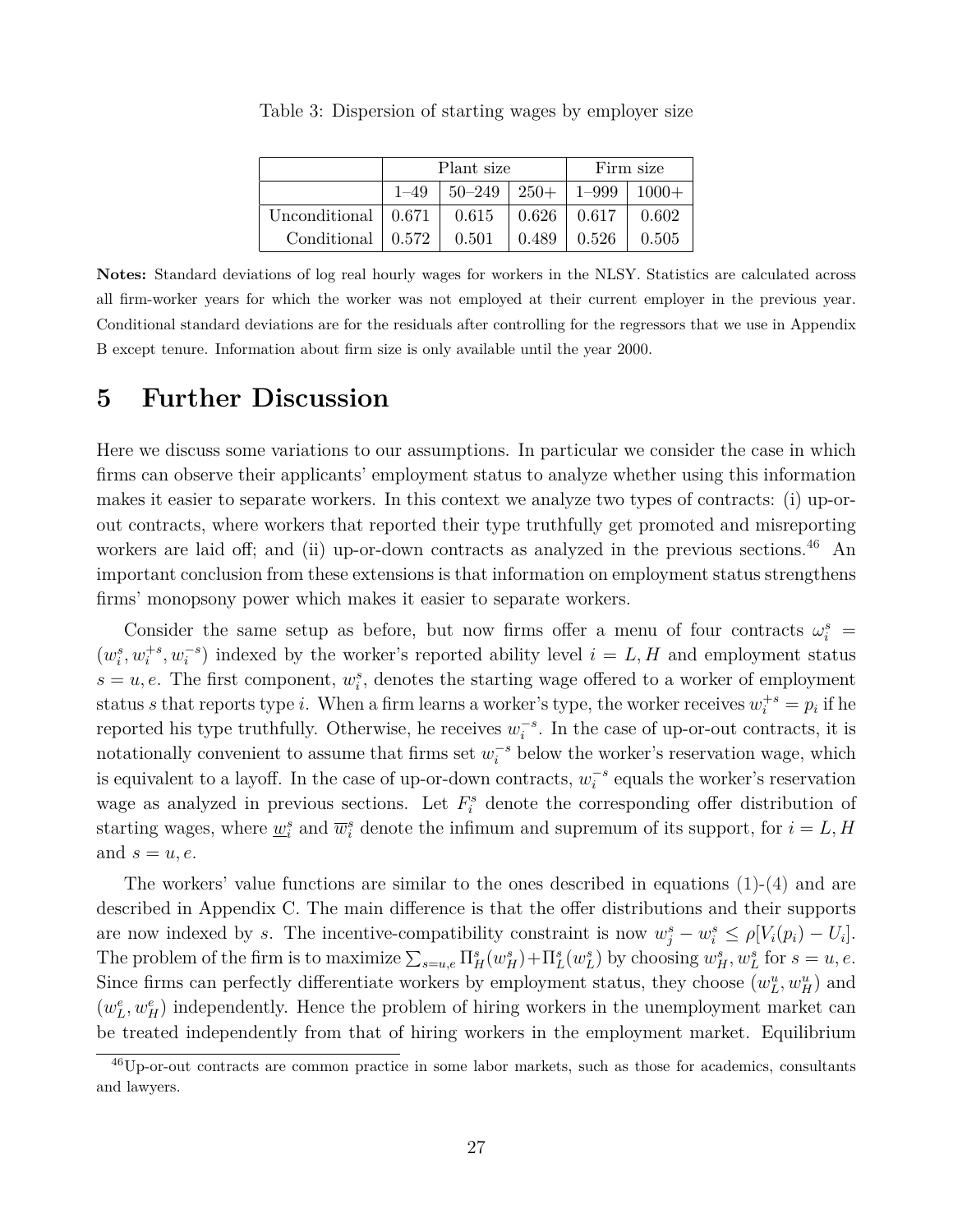Table 3: Dispersion of starting wages by employer size

| | Plant size | | | Firm size | |
|---|---|---|---|---|---|
| | 1–49 | 50–249 | 250+ | 1–999 | 1000+ |
| Unconditional | 0.671 | 0.615 | 0.626 | 0.617 | 0.602 |
| Conditional | 0.572 | 0.501 | 0.489 | 0.526 | 0.505 |

**Notes:** Standard deviations of log real hourly wages for workers in the NLSY. Statistics are calculated across all firm-worker years for which the worker was not employed at their current employer in the previous year. Conditional standard deviations are for the residuals after controlling for the regressors that we use in Appendix B except tenure. Information about firm size is only available until the year 2000.

# 5 Further Discussion

Here we discuss some variations to our assumptions. In particular we consider the case in which firms can observe their applicants' employment status to analyze whether using this information makes it easier to separate workers. In this context we analyze two types of contracts: (i) up-or-out contracts, where workers that reported their type truthfully get promoted and misreporting workers are laid off; and (ii) up-or-down contracts as analyzed in the previous sections.[46] An important conclusion from these extensions is that information on employment status strengthens firms' monopsony power which makes it easier to separate workers.

Consider the same setup as before, but now firms offer a menu of four contracts $\omega_i^s = (w_i^s, w_i^{+s}, w_i^{-s})$ indexed by the worker's reported ability level $i = L, H$ and employment status $s = u, e$. The first component, $w_i^s$, denotes the starting wage offered to a worker of employment status $s$ that reports type $i$. When a firm learns a worker's type, the worker receives $w_i^{+s} = p_i$ if he reported his type truthfully. Otherwise, he receives $w_i^{-s}$. In the case of up-or-out contracts, it is notationally convenient to assume that firms set $w_i^{-s}$ below the worker's reservation wage, which is equivalent to a layoff. In the case of up-or-down contracts, $w_i^{-s}$ equals the worker's reservation wage as analyzed in previous sections. Let $F_i^s$ denote the corresponding offer distribution of starting wages, where $\underline{w}_i^s$ and $\overline{w}_i^s$ denote the infimum and supremum of its support, for $i = L, H$ and $s = u, e$.

The workers' value functions are similar to the ones described in equations (1)-(4) and are described in Appendix C. The main difference is that the offer distributions and their supports are now indexed by $s$. The incentive-compatibility constraint is now $w_j^s - w_i^s \leq \rho[V_i(p_i) - U_i]$. The problem of the firm is to maximize $\sum_{s=u,e} \Pi_H^s(w_H^s) + \Pi_L^s(w_L^s)$ by choosing $w_H^s, w_L^s$ for $s = u, e$. Since firms can perfectly differentiate workers by employment status, they choose $(w_L^u, w_H^u)$ and $(w_L^e, w_H^e)$ independently. Hence the problem of hiring workers in the unemployment market can be treated independently from that of hiring workers in the employment market. Equilibrium

[46] Up-or-out contracts are common practice in some labor markets, such as those for academics, consultants and lawyers.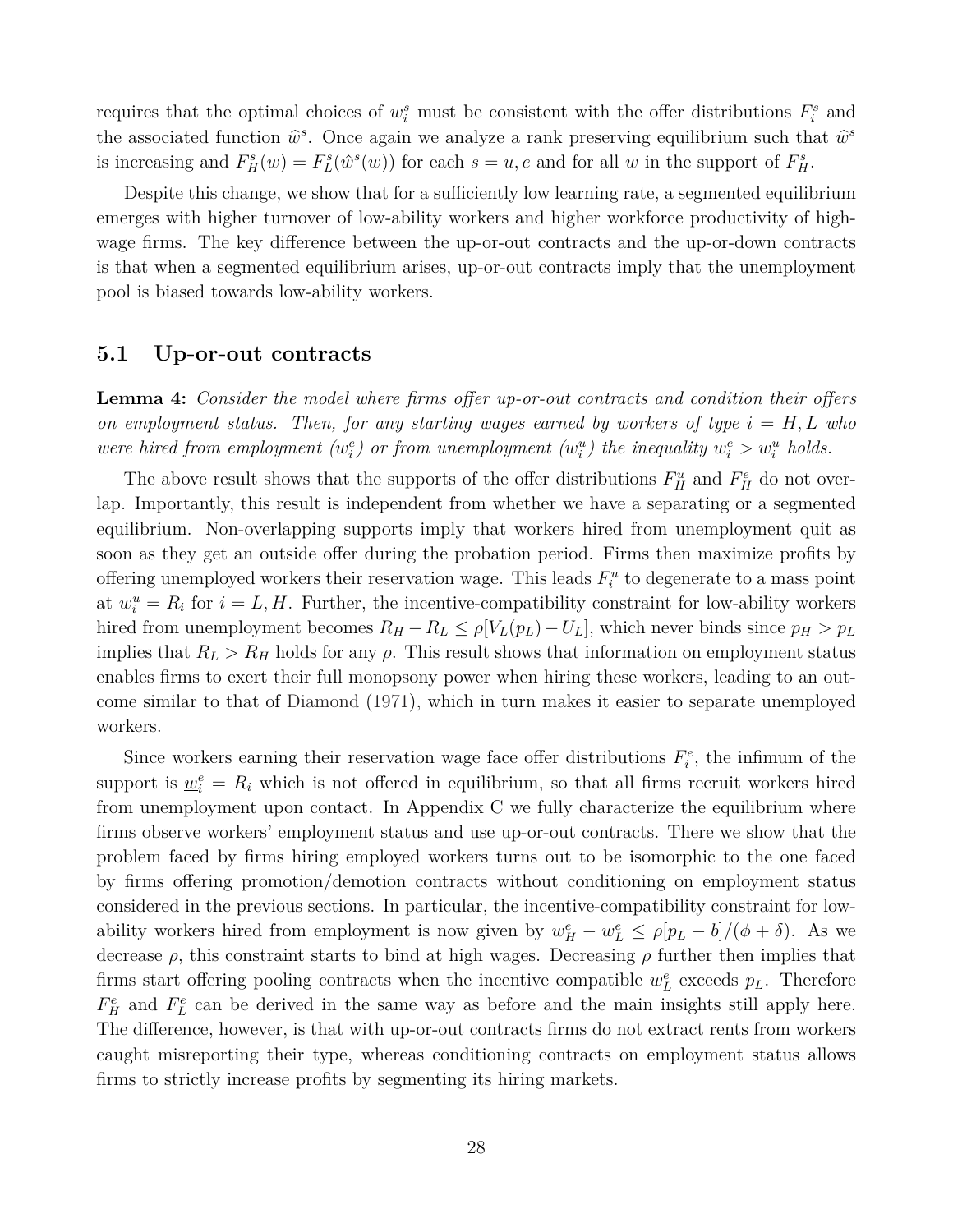requires that the optimal choices of $w_i^s$ must be consistent with the offer distributions $F_i^s$ and the associated function $\widehat{w}^s$. Once again we analyze a rank preserving equilibrium such that $\widehat{w}^s$ is increasing and $F_H^s(w) = F_L^s(\hat{w}^s(w))$ for each $s = u, e$ and for all $w$ in the support of $F_H^s$.

Despite this change, we show that for a sufficiently low learning rate, a segmented equilibrium emerges with higher turnover of low-ability workers and higher workforce productivity of high-wage firms. The key difference between the up-or-out contracts and the up-or-down contracts is that when a segmented equilibrium arises, up-or-out contracts imply that the unemployment pool is biased towards low-ability workers.

## 5.1 Up-or-out contracts

**Lemma 4:** *Consider the model where firms offer up-or-out contracts and condition their offers on employment status. Then, for any starting wages earned by workers of type $i = H, L$ who were hired from employment ($w_i^e$) or from unemployment ($w_i^u$) the inequality $w_i^e > w_i^u$ holds.*

The above result shows that the supports of the offer distributions $F_H^u$ and $F_H^e$ do not overlap. Importantly, this result is independent from whether we have a separating or a segmented equilibrium. Non-overlapping supports imply that workers hired from unemployment quit as soon as they get an outside offer during the probation period. Firms then maximize profits by offering unemployed workers their reservation wage. This leads $F_i^u$ to degenerate to a mass point at $w_i^u = R_i$ for $i = L, H$. Further, the incentive-compatibility constraint for low-ability workers hired from unemployment becomes $R_H - R_L \leq \rho[V_L(p_L) - U_L]$, which never binds since $p_H > p_L$ implies that $R_L > R_H$ holds for any $\rho$. This result shows that information on employment status enables firms to exert their full monopsony power when hiring these workers, leading to an outcome similar to that of Diamond (1971), which in turn makes it easier to separate unemployed workers.

Since workers earning their reservation wage face offer distributions $F_i^e$, the infimum of the support is $\underline{w}_i^e = R_i$ which is not offered in equilibrium, so that all firms recruit workers hired from unemployment upon contact. In Appendix C we fully characterize the equilibrium where firms observe workers' employment status and use up-or-out contracts. There we show that the problem faced by firms hiring employed workers turns out to be isomorphic to the one faced by firms offering promotion/demotion contracts without conditioning on employment status considered in the previous sections. In particular, the incentive-compatibility constraint for low-ability workers hired from employment is now given by $w_H^e - w_L^e \leq \rho[p_L - b]/(\phi + \delta)$. As we decrease $\rho$, this constraint starts to bind at high wages. Decreasing $\rho$ further then implies that firms start offering pooling contracts when the incentive compatible $w_L^e$ exceeds $p_L$. Therefore $F_H^e$ and $F_L^e$ can be derived in the same way as before and the main insights still apply here. The difference, however, is that with up-or-out contracts firms do not extract rents from workers caught misreporting their type, whereas conditioning contracts on employment status allows firms to strictly increase profits by segmenting its hiring markets.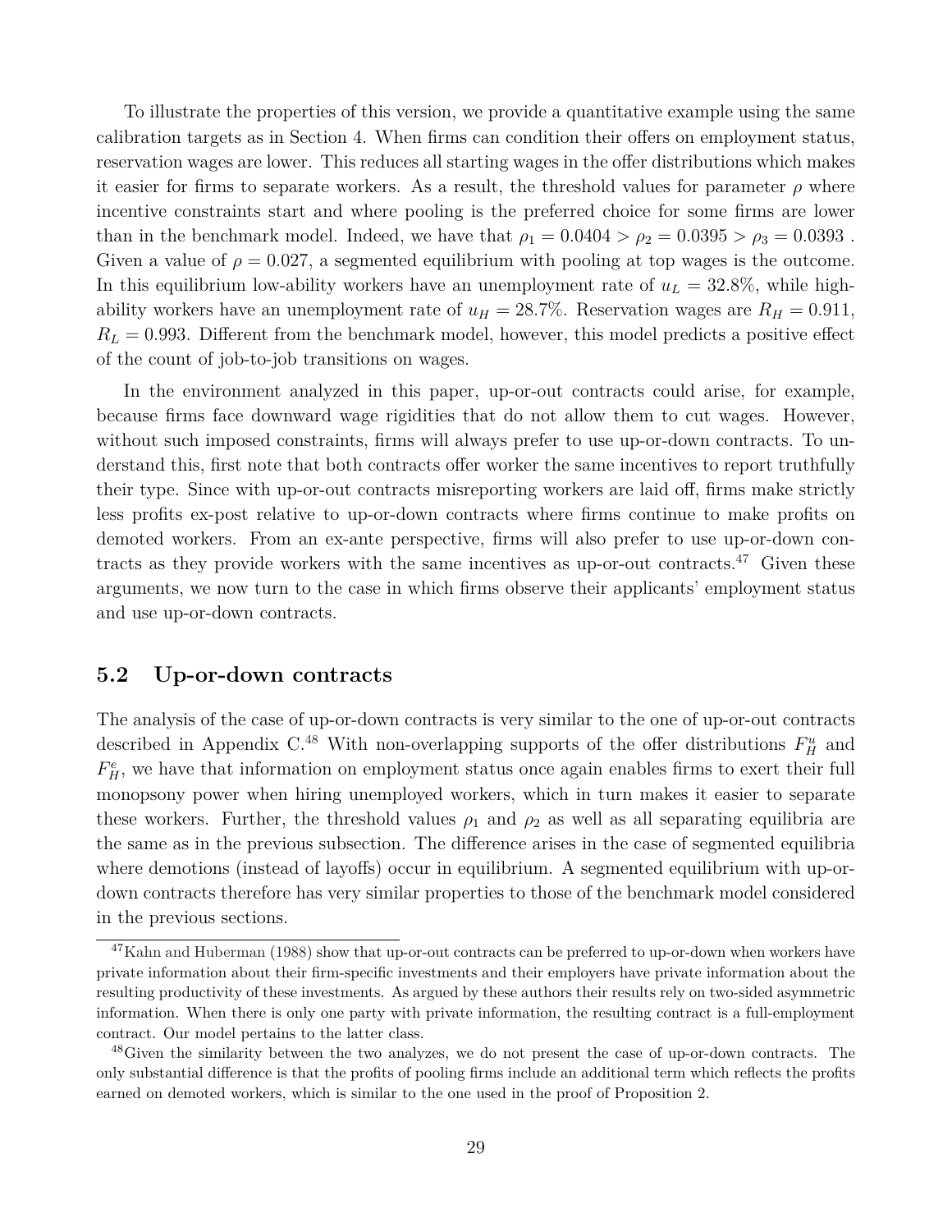To illustrate the properties of this version, we provide a quantitative example using the same calibration targets as in Section 4. When firms can condition their offers on employment status, reservation wages are lower. This reduces all starting wages in the offer distributions which makes it easier for firms to separate workers. As a result, the threshold values for parameter $\rho$ where incentive constraints start and where pooling is the preferred choice for some firms are lower than in the benchmark model. Indeed, we have that $\rho_1 = 0.0404 > \rho_2 = 0.0395 > \rho_3 = 0.0393$ . Given a value of $\rho = 0.027$, a segmented equilibrium with pooling at top wages is the outcome. In this equilibrium low-ability workers have an unemployment rate of $u_L = 32.8\%$, while high-ability workers have an unemployment rate of $u_H = 28.7\%$. Reservation wages are $R_H = 0.911$, $R_L = 0.993$. Different from the benchmark model, however, this model predicts a positive effect of the count of job-to-job transitions on wages.

In the environment analyzed in this paper, up-or-out contracts could arise, for example, because firms face downward wage rigidities that do not allow them to cut wages. However, without such imposed constraints, firms will always prefer to use up-or-down contracts. To understand this, first note that both contracts offer worker the same incentives to report truthfully their type. Since with up-or-out contracts misreporting workers are laid off, firms make strictly less profits ex-post relative to up-or-down contracts where firms continue to make profits on demoted workers. From an ex-ante perspective, firms will also prefer to use up-or-down contracts as they provide workers with the same incentives as up-or-out contracts.[47] Given these arguments, we now turn to the case in which firms observe their applicants' employment status and use up-or-down contracts.

## 5.2 Up-or-down contracts

The analysis of the case of up-or-down contracts is very similar to the one of up-or-out contracts described in Appendix C.[48] With non-overlapping supports of the offer distributions $F_H^u$ and $F_H^e$, we have that information on employment status once again enables firms to exert their full monopsony power when hiring unemployed workers, which in turn makes it easier to separate these workers. Further, the threshold values $\rho_1$ and $\rho_2$ as well as all separating equilibria are the same as in the previous subsection. The difference arises in the case of segmented equilibria where demotions (instead of layoffs) occur in equilibrium. A segmented equilibrium with up-or-down contracts therefore has very similar properties to those of the benchmark model considered in the previous sections.

[47] Kahn and Huberman (1988) show that up-or-out contracts can be preferred to up-or-down when workers have private information about their firm-specific investments and their employers have private information about the resulting productivity of these investments. As argued by these authors their results rely on two-sided asymmetric information. When there is only one party with private information, the resulting contract is a full-employment contract. Our model pertains to the latter class.

[48] Given the similarity between the two analyzes, we do not present the case of up-or-down contracts. The only substantial difference is that the profits of pooling firms include an additional term which reflects the profits earned on demoted workers, which is similar to the one used in the proof of Proposition 2.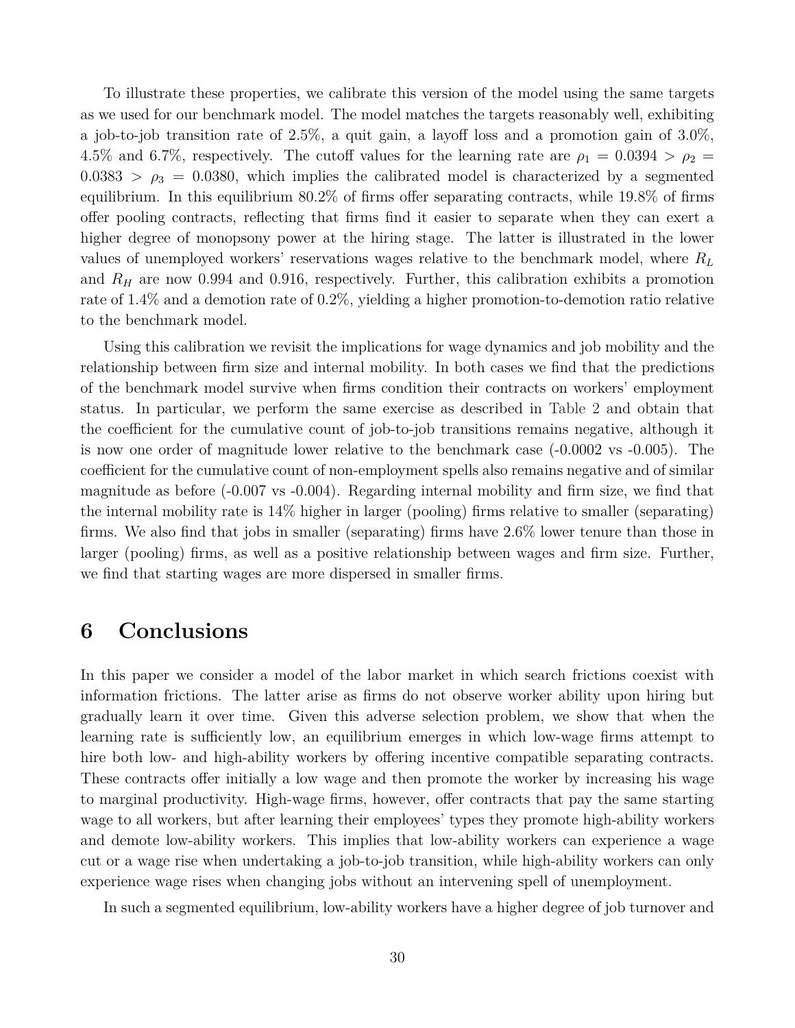To illustrate these properties, we calibrate this version of the model using the same targets as we used for our benchmark model. The model matches the targets reasonably well, exhibiting a job-to-job transition rate of 2.5%, a quit gain, a layoff loss and a promotion gain of 3.0%, 4.5% and 6.7%, respectively. The cutoff values for the learning rate are $\rho_1 = 0.0394 > \rho_2 = 0.0383 > \rho_3 = 0.0380$, which implies the calibrated model is characterized by a segmented equilibrium. In this equilibrium 80.2% of firms offer separating contracts, while 19.8% of firms offer pooling contracts, reflecting that firms find it easier to separate when they can exert a higher degree of monopsony power at the hiring stage. The latter is illustrated in the lower values of unemployed workers' reservations wages relative to the benchmark model, where $R_L$ and $R_H$ are now 0.994 and 0.916, respectively. Further, this calibration exhibits a promotion rate of 1.4% and a demotion rate of 0.2%, yielding a higher promotion-to-demotion ratio relative to the benchmark model.

Using this calibration we revisit the implications for wage dynamics and job mobility and the relationship between firm size and internal mobility. In both cases we find that the predictions of the benchmark model survive when firms condition their contracts on workers' employment status. In particular, we perform the same exercise as described in Table 2 and obtain that the coefficient for the cumulative count of job-to-job transitions remains negative, although it is now one order of magnitude lower relative to the benchmark case (-0.0002 vs -0.005). The coefficient for the cumulative count of non-employment spells also remains negative and of similar magnitude as before (-0.007 vs -0.004). Regarding internal mobility and firm size, we find that the internal mobility rate is 14% higher in larger (pooling) firms relative to smaller (separating) firms. We also find that jobs in smaller (separating) firms have 2.6% lower tenure than those in larger (pooling) firms, as well as a positive relationship between wages and firm size. Further, we find that starting wages are more dispersed in smaller firms.

# 6 Conclusions

In this paper we consider a model of the labor market in which search frictions coexist with information frictions. The latter arise as firms do not observe worker ability upon hiring but gradually learn it over time. Given this adverse selection problem, we show that when the learning rate is sufficiently low, an equilibrium emerges in which low-wage firms attempt to hire both low- and high-ability workers by offering incentive compatible separating contracts. These contracts offer initially a low wage and then promote the worker by increasing his wage to marginal productivity. High-wage firms, however, offer contracts that pay the same starting wage to all workers, but after learning their employees' types they promote high-ability workers and demote low-ability workers. This implies that low-ability workers can experience a wage cut or a wage rise when undertaking a job-to-job transition, while high-ability workers can only experience wage rises when changing jobs without an intervening spell of unemployment.

In such a segmented equilibrium, low-ability workers have a higher degree of job turnover and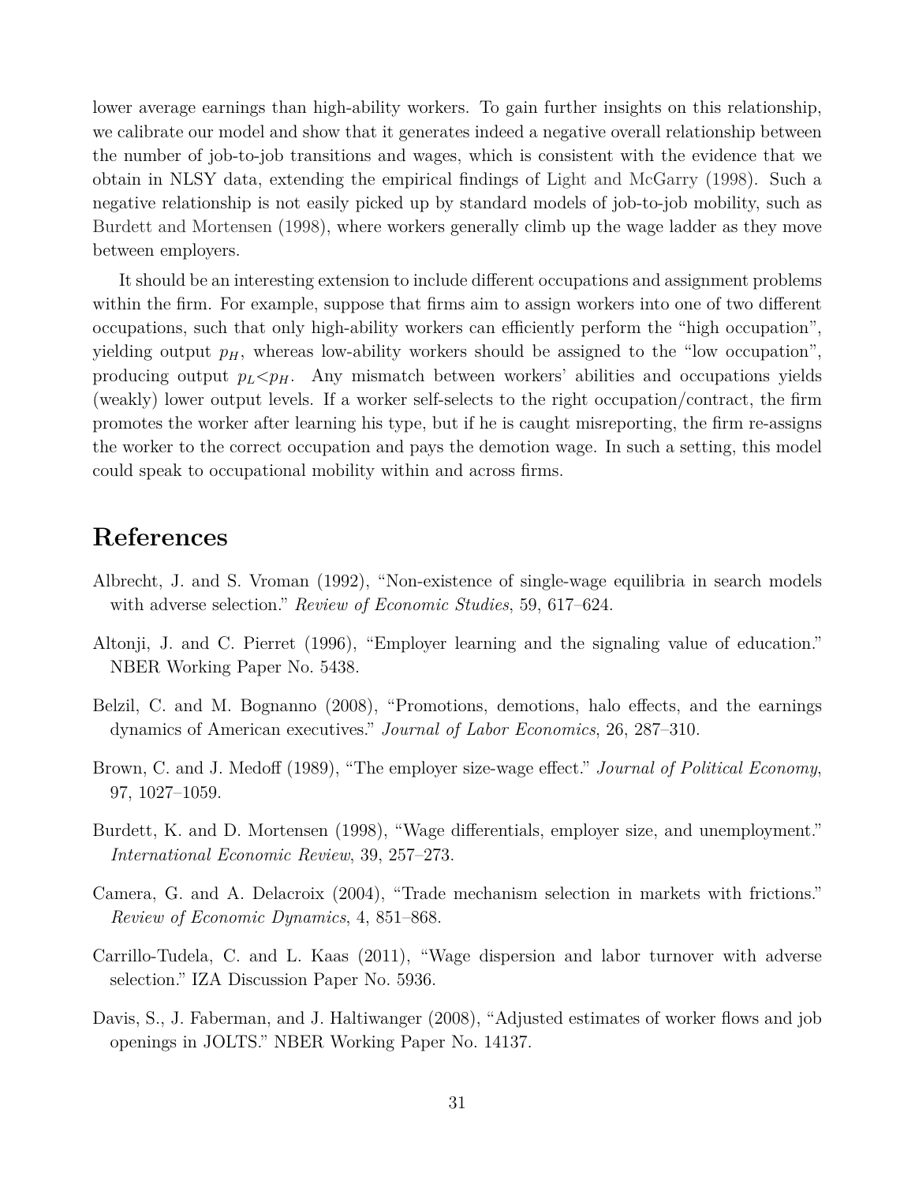lower average earnings than high-ability workers. To gain further insights on this relationship, we calibrate our model and show that it generates indeed a negative overall relationship between the number of job-to-job transitions and wages, which is consistent with the evidence that we obtain in NLSY data, extending the empirical findings of Light and McGarry (1998). Such a negative relationship is not easily picked up by standard models of job-to-job mobility, such as Burdett and Mortensen (1998), where workers generally climb up the wage ladder as they move between employers.

It should be an interesting extension to include different occupations and assignment problems within the firm. For example, suppose that firms aim to assign workers into one of two different occupations, such that only high-ability workers can efficiently perform the "high occupation", yielding output $p_H$, whereas low-ability workers should be assigned to the "low occupation", producing output $p_L < p_H$. Any mismatch between workers' abilities and occupations yields (weakly) lower output levels. If a worker self-selects to the right occupation/contract, the firm promotes the worker after learning his type, but if he is caught misreporting, the firm re-assigns the worker to the correct occupation and pays the demotion wage. In such a setting, this model could speak to occupational mobility within and across firms.

# References

Albrecht, J. and S. Vroman (1992), "Non-existence of single-wage equilibria in search models with adverse selection." *Review of Economic Studies*, 59, 617–624.

Altonji, J. and C. Pierret (1996), "Employer learning and the signaling value of education." NBER Working Paper No. 5438.

Belzil, C. and M. Bognanno (2008), "Promotions, demotions, halo effects, and the earnings dynamics of American executives." *Journal of Labor Economics*, 26, 287–310.

Brown, C. and J. Medoff (1989), "The employer size-wage effect." *Journal of Political Economy*, 97, 1027–1059.

Burdett, K. and D. Mortensen (1998), "Wage differentials, employer size, and unemployment." *International Economic Review*, 39, 257–273.

Camera, G. and A. Delacroix (2004), "Trade mechanism selection in markets with frictions." *Review of Economic Dynamics*, 4, 851–868.

Carrillo-Tudela, C. and L. Kaas (2011), "Wage dispersion and labor turnover with adverse selection." IZA Discussion Paper No. 5936.

Davis, S., J. Faberman, and J. Haltiwanger (2008), "Adjusted estimates of worker flows and job openings in JOLTS." NBER Working Paper No. 14137.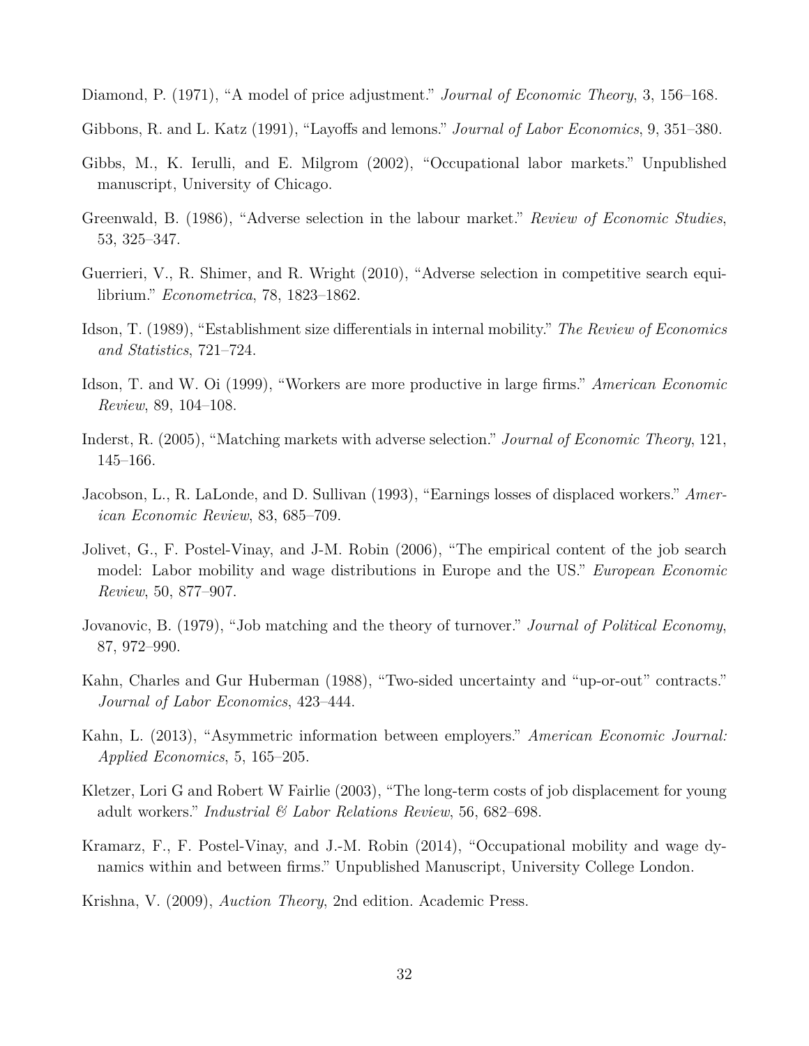Diamond, P. (1971), "A model of price adjustment." *Journal of Economic Theory*, 3, 156–168.

Gibbons, R. and L. Katz (1991), "Layoffs and lemons." *Journal of Labor Economics*, 9, 351–380.

Gibbs, M., K. Ierulli, and E. Milgrom (2002), "Occupational labor markets." Unpublished manuscript, University of Chicago.

Greenwald, B. (1986), "Adverse selection in the labour market." *Review of Economic Studies*, 53, 325–347.

Guerrieri, V., R. Shimer, and R. Wright (2010), "Adverse selection in competitive search equilibrium." *Econometrica*, 78, 1823–1862.

Idson, T. (1989), "Establishment size differentials in internal mobility." *The Review of Economics and Statistics*, 721–724.

Idson, T. and W. Oi (1999), "Workers are more productive in large firms." *American Economic Review*, 89, 104–108.

Inderst, R. (2005), "Matching markets with adverse selection." *Journal of Economic Theory*, 121, 145–166.

Jacobson, L., R. LaLonde, and D. Sullivan (1993), "Earnings losses of displaced workers." *American Economic Review*, 83, 685–709.

Jolivet, G., F. Postel-Vinay, and J-M. Robin (2006), "The empirical content of the job search model: Labor mobility and wage distributions in Europe and the US." *European Economic Review*, 50, 877–907.

Jovanovic, B. (1979), "Job matching and the theory of turnover." *Journal of Political Economy*, 87, 972–990.

Kahn, Charles and Gur Huberman (1988), "Two-sided uncertainty and "up-or-out" contracts." *Journal of Labor Economics*, 423–444.

Kahn, L. (2013), "Asymmetric information between employers." *American Economic Journal: Applied Economics*, 5, 165–205.

Kletzer, Lori G and Robert W Fairlie (2003), "The long-term costs of job displacement for young adult workers." *Industrial & Labor Relations Review*, 56, 682–698.

Kramarz, F., F. Postel-Vinay, and J.-M. Robin (2014), "Occupational mobility and wage dynamics within and between firms." Unpublished Manuscript, University College London.

Krishna, V. (2009), *Auction Theory*, 2nd edition. Academic Press.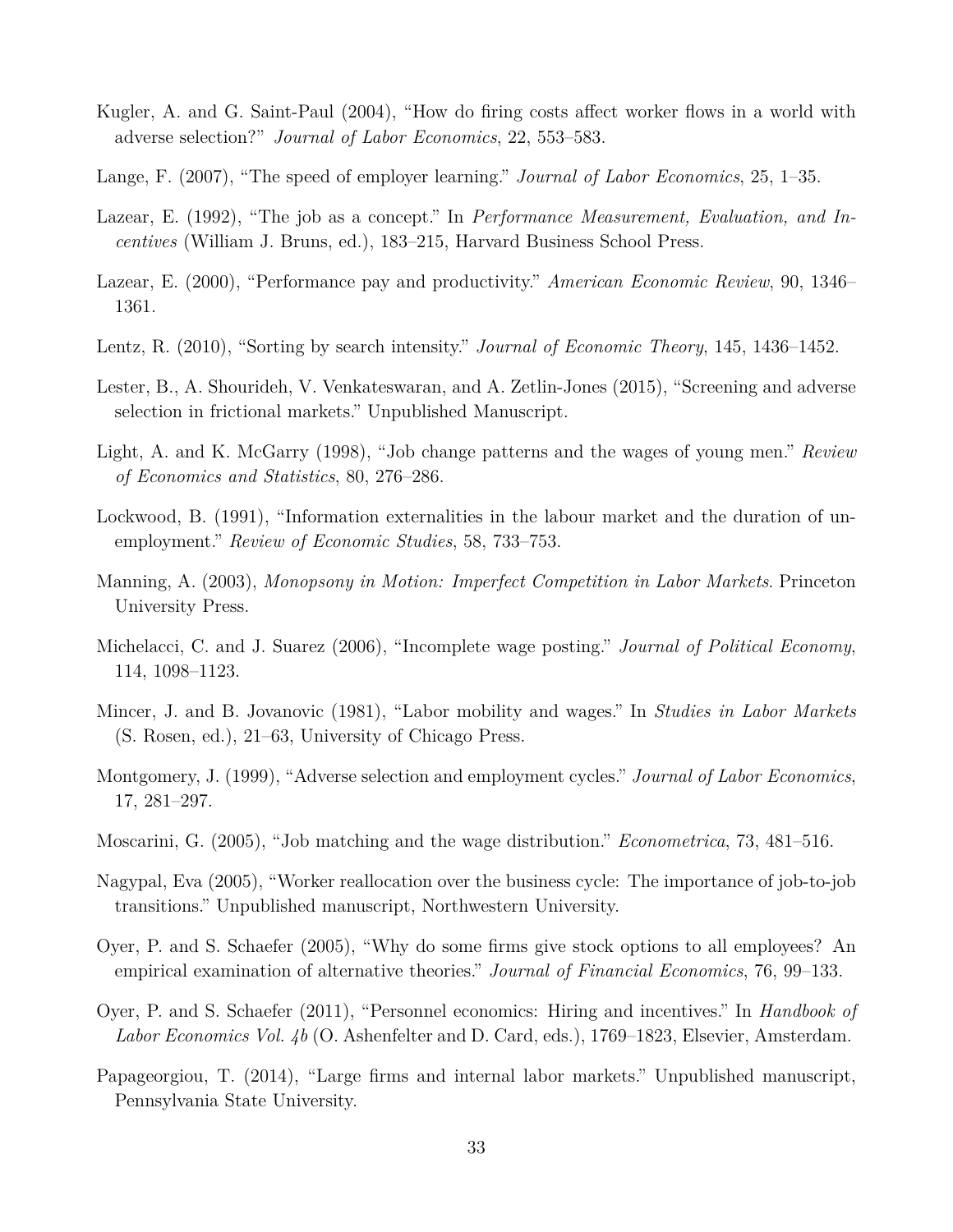Kugler, A. and G. Saint-Paul (2004), "How do firing costs affect worker flows in a world with adverse selection?" *Journal of Labor Economics*, 22, 553–583.

Lange, F. (2007), "The speed of employer learning." *Journal of Labor Economics*, 25, 1–35.

Lazear, E. (1992), "The job as a concept." In *Performance Measurement, Evaluation, and Incentives* (William J. Bruns, ed.), 183–215, Harvard Business School Press.

Lazear, E. (2000), "Performance pay and productivity." *American Economic Review*, 90, 1346–1361.

Lentz, R. (2010), "Sorting by search intensity." *Journal of Economic Theory*, 145, 1436–1452.

Lester, B., A. Shourideh, V. Venkateswaran, and A. Zetlin-Jones (2015), "Screening and adverse selection in frictional markets." Unpublished Manuscript.

Light, A. and K. McGarry (1998), "Job change patterns and the wages of young men." *Review of Economics and Statistics*, 80, 276–286.

Lockwood, B. (1991), "Information externalities in the labour market and the duration of unemployment." *Review of Economic Studies*, 58, 733–753.

Manning, A. (2003), *Monopsony in Motion: Imperfect Competition in Labor Markets*. Princeton University Press.

Michelacci, C. and J. Suarez (2006), "Incomplete wage posting." *Journal of Political Economy*, 114, 1098–1123.

Mincer, J. and B. Jovanovic (1981), "Labor mobility and wages." In *Studies in Labor Markets* (S. Rosen, ed.), 21–63, University of Chicago Press.

Montgomery, J. (1999), "Adverse selection and employment cycles." *Journal of Labor Economics*, 17, 281–297.

Moscarini, G. (2005), "Job matching and the wage distribution." *Econometrica*, 73, 481–516.

Nagypal, Eva (2005), "Worker reallocation over the business cycle: The importance of job-to-job transitions." Unpublished manuscript, Northwestern University.

Oyer, P. and S. Schaefer (2005), "Why do some firms give stock options to all employees? An empirical examination of alternative theories." *Journal of Financial Economics*, 76, 99–133.

Oyer, P. and S. Schaefer (2011), "Personnel economics: Hiring and incentives." In *Handbook of Labor Economics Vol. 4b* (O. Ashenfelter and D. Card, eds.), 1769–1823, Elsevier, Amsterdam.

Papageorgiou, T. (2014), "Large firms and internal labor markets." Unpublished manuscript, Pennsylvania State University.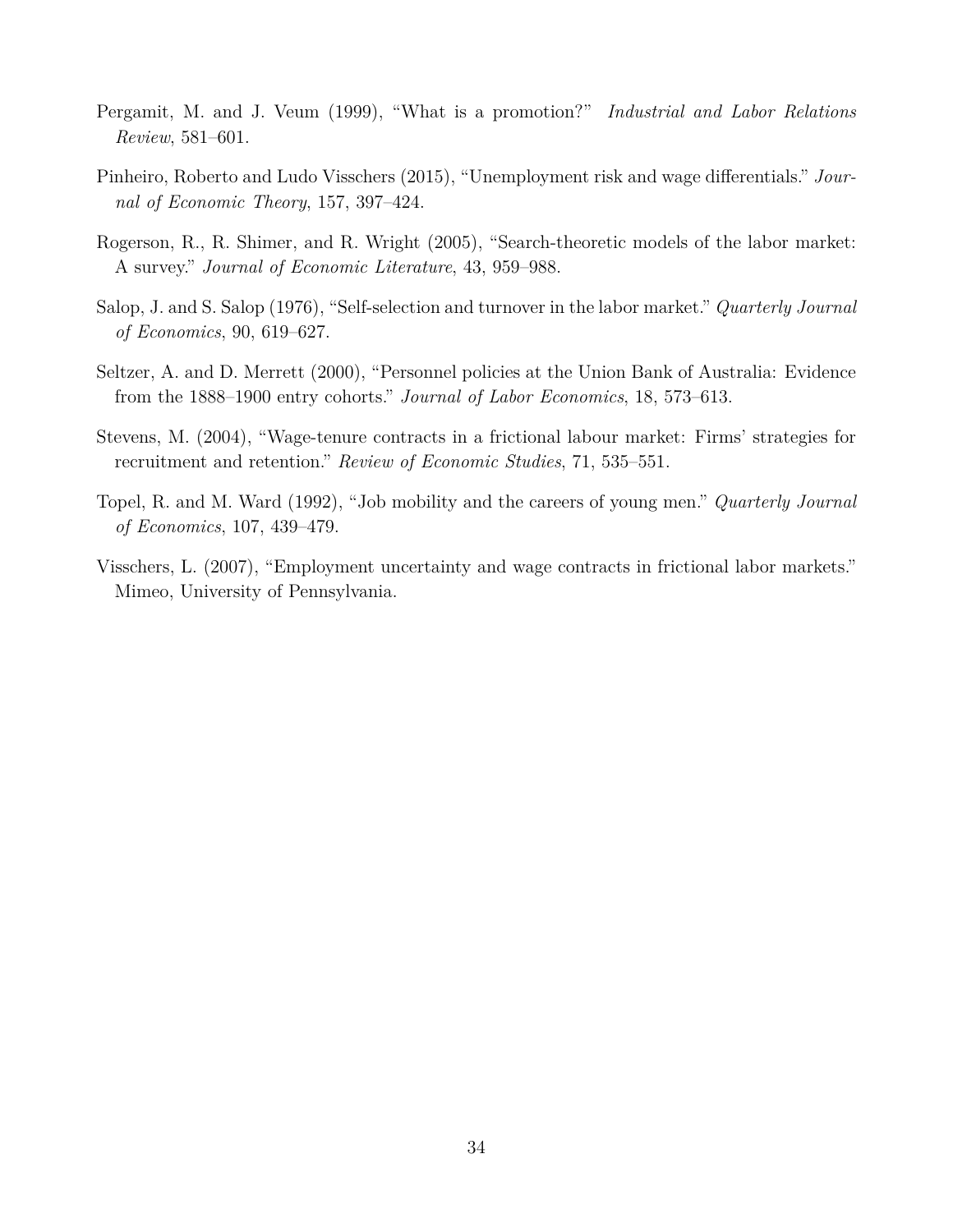Pergamit, M. and J. Veum (1999), "What is a promotion?" *Industrial and Labor Relations Review*, 581–601.

Pinheiro, Roberto and Ludo Visschers (2015), "Unemployment risk and wage differentials." *Journal of Economic Theory*, 157, 397–424.

Rogerson, R., R. Shimer, and R. Wright (2005), "Search-theoretic models of the labor market: A survey." *Journal of Economic Literature*, 43, 959–988.

Salop, J. and S. Salop (1976), "Self-selection and turnover in the labor market." *Quarterly Journal of Economics*, 90, 619–627.

Seltzer, A. and D. Merrett (2000), "Personnel policies at the Union Bank of Australia: Evidence from the 1888–1900 entry cohorts." *Journal of Labor Economics*, 18, 573–613.

Stevens, M. (2004), "Wage-tenure contracts in a frictional labour market: Firms' strategies for recruitment and retention." *Review of Economic Studies*, 71, 535–551.

Topel, R. and M. Ward (1992), "Job mobility and the careers of young men." *Quarterly Journal of Economics*, 107, 439–479.

Visschers, L. (2007), "Employment uncertainty and wage contracts in frictional labor markets." Mimeo, University of Pennsylvania.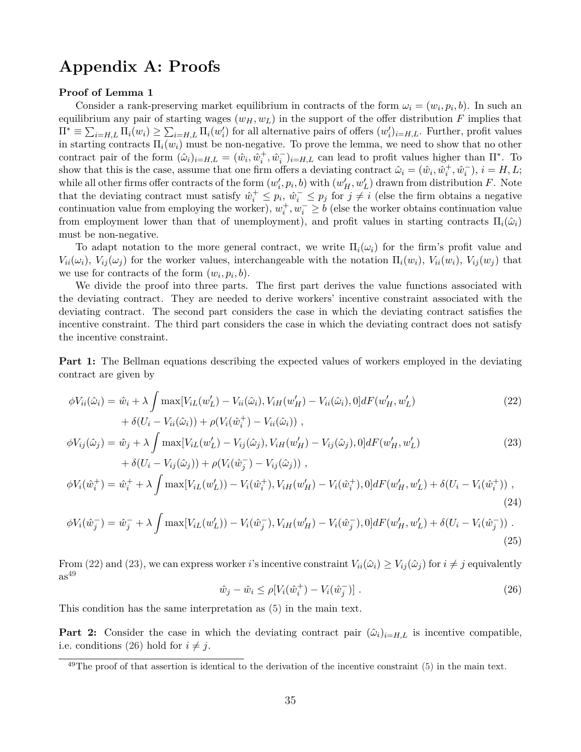# Appendix A: Proofs

**Proof of Lemma 1**

Consider a rank-preserving market equilibrium in contracts of the form $\omega_i = (w_i, p_i, b)$. In such an equilibrium any pair of starting wages $(w_H, w_L)$ in the support of the offer distribution $F$ implies that $\Pi^* \equiv \sum_{i=H,L} \Pi_i(w_i) \geq \sum_{i=H,L} \Pi_i(w_i')$ for all alternative pairs of offers $(w_i')_{i=H,L}$. Further, profit values in starting contracts $\Pi_i(w_i)$ must be non-negative. To prove the lemma, we need to show that no other contract pair of the form $(\hat{\omega}_i)_{i=H,L} = (\hat{w}_i, \hat{w}_i^+, \hat{w}_i^-)_{i=H,L}$ can lead to profit values higher than $\Pi^*$. To show that this is the case, assume that one firm offers a deviating contract $\hat{\omega}_i = (\hat{w}_i, \hat{w}_i^+, \hat{w}_i^-)$, $i = H, L$; while all other firms offer contracts of the form $(w_i', p_i, b)$ with $(w_H', w_L')$ drawn from distribution $F$. Note that the deviating contract must satisfy $\hat{w}_i^+ \leq p_i$, $\hat{w}_i^- \leq p_j$ for $j \neq i$ (else the firm obtains a negative continuation value from employing the worker), $w_i^+, w_i^- \geq b$ (else the worker obtains continuation value from employment lower than that of unemployment), and profit values in starting contracts $\Pi_i(\hat{\omega}_i)$ must be non-negative.

To adapt notation to the more general contract, we write $\Pi_i(\omega_i)$ for the firm's profit value and $V_{ii}(\omega_i)$, $V_{ij}(\omega_j)$ for the worker values, interchangeable with the notation $\Pi_i(w_i)$, $V_{ii}(w_i)$, $V_{ij}(w_j)$ that we use for contracts of the form $(w_i, p_i, b)$.

We divide the proof into three parts. The first part derives the value functions associated with the deviating contract. They are needed to derive workers' incentive constraint associated with the deviating contract. The second part considers the case in which the deviating contract satisfies the incentive constraint. The third part considers the case in which the deviating contract does not satisfy the incentive constraint.

**Part 1:** The Bellman equations describing the expected values of workers employed in the deviating contract are given by

$$\phi V_{ii}(\hat{\omega}_i) = \hat{w}_i + \lambda \int \max[V_{iL}(w_L') - V_{ii}(\hat{\omega}_i), V_{iH}(w_H') - V_{ii}(\hat{\omega}_i), 0] dF(w_H', w_L') \\ + \delta(U_i - V_{ii}(\hat{\omega}_i)) + \rho(V_i(\hat{w}_i^+) - V_{ii}(\hat{\omega}_i)) \ , \tag{22}$$

$$\phi V_{ij}(\hat{\omega}_j) = \hat{w}_j + \lambda \int \max[V_{iL}(w_L') - V_{ij}(\hat{\omega}_j), V_{iH}(w_H') - V_{ij}(\hat{\omega}_j), 0] dF(w_H', w_L') \\ + \delta(U_i - V_{ij}(\hat{\omega}_j)) + \rho(V_i(\hat{w}_j^-) - V_{ij}(\hat{\omega}_j)) \ , \tag{23}$$

$$\phi V_i(\hat{w}_i^+) = \hat{w}_i^+ + \lambda \int \max[V_{iL}(w_L')) - V_i(\hat{w}_i^+), V_{iH}(w_H') - V_i(\hat{w}_i^+), 0] dF(w_H', w_L') + \delta(U_i - V_i(\hat{w}_i^+)) \ , \tag{24}$$

$$\phi V_i(\hat{w}_j^-) = \hat{w}_j^- + \lambda \int \max[V_{iL}(w_L')) - V_i(\hat{w}_j^-), V_{iH}(w_H') - V_i(\hat{w}_j^-), 0] dF(w_H', w_L') + \delta(U_i - V_i(\hat{w}_j^-)) \ . \tag{25}$$

From (22) and (23), we can express worker $i$'s incentive constraint $V_{ii}(\hat{\omega}_i) \geq V_{ij}(\hat{\omega}_j)$ for $i \neq j$ equivalently as[49]

$$\hat{w}_j - \hat{w}_i \leq \rho[V_i(\hat{w}_i^+) - V_i(\hat{w}_j^-)] \ . \tag{26}$$

This condition has the same interpretation as (5) in the main text.

**Part 2:** Consider the case in which the deviating contract pair $(\hat{\omega}_i)_{i=H,L}$ is incentive compatible, i.e. conditions (26) hold for $i \neq j$.

[49] The proof of that assertion is identical to the derivation of the incentive constraint (5) in the main text.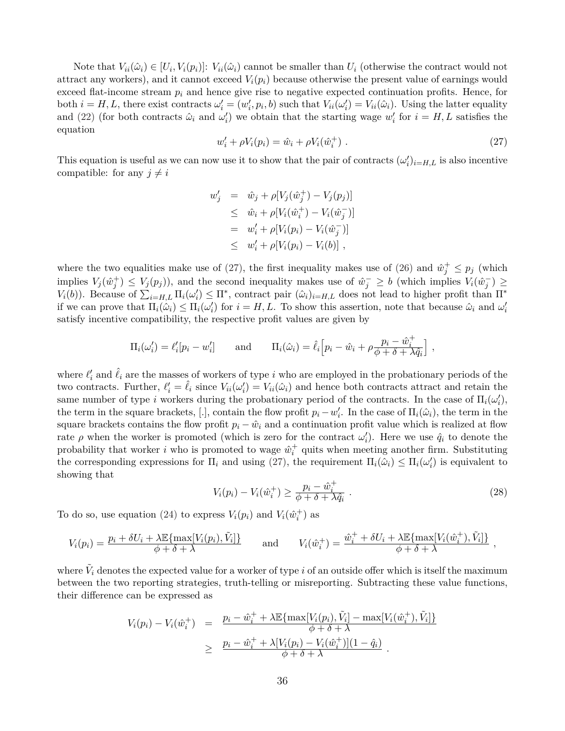Note that $V_{ii}(\hat{\omega}_i) \in [U_i, V_i(p_i)]$: $V_{ii}(\hat{\omega}_i)$ cannot be smaller than $U_i$ (otherwise the contract would not attract any workers), and it cannot exceed $V_i(p_i)$ because otherwise the present value of earnings would exceed flat-income stream $p_i$ and hence give rise to negative expected continuation profits. Hence, for both $i = H, L$, there exist contracts $\omega_i' = (w_i', p_i, b)$ such that $V_{ii}(\omega_i') = V_{ii}(\hat{\omega}_i)$. Using the latter equality and (22) (for both contracts $\hat{\omega}_i$ and $\omega_i'$) we obtain that the starting wage $w_i'$ for $i = H, L$ satisfies the equation

$$w_i' + \rho V_i(p_i) = \hat{w}_i + \rho V_i(\hat{w}_i^+) \ . \tag{27}$$

This equation is useful as we can now use it to show that the pair of contracts $(\omega_i')_{i=H,L}$ is also incentive compatible: for any $j \neq i$

$$\begin{aligned}
w_j' &= \hat{w}_j + \rho[V_j(\hat{w}_j^+) - V_j(p_j)] \\
&\leq \hat{w}_i + \rho[V_i(\hat{w}_i^+) - V_i(\hat{w}_j^-)] \\
&= w_i' + \rho[V_i(p_i) - V_i(\hat{w}_j^-)] \\
&\leq w_i' + \rho[V_i(p_i) - V_i(b)] \ ,
\end{aligned}$$

where the two equalities make use of (27), the first inequality makes use of (26) and $\hat{w}_j^+ \leq p_j$ (which implies $V_j(\hat{w}_j^+) \leq V_j(p_j)$), and the second inequality makes use of $\hat{w}_j^- \geq b$ (which implies $V_i(\hat{w}_j^-) \geq V_i(b)$). Because of $\sum_{i=H,L} \Pi_i(\omega_i') \leq \Pi^*$, contract pair $(\hat{\omega}_i)_{i=H,L}$ does not lead to higher profit than $\Pi^*$ if we can prove that $\Pi_i(\hat{\omega}_i) \leq \Pi_i(\omega_i')$ for $i = H, L$. To show this assertion, note that because $\hat{\omega}_i$ and $\omega_i'$ satisfy incentive compatibility, the respective profit values are given by

$$\Pi_i(\omega_i') = \ell_i'[p_i - w_i'] \qquad \text{and} \qquad \Pi_i(\hat{\omega}_i) = \hat{\ell}_i\Big[p_i - \hat{w}_i + \rho\frac{p_i - \hat{w}_i^+}{\phi + \delta + \lambda\hat{q}_i}\Big] \ ,$$

where $\ell_i'$ and $\hat{\ell}_i$ are the masses of workers of type $i$ who are employed in the probationary periods of the two contracts. Further, $\ell_i' = \hat{\ell}_i$ since $V_{ii}(\omega_i') = V_{ii}(\hat{\omega}_i)$ and hence both contracts attract and retain the same number of type $i$ workers during the probationary period of the contracts. In the case of $\Pi_i(\omega_i')$, the term in the square brackets, [.], contain the flow profit $p_i - w_i'$. In the case of $\Pi_i(\hat{\omega}_i)$, the term in the square brackets contains the flow profit $p_i - \hat{w}_i$ and a continuation profit value which is realized at flow rate $\rho$ when the worker is promoted (which is zero for the contract $\omega_i'$). Here we use $\hat{q}_i$ to denote the probability that worker $i$ who is promoted to wage $\hat{w}_i^+$ quits when meeting another firm. Substituting the corresponding expressions for $\Pi_i$ and using (27), the requirement $\Pi_i(\hat{\omega}_i) \leq \Pi_i(\omega_i')$ is equivalent to showing that

$$V_i(p_i) - V_i(\hat{w}_i^+) \geq \frac{p_i - \hat{w}_i^+}{\phi + \delta + \lambda\hat{q}_i} \ . \tag{28}$$

To do so, use equation (24) to express $V_i(p_i)$ and $V_i(\hat{w}_i^+)$ as

$$V_i(p_i) = \frac{p_i + \delta U_i + \lambda\mathbb{E}\{\max[V_i(p_i), \tilde{V}_i]\}}{\phi + \delta + \lambda} \qquad \text{and} \qquad V_i(\hat{w}_i^+) = \frac{\hat{w}_i^+ + \delta U_i + \lambda\mathbb{E}\{\max[V_i(\hat{w}_i^+), \tilde{V}_i]\}}{\phi + \delta + \lambda} \ ,$$

where $\tilde{V}_i$ denotes the expected value for a worker of type $i$ of an outside offer which is itself the maximum between the two reporting strategies, truth-telling or misreporting. Subtracting these value functions, their difference can be expressed as

$$\begin{aligned}
V_i(p_i) - V_i(\hat{w}_i^+) &= \frac{p_i - \hat{w}_i^+ + \lambda\mathbb{E}\{\max[V_i(p_i), \tilde{V}_i] - \max[V_i(\hat{w}_i^+), \tilde{V}_i]\}}{\phi + \delta + \lambda} \\
&\geq \frac{p_i - \hat{w}_i^+ + \lambda[V_i(p_i) - V_i(\hat{w}_i^+)](1 - \hat{q}_i)}{\phi + \delta + \lambda} \ .
\end{aligned}$$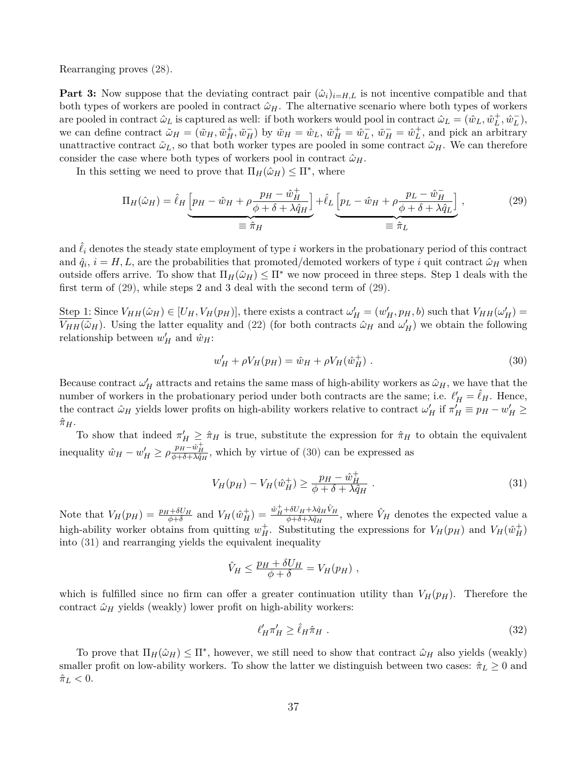Rearranging proves (28).

**Part 3:** Now suppose that the deviating contract pair $(\hat{\omega}_i)_{i=H,L}$ is not incentive compatible and that both types of workers are pooled in contract $\hat{\omega}_H$. The alternative scenario where both types of workers are pooled in contract $\hat{\omega}_L$ is captured as well: if both workers would pool in contract $\hat{\omega}_L = (\hat{w}_L, \hat{w}_L^+, \hat{w}_L^-)$, we can define contract $\tilde{\omega}_H = (\tilde{w}_H, \tilde{w}_H^+, \tilde{w}_H^-)$ by $\tilde{w}_H = \hat{w}_L$, $\tilde{w}_H^+ = \hat{w}_L^-$, $\tilde{w}_H^- = \hat{w}_L^+$, and pick an arbitrary unattractive contract $\tilde{\omega}_L$, so that both worker types are pooled in some contract $\tilde{\omega}_H$. We can therefore consider the case where both types of workers pool in contract $\hat{\omega}_H$.

In this setting we need to prove that $\Pi_H(\hat{\omega}_H) \leq \Pi^*$, where

$$
\Pi_H(\hat{\omega}_H) = \hat{\ell}_H \underbrace{\left[p_H - \hat{w}_H + \rho \frac{p_H - \hat{w}_H^+}{\phi + \delta + \lambda \hat{q}_H}\right]}_{\equiv \, \hat{\pi}_H} + \hat{\ell}_L \underbrace{\left[p_L - \hat{w}_H + \rho \frac{p_L - \hat{w}_H^-}{\phi + \delta + \lambda \hat{q}_L}\right]}_{\equiv \, \hat{\pi}_L}, \tag{29}
$$

and $\hat{\ell}_i$ denotes the steady state employment of type $i$ workers in the probationary period of this contract and $\hat{q}_i$, $i = H, L$, are the probabilities that promoted/demoted workers of type $i$ quit contract $\hat{\omega}_H$ when outside offers arrive. To show that $\Pi_H(\hat{\omega}_H) \leq \Pi^*$ we now proceed in three steps. Step 1 deals with the first term of (29), while steps 2 and 3 deal with the second term of (29).

<u>Step 1:</u> Since $V_{HH}(\hat{\omega}_H) \in [U_H, V_H(p_H)]$, there exists a contract $\omega'_H = (w'_H, p_H, b)$ such that $V_{HH}(\omega'_H) = V_{HH}(\hat{\omega}_H)$. Using the latter equality and (22) (for both contracts $\hat{\omega}_H$ and $\omega'_H$) we obtain the following relationship between $w'_H$ and $\hat{w}_H$:

$$
w'_H + \rho V_H(p_H) = \hat{w}_H + \rho V_H(\hat{w}_H^+) . \tag{30}
$$

Because contract $\omega'_H$ attracts and retains the same mass of high-ability workers as $\hat{\omega}_H$, we have that the number of workers in the probationary period under both contracts are the same; i.e. $\ell'_H = \hat{\ell}_H$. Hence, the contract $\hat{\omega}_H$ yields lower profits on high-ability workers relative to contract $\omega'_H$ if $\pi'_H \equiv p_H - w'_H \geq \hat{\pi}_H$.

To show that indeed $\pi'_H \geq \hat{\pi}_H$ is true, substitute the expression for $\hat{\pi}_H$ to obtain the equivalent inequality $\hat{w}_H - w'_H \geq \rho \frac{p_H - \hat{w}_H^+}{\phi + \delta + \lambda \hat{q}_H}$, which by virtue of (30) can be expressed as

$$
V_H(p_H) - V_H(\hat{w}_H^+) \geq \frac{p_H - \hat{w}_H^+}{\phi + \delta + \lambda \hat{q}_H} . \tag{31}
$$

Note that $V_H(p_H) = \frac{p_H + \delta U_H}{\phi + \delta}$ and $V_H(\hat{w}_H^+) = \frac{\hat{w}_H^+ + \delta U_H + \lambda \hat{q}_H \hat{V}_H}{\phi + \delta + \lambda \hat{q}_H}$, where $\hat{V}_H$ denotes the expected value a high-ability worker obtains from quitting $w_H^+$. Substituting the expressions for $V_H(p_H)$ and $V_H(\hat{w}_H^+)$ into (31) and rearranging yields the equivalent inequality

$$
\hat{V}_H \leq \frac{p_H + \delta U_H}{\phi + \delta} = V_H(p_H) ,
$$

which is fulfilled since no firm can offer a greater continuation utility than $V_H(p_H)$. Therefore the contract $\hat{\omega}_H$ yields (weakly) lower profit on high-ability workers:

$$
\ell'_H \pi'_H \geq \hat{\ell}_H \hat{\pi}_H . \tag{32}
$$

To prove that $\Pi_H(\hat{\omega}_H) \leq \Pi^*$, however, we still need to show that contract $\hat{\omega}_H$ also yields (weakly) smaller profit on low-ability workers. To show the latter we distinguish between two cases: $\hat{\pi}_L \geq 0$ and $\hat{\pi}_L < 0$.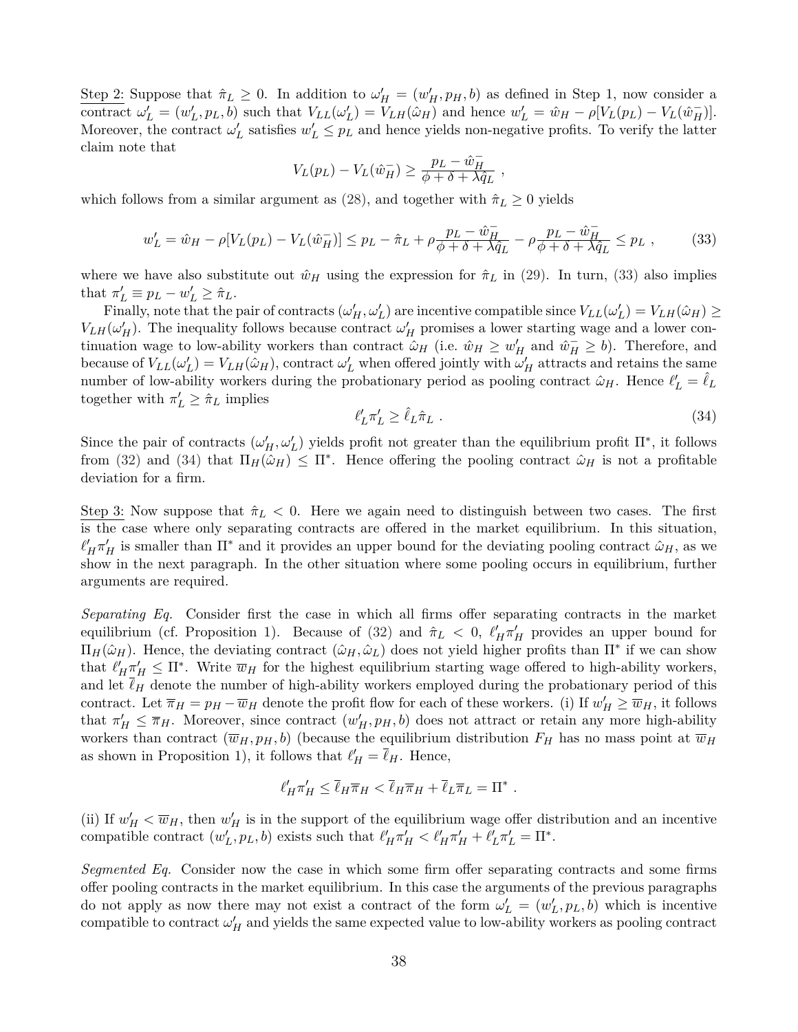Step 2: Suppose that $\hat{\pi}_L \geq 0$. In addition to $\omega'_H = (w'_H, p_H, b)$ as defined in Step 1, now consider a contract $\omega'_L = (w'_L, p_L, b)$ such that $V_{LL}(\omega'_L) = V_{LH}(\hat{\omega}_H)$ and hence $w'_L = \hat{w}_H - \rho[V_L(p_L) - V_L(\hat{w}_H^-)]$. Moreover, the contract $\omega'_L$ satisfies $w'_L \leq p_L$ and hence yields non-negative profits. To verify the latter claim note that

$$V_L(p_L) - V_L(\hat{w}_H^-) \geq \frac{p_L - \hat{w}_H^-}{\phi + \delta + \lambda \hat{q}_L} \ ,$$

which follows from a similar argument as (28), and together with $\hat{\pi}_L \geq 0$ yields

$$w'_L = \hat{w}_H - \rho[V_L(p_L) - V_L(\hat{w}_H^-)] \leq p_L - \hat{\pi}_L + \rho \frac{p_L - \hat{w}_H^-}{\phi + \delta + \lambda \hat{q}_L} - \rho \frac{p_L - \hat{w}_H^-}{\phi + \delta + \lambda \hat{q}_L} \leq p_L \ , \tag{33}$$

where we have also substitute out $\hat{w}_H$ using the expression for $\hat{\pi}_L$ in (29). In turn, (33) also implies that $\pi'_L \equiv p_L - w'_L \geq \hat{\pi}_L$.

Finally, note that the pair of contracts $(\omega'_H, \omega'_L)$ are incentive compatible since $V_{LL}(\omega'_L) = V_{LH}(\hat{\omega}_H) \geq V_{LH}(\omega'_H)$. The inequality follows because contract $\omega'_H$ promises a lower starting wage and a lower continuation wage to low-ability workers than contract $\hat{\omega}_H$ (i.e. $\hat{w}_H \geq w'_H$ and $\hat{w}_H^- \geq b$). Therefore, and because of $V_{LL}(\omega'_L) = V_{LH}(\hat{\omega}_H)$, contract $\omega'_L$ when offered jointly with $\omega'_H$ attracts and retains the same number of low-ability workers during the probationary period as pooling contract $\hat{\omega}_H$. Hence $\ell'_L = \hat{\ell}_L$ together with $\pi'_L \geq \hat{\pi}_L$ implies

$$\ell'_L \pi'_L \geq \hat{\ell}_L \hat{\pi}_L \ . \tag{34}$$

Since the pair of contracts $(\omega'_H, \omega'_L)$ yields profit not greater than the equilibrium profit $\Pi^*$, it follows from (32) and (34) that $\Pi_H(\hat{\omega}_H) \leq \Pi^*$. Hence offering the pooling contract $\hat{\omega}_H$ is not a profitable deviation for a firm.

Step 3: Now suppose that $\hat{\pi}_L < 0$. Here we again need to distinguish between two cases. The first is the case where only separating contracts are offered in the market equilibrium. In this situation, $\ell'_H \pi'_H$ is smaller than $\Pi^*$ and it provides an upper bound for the deviating pooling contract $\hat{\omega}_H$, as we show in the next paragraph. In the other situation where some pooling occurs in equilibrium, further arguments are required.

*Separating Eq.* Consider first the case in which all firms offer separating contracts in the market equilibrium (cf. Proposition 1). Because of (32) and $\hat{\pi}_L < 0$, $\ell'_H \pi'_H$ provides an upper bound for $\Pi_H(\hat{\omega}_H)$. Hence, the deviating contract $(\hat{\omega}_H, \hat{\omega}_L)$ does not yield higher profits than $\Pi^*$ if we can show that $\ell'_H \pi'_H \leq \Pi^*$. Write $\overline{w}_H$ for the highest equilibrium starting wage offered to high-ability workers, and let $\overline{\ell}_H$ denote the number of high-ability workers employed during the probationary period of this contract. Let $\overline{\pi}_H = p_H - \overline{w}_H$ denote the profit flow for each of these workers. (i) If $w'_H \geq \overline{w}_H$, it follows that $\pi'_H \leq \overline{\pi}_H$. Moreover, since contract $(w'_H, p_H, b)$ does not attract or retain any more high-ability workers than contract $(\overline{w}_H, p_H, b)$ (because the equilibrium distribution $F_H$ has no mass point at $\overline{w}_H$ as shown in Proposition 1), it follows that $\ell'_H = \overline{\ell}_H$. Hence,

$$\ell'_H \pi'_H \leq \overline{\ell}_H \overline{\pi}_H < \overline{\ell}_H \overline{\pi}_H + \overline{\ell}_L \overline{\pi}_L = \Pi^* \ .$$

(ii) If $w'_H < \overline{w}_H$, then $w'_H$ is in the support of the equilibrium wage offer distribution and an incentive compatible contract $(w'_L, p_L, b)$ exists such that $\ell'_H \pi'_H < \ell'_H \pi'_H + \ell'_L \pi'_L = \Pi^*$.

*Segmented Eq.* Consider now the case in which some firm offer separating contracts and some firms offer pooling contracts in the market equilibrium. In this case the arguments of the previous paragraphs do not apply as now there may not exist a contract of the form $\omega'_L = (w'_L, p_L, b)$ which is incentive compatible to contract $\omega'_H$ and yields the same expected value to low-ability workers as pooling contract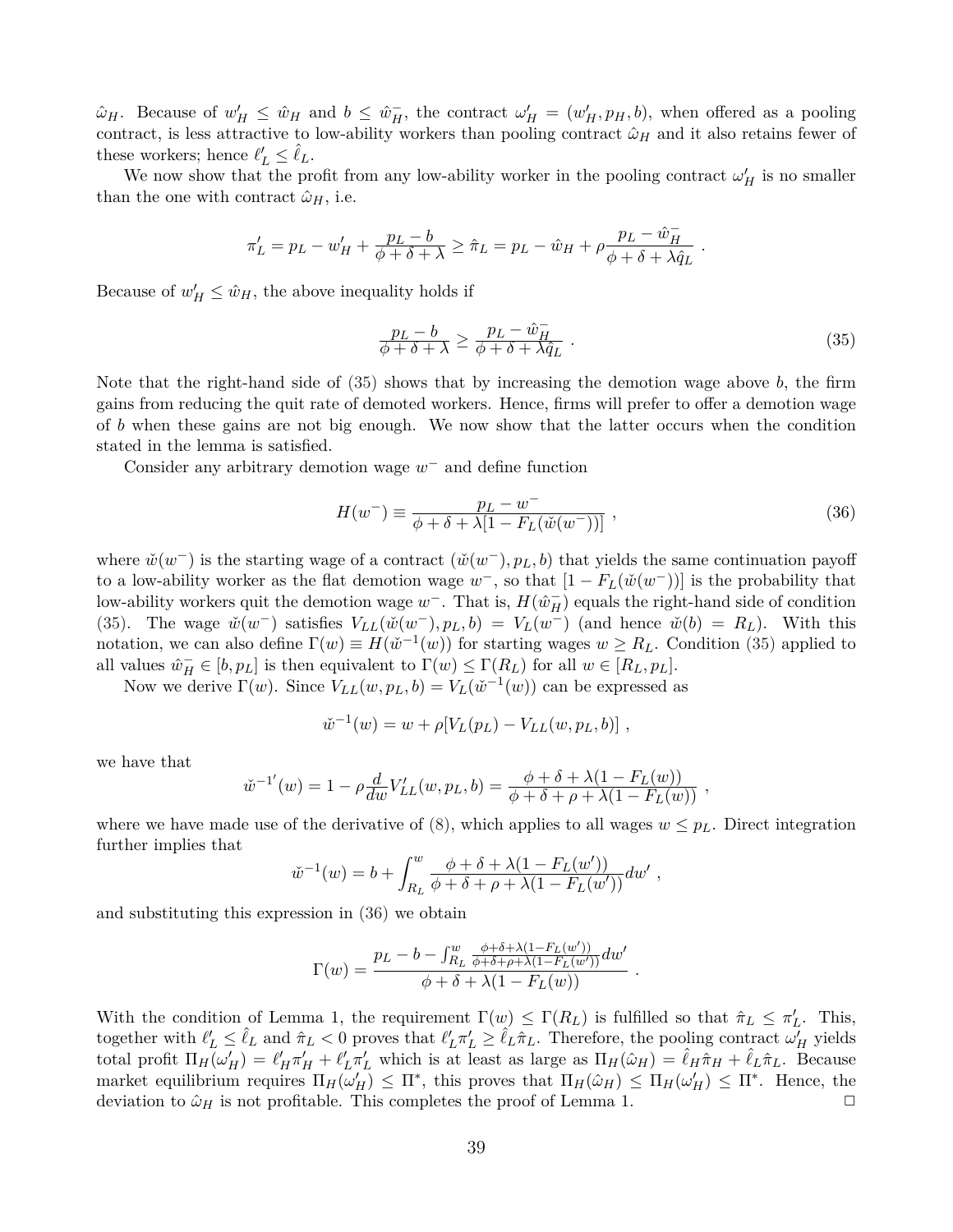$\hat{\omega}_H$. Because of $w'_H \leq \hat{w}_H$ and $b \leq \hat{w}^-_H$, the contract $\omega'_H = (w'_H, p_H, b)$, when offered as a pooling contract, is less attractive to low-ability workers than pooling contract $\hat{\omega}_H$ and it also retains fewer of these workers; hence $\ell'_L \leq \hat{\ell}_L$.

We now show that the profit from any low-ability worker in the pooling contract $\omega'_H$ is no smaller than the one with contract $\hat{\omega}_H$, i.e.

$$\pi'_L = p_L - w'_H + \frac{p_L - b}{\phi + \delta + \lambda} \geq \hat{\pi}_L = p_L - \hat{w}_H + \rho \frac{p_L - \hat{w}^-_H}{\phi + \delta + \lambda \hat{q}_L} \ .$$

Because of $w'_H \leq \hat{w}_H$, the above inequality holds if

$$\frac{p_L - b}{\phi + \delta + \lambda} \geq \frac{p_L - \hat{w}^-_H}{\phi + \delta + \lambda \hat{q}_L} \ . \tag{35}$$

Note that the right-hand side of (35) shows that by increasing the demotion wage above $b$, the firm gains from reducing the quit rate of demoted workers. Hence, firms will prefer to offer a demotion wage of $b$ when these gains are not big enough. We now show that the latter occurs when the condition stated in the lemma is satisfied.

Consider any arbitrary demotion wage $w^-$ and define function

$$H(w^-) \equiv \frac{p_L - w^-}{\phi + \delta + \lambda[1 - F_L(\check{w}(w^-))]} \ , \tag{36}$$

where $\check{w}(w^-)$ is the starting wage of a contract $(\check{w}(w^-), p_L, b)$ that yields the same continuation payoff to a low-ability worker as the flat demotion wage $w^-$, so that $[1 - F_L(\check{w}(w^-))]$ is the probability that low-ability workers quit the demotion wage $w^-$. That is, $H(\hat{w}^-_H)$ equals the right-hand side of condition (35). The wage $\check{w}(w^-)$ satisfies $V_{LL}(\check{w}(w^-), p_L, b) = V_L(w^-)$ (and hence $\check{w}(b) = R_L$). With this notation, we can also define $\Gamma(w) \equiv H(\check{w}^{-1}(w))$ for starting wages $w \geq R_L$. Condition (35) applied to all values $\hat{w}^-_H \in [b, p_L]$ is then equivalent to $\Gamma(w) \leq \Gamma(R_L)$ for all $w \in [R_L, p_L]$.

Now we derive $\Gamma(w)$. Since $V_{LL}(w, p_L, b) = V_L(\check{w}^{-1}(w))$ can be expressed as

$$\check{w}^{-1}(w) = w + \rho[V_L(p_L) - V_{LL}(w, p_L, b)] \ ,$$

we have that

$$\check{w}^{-1'}(w) = 1 - \rho \frac{d}{dw} V'_{LL}(w, p_L, b) = \frac{\phi + \delta + \lambda(1 - F_L(w))}{\phi + \delta + \rho + \lambda(1 - F_L(w))} \ ,$$

where we have made use of the derivative of (8), which applies to all wages $w \leq p_L$. Direct integration further implies that

$$\check{w}^{-1}(w) = b + \int_{R_L}^{w} \frac{\phi + \delta + \lambda(1 - F_L(w'))}{\phi + \delta + \rho + \lambda(1 - F_L(w'))} dw' \ ,$$

and substituting this expression in (36) we obtain

$$\Gamma(w) = \frac{p_L - b - \int_{R_L}^{w} \frac{\phi + \delta + \lambda(1 - F_L(w'))}{\phi + \delta + \rho + \lambda(1 - F_L(w'))} dw'}{\phi + \delta + \lambda(1 - F_L(w))} \ .$$

With the condition of Lemma 1, the requirement $\Gamma(w) \leq \Gamma(R_L)$ is fulfilled so that $\hat{\pi}_L \leq \pi'_L$. This, together with $\ell'_L \leq \hat{\ell}_L$ and $\hat{\pi}_L < 0$ proves that $\ell'_L \pi'_L \geq \hat{\ell}_L \hat{\pi}_L$. Therefore, the pooling contract $\omega'_H$ yields total profit $\Pi_H(\omega'_H) = \ell'_H \pi'_H + \ell'_L \pi'_L$ which is at least as large as $\Pi_H(\hat{\omega}_H) = \hat{\ell}_H \hat{\pi}_H + \hat{\ell}_L \hat{\pi}_L$. Because market equilibrium requires $\Pi_H(\omega'_H) \leq \Pi^*$, this proves that $\Pi_H(\hat{\omega}_H) \leq \Pi_H(\omega'_H) \leq \Pi^*$. Hence, the deviation to $\hat{\omega}_H$ is not profitable. This completes the proof of Lemma 1. □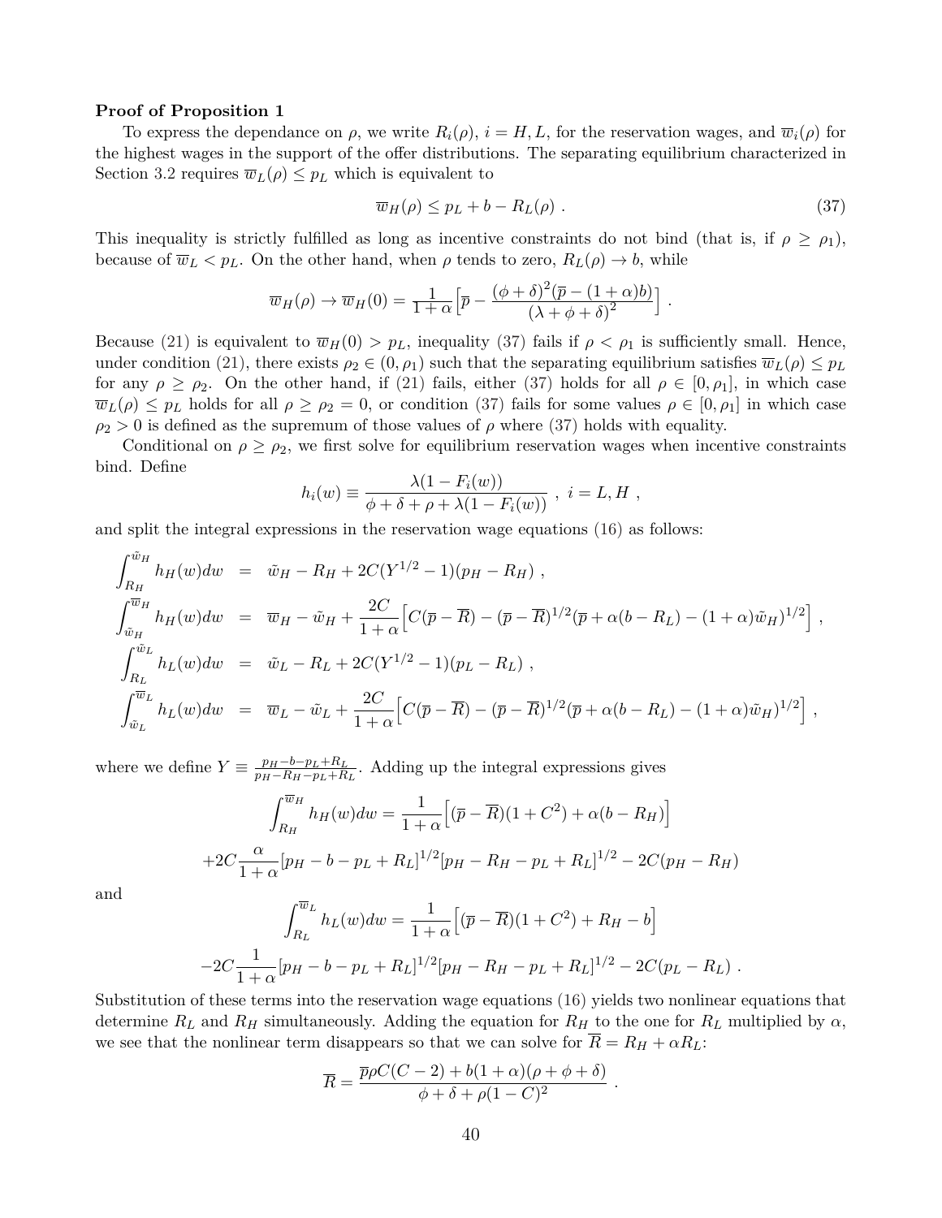**Proof of Proposition 1**

To express the dependance on $\rho$, we write $R_i(\rho)$, $i = H, L$, for the reservation wages, and $\overline{w}_i(\rho)$ for the highest wages in the support of the offer distributions. The separating equilibrium characterized in Section 3.2 requires $\overline{w}_L(\rho) \leq p_L$ which is equivalent to

$$\overline{w}_H(\rho) \leq p_L + b - R_L(\rho) \ . \tag{37}$$

This inequality is strictly fulfilled as long as incentive constraints do not bind (that is, if $\rho \geq \rho_1$), because of $\overline{w}_L < p_L$. On the other hand, when $\rho$ tends to zero, $R_L(\rho) \to b$, while

$$\overline{w}_H(\rho) \to \overline{w}_H(0) = \frac{1}{1+\alpha}\Big[\overline{p} - \frac{(\phi+\delta)^2(\overline{p}-(1+\alpha)b)}{(\lambda+\phi+\delta)^2}\Big] \ .$$

Because (21) is equivalent to $\overline{w}_H(0) > p_L$, inequality (37) fails if $\rho < \rho_1$ is sufficiently small. Hence, under condition (21), there exists $\rho_2 \in (0, \rho_1)$ such that the separating equilibrium satisfies $\overline{w}_L(\rho) \leq p_L$ for any $\rho \geq \rho_2$. On the other hand, if (21) fails, either (37) holds for all $\rho \in [0, \rho_1]$, in which case $\overline{w}_L(\rho) \leq p_L$ holds for all $\rho \geq \rho_2 = 0$, or condition (37) fails for some values $\rho \in [0, \rho_1]$ in which case $\rho_2 > 0$ is defined as the supremum of those values of $\rho$ where (37) holds with equality.

Conditional on $\rho \geq \rho_2$, we first solve for equilibrium reservation wages when incentive constraints bind. Define

$$h_i(w) \equiv \frac{\lambda(1-F_i(w))}{\phi+\delta+\rho+\lambda(1-F_i(w))} \ , \ i = L, H \ ,$$

and split the integral expressions in the reservation wage equations (16) as follows:

$$\begin{aligned}
\int_{R_H}^{\tilde{w}_H} h_H(w)dw &= \tilde{w}_H - R_H + 2C(Y^{1/2}-1)(p_H - R_H) \ , \\
\int_{\tilde{w}_H}^{\overline{w}_H} h_H(w)dw &= \overline{w}_H - \tilde{w}_H + \frac{2C}{1+\alpha}\Big[C(\overline{p}-\overline{R}) - (\overline{p}-\overline{R})^{1/2}(\overline{p}+\alpha(b-R_L)-(1+\alpha)\tilde{w}_H)^{1/2}\Big] \ , \\
\int_{R_L}^{\tilde{w}_L} h_L(w)dw &= \tilde{w}_L - R_L + 2C(Y^{1/2}-1)(p_L - R_L) \ , \\
\int_{\tilde{w}_L}^{\overline{w}_L} h_L(w)dw &= \overline{w}_L - \tilde{w}_L + \frac{2C}{1+\alpha}\Big[C(\overline{p}-\overline{R}) - (\overline{p}-\overline{R})^{1/2}(\overline{p}+\alpha(b-R_L)-(1+\alpha)\tilde{w}_H)^{1/2}\Big] \ ,
\end{aligned}$$

where we define $Y \equiv \frac{p_H - b - p_L + R_L}{p_H - R_H - p_L + R_L}$. Adding up the integral expressions gives

$$\int_{R_H}^{\overline{w}_H} h_H(w)dw = \frac{1}{1+\alpha}\Big[(\overline{p}-\overline{R})(1+C^2) + \alpha(b-R_H)\Big]$$

$$+2C\frac{\alpha}{1+\alpha}[p_H - b - p_L + R_L]^{1/2}[p_H - R_H - p_L + R_L]^{1/2} - 2C(p_H - R_H)$$

and

$$\int_{R_L}^{\overline{w}_L} h_L(w)dw = \frac{1}{1+\alpha}\Big[(\overline{p}-\overline{R})(1+C^2) + R_H - b\Big]$$

$$-2C\frac{1}{1+\alpha}[p_H - b - p_L + R_L]^{1/2}[p_H - R_H - p_L + R_L]^{1/2} - 2C(p_L - R_L) \ .$$

Substitution of these terms into the reservation wage equations (16) yields two nonlinear equations that determine $R_L$ and $R_H$ simultaneously. Adding the equation for $R_H$ to the one for $R_L$ multiplied by $\alpha$, we see that the nonlinear term disappears so that we can solve for $\overline{R} = R_H + \alpha R_L$:

$$\overline{R} = \frac{\overline{p}\rho C(C-2) + b(1+\alpha)(\rho+\phi+\delta)}{\phi+\delta+\rho(1-C)^2} \ .$$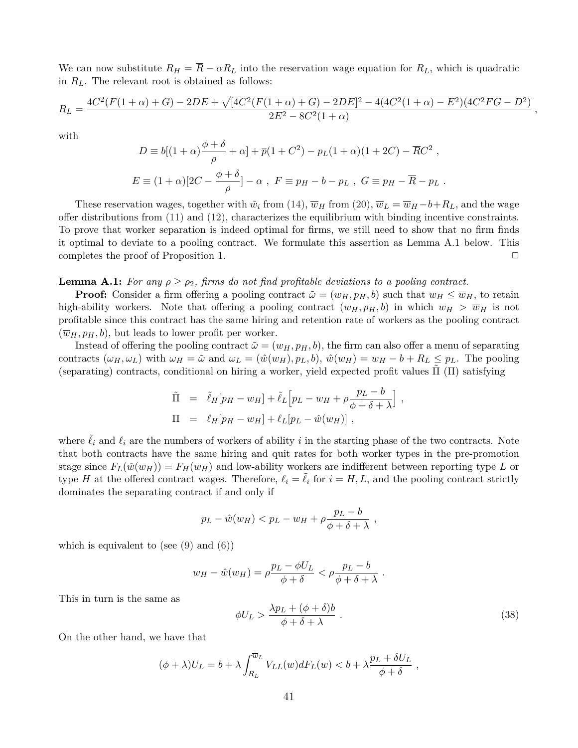We can now substitute $R_H = \overline{R} - \alpha R_L$ into the reservation wage equation for $R_L$, which is quadratic in $R_L$. The relevant root is obtained as follows:

$$R_L = \frac{4C^2(F(1+\alpha)+G) - 2DE + \sqrt{[4C^2(F(1+\alpha)+G)-2DE]^2 - 4(4C^2(1+\alpha)-E^2)(4C^2FG - D^2)}}{2E^2 - 8C^2(1+\alpha)} ,$$

with

$$D \equiv b[(1+\alpha)\frac{\phi+\delta}{\rho} + \alpha] + \overline{p}(1+C^2) - p_L(1+\alpha)(1+2C) - \overline{R}C^2 ,$$

$$E \equiv (1+\alpha)[2C - \frac{\phi+\delta}{\rho}] - \alpha , \; F \equiv p_H - b - p_L , \; G \equiv p_H - \overline{R} - p_L .$$

These reservation wages, together with $\tilde{w}_i$ from (14), $\overline{w}_H$ from (20), $\overline{w}_L = \overline{w}_H - b + R_L$, and the wage offer distributions from (11) and (12), characterizes the equilibrium with binding incentive constraints. To prove that worker separation is indeed optimal for firms, we still need to show that no firm finds it optimal to deviate to a pooling contract. We formulate this assertion as Lemma A.1 below. This completes the proof of Proposition 1. □

**Lemma A.1:** *For any $\rho \geq \rho_2$, firms do not find profitable deviations to a pooling contract.*

**Proof:** Consider a firm offering a pooling contract $\tilde{\omega} = (w_H, p_H, b)$ such that $w_H \leq \overline{w}_H$, to retain high-ability workers. Note that offering a pooling contract $(w_H, p_H, b)$ in which $w_H > \overline{w}_H$ is not profitable since this contract has the same hiring and retention rate of workers as the pooling contract $(\overline{w}_H, p_H, b)$, but leads to lower profit per worker.

Instead of offering the pooling contract $\tilde{\omega} = (w_H, p_H, b)$, the firm can also offer a menu of separating contracts $(\omega_H, \omega_L)$ with $\omega_H = \tilde{\omega}$ and $\omega_L = (\hat{w}(w_H), p_L, b)$, $\hat{w}(w_H) = w_H - b + R_L \leq p_L$. The pooling (separating) contracts, conditional on hiring a worker, yield expected profit values $\tilde{\Pi}$ ($\Pi$) satisfying

$$\begin{aligned}
\tilde{\Pi} &= \tilde{\ell}_H[p_H - w_H] + \tilde{\ell}_L\Big[p_L - w_H + \rho\frac{p_L - b}{\phi+\delta+\lambda}\Big] , \\
\Pi &= \ell_H[p_H - w_H] + \ell_L[p_L - \hat{w}(w_H)] ,
\end{aligned}$$

where $\tilde{\ell}_i$ and $\ell_i$ are the numbers of workers of ability $i$ in the starting phase of the two contracts. Note that both contracts have the same hiring and quit rates for both worker types in the pre-promotion stage since $F_L(\hat{w}(w_H)) = F_H(w_H)$ and low-ability workers are indifferent between reporting type $L$ or type $H$ at the offered contract wages. Therefore, $\ell_i = \tilde{\ell}_i$ for $i = H, L$, and the pooling contract strictly dominates the separating contract if and only if

$$p_L - \hat{w}(w_H) < p_L - w_H + \rho\frac{p_L - b}{\phi+\delta+\lambda} ,$$

which is equivalent to (see (9) and (6))

$$w_H - \hat{w}(w_H) = \rho\frac{p_L - \phi U_L}{\phi+\delta} < \rho\frac{p_L - b}{\phi+\delta+\lambda} .$$

This in turn is the same as

$$\phi U_L > \frac{\lambda p_L + (\phi+\delta)b}{\phi+\delta+\lambda} . \tag{38}$$

On the other hand, we have that

$$(\phi+\lambda)U_L = b + \lambda\int_{R_L}^{\overline{w}_L} V_{LL}(w)dF_L(w) < b + \lambda\frac{p_L + \delta U_L}{\phi+\delta} ,$$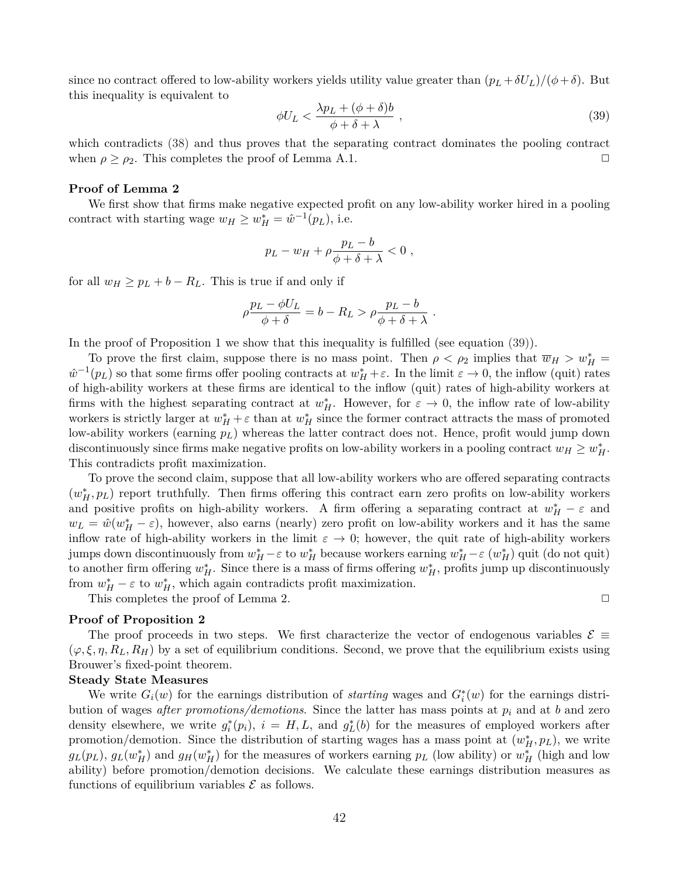since no contract offered to low-ability workers yields utility value greater than $(p_L + \delta U_L)/(\phi + \delta)$. But this inequality is equivalent to

$$\phi U_L < \frac{\lambda p_L + (\phi + \delta) b}{\phi + \delta + \lambda} \ , \tag{39}$$

which contradicts (38) and thus proves that the separating contract dominates the pooling contract when $\rho \geq \rho_2$. This completes the proof of Lemma A.1. □

**Proof of Lemma 2**

We first show that firms make negative expected profit on any low-ability worker hired in a pooling contract with starting wage $w_H \geq w_H^* = \hat{w}^{-1}(p_L)$, i.e.

$$p_L - w_H + \rho \frac{p_L - b}{\phi + \delta + \lambda} < 0 \ ,$$

for all $w_H \geq p_L + b - R_L$. This is true if and only if

$$\rho \frac{p_L - \phi U_L}{\phi + \delta} = b - R_L > \rho \frac{p_L - b}{\phi + \delta + \lambda} \ .$$

In the proof of Proposition 1 we show that this inequality is fulfilled (see equation (39)).

To prove the first claim, suppose there is no mass point. Then $\rho < \rho_2$ implies that $\overline{w}_H > w_H^* = \hat{w}^{-1}(p_L)$ so that some firms offer pooling contracts at $w_H^* + \varepsilon$. In the limit $\varepsilon \to 0$, the inflow (quit) rates of high-ability workers at these firms are identical to the inflow (quit) rates of high-ability workers at firms with the highest separating contract at $w_H^*$. However, for $\varepsilon \to 0$, the inflow rate of low-ability workers is strictly larger at $w_H^* + \varepsilon$ than at $w_H^*$ since the former contract attracts the mass of promoted low-ability workers (earning $p_L$) whereas the latter contract does not. Hence, profit would jump down discontinuously since firms make negative profits on low-ability workers in a pooling contract $w_H \geq w_H^*$. This contradicts profit maximization.

To prove the second claim, suppose that all low-ability workers who are offered separating contracts $(w_H^*, p_L)$ report truthfully. Then firms offering this contract earn zero profits on low-ability workers and positive profits on high-ability workers. A firm offering a separating contract at $w_H^* - \varepsilon$ and $w_L = \hat{w}(w_H^* - \varepsilon)$, however, also earns (nearly) zero profit on low-ability workers and it has the same inflow rate of high-ability workers in the limit $\varepsilon \to 0$; however, the quit rate of high-ability workers jumps down discontinuously from $w_H^* - \varepsilon$ to $w_H^*$ because workers earning $w_H^* - \varepsilon$ ($w_H^*$) quit (do not quit) to another firm offering $w_H^*$. Since there is a mass of firms offering $w_H^*$, profits jump up discontinuously from $w_H^* - \varepsilon$ to $w_H^*$, which again contradicts profit maximization.

This completes the proof of Lemma 2. □

**Proof of Proposition 2**

The proof proceeds in two steps. We first characterize the vector of endogenous variables $\mathcal{E} \equiv (\varphi, \xi, \eta, R_L, R_H)$ by a set of equilibrium conditions. Second, we prove that the equilibrium exists using Brouwer's fixed-point theorem.

**Steady State Measures**

We write $G_i(w)$ for the earnings distribution of *starting* wages and $G_i^*(w)$ for the earnings distribution of wages *after promotions/demotions*. Since the latter has mass points at $p_i$ and at $b$ and zero density elsewhere, we write $g_i^*(p_i)$, $i = H, L$, and $g_L^*(b)$ for the measures of employed workers after promotion/demotion. Since the distribution of starting wages has a mass point at $(w_H^*, p_L)$, we write $g_L(p_L)$, $g_L(w_H^*)$ and $g_H(w_H^*)$ for the measures of workers earning $p_L$ (low ability) or $w_H^*$ (high and low ability) before promotion/demotion decisions. We calculate these earnings distribution measures as functions of equilibrium variables $\mathcal{E}$ as follows.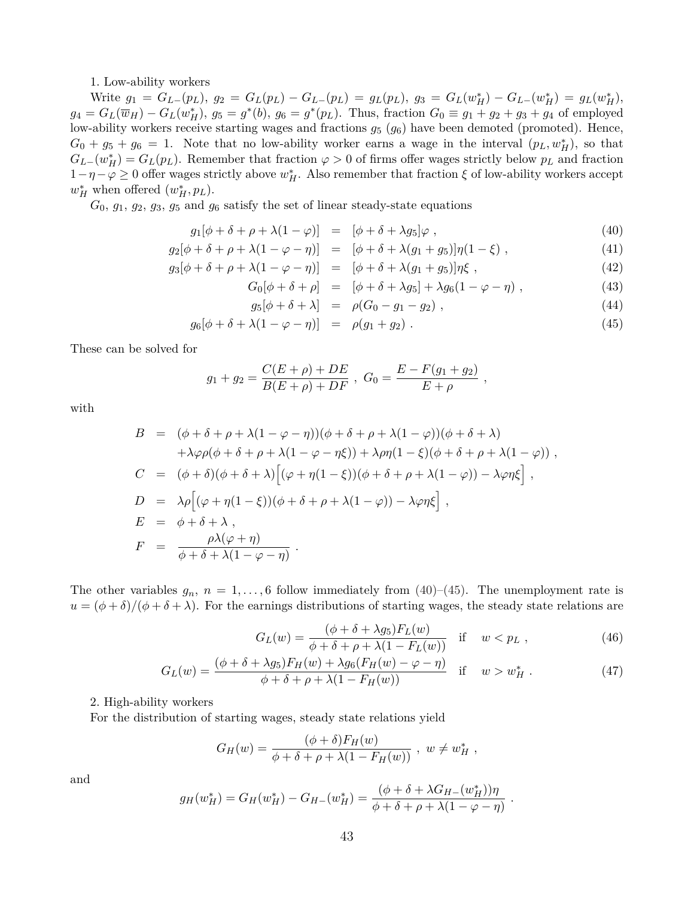1. Low-ability workers

Write $g_1 = G_{L-}(p_L)$, $g_2 = G_L(p_L) - G_{L-}(p_L) = g_L(p_L)$, $g_3 = G_L(w_H^*) - G_{L-}(w_H^*) = g_L(w_H^*)$, $g_4 = G_L(\overline{w}_H) - G_L(w_H^*)$, $g_5 = g^*(b)$, $g_6 = g^*(p_L)$. Thus, fraction $G_0 \equiv g_1 + g_2 + g_3 + g_4$ of employed low-ability workers receive starting wages and fractions $g_5$ ($g_6$) have been demoted (promoted). Hence, $G_0 + g_5 + g_6 = 1$. Note that no low-ability worker earns a wage in the interval $(p_L, w_H^*)$, so that $G_{L-}(w_H^*) = G_L(p_L)$. Remember that fraction $\varphi > 0$ of firms offer wages strictly below $p_L$ and fraction $1 - \eta - \varphi \geq 0$ offer wages strictly above $w_H^*$. Also remember that fraction $\xi$ of low-ability workers accept $w_H^*$ when offered $(w_H^*, p_L)$.

$G_0$, $g_1$, $g_2$, $g_3$, $g_5$ and $g_6$ satisfy the set of linear steady-state equations

$$g_1[\phi + \delta + \rho + \lambda(1 - \varphi)] = [\phi + \delta + \lambda g_5]\varphi \; , \tag{40}$$

$$g_2[\phi + \delta + \rho + \lambda(1 - \varphi - \eta)] = [\phi + \delta + \lambda(g_1 + g_5)]\eta(1 - \xi) \; , \tag{41}$$

$$g_3[\phi + \delta + \rho + \lambda(1 - \varphi - \eta)] = [\phi + \delta + \lambda(g_1 + g_5)]\eta\xi \; , \tag{42}$$

$$G_0[\phi + \delta + \rho] = [\phi + \delta + \lambda g_5] + \lambda g_6(1 - \varphi - \eta) \; , \tag{43}$$

$$g_5[\phi + \delta + \lambda] = \rho(G_0 - g_1 - g_2) \; , \tag{44}$$

$$g_6[\phi + \delta + \lambda(1 - \varphi - \eta)] = \rho(g_1 + g_2) \; . \tag{45}$$

These can be solved for

$$g_1 + g_2 = \frac{C(E + \rho) + DE}{B(E + \rho) + DF} \; , \; G_0 = \frac{E - F(g_1 + g_2)}{E + \rho} \; ,$$

with

$$\begin{aligned}
B &= (\phi + \delta + \rho + \lambda(1 - \varphi - \eta))(\phi + \delta + \rho + \lambda(1 - \varphi))(\phi + \delta + \lambda) \\
&\quad + \lambda\varphi\rho(\phi + \delta + \rho + \lambda(1 - \varphi - \eta\xi)) + \lambda\rho\eta(1 - \xi)(\phi + \delta + \rho + \lambda(1 - \varphi)) \; , \\
C &= (\phi + \delta)(\phi + \delta + \lambda)\Big[(\varphi + \eta(1 - \xi))(\phi + \delta + \rho + \lambda(1 - \varphi)) - \lambda\varphi\eta\xi\Big] \; , \\
D &= \lambda\rho\Big[(\varphi + \eta(1 - \xi))(\phi + \delta + \rho + \lambda(1 - \varphi)) - \lambda\varphi\eta\xi\Big] \; , \\
E &= \phi + \delta + \lambda \; , \\
F &= \frac{\rho\lambda(\varphi + \eta)}{\phi + \delta + \lambda(1 - \varphi - \eta)} \; .
\end{aligned}$$

The other variables $g_n$, $n = 1, \ldots, 6$ follow immediately from (40)–(45). The unemployment rate is $u = (\phi + \delta)/(\phi + \delta + \lambda)$. For the earnings distributions of starting wages, the steady state relations are

$$G_L(w) = \frac{(\phi + \delta + \lambda g_5)F_L(w)}{\phi + \delta + \rho + \lambda(1 - F_L(w))} \quad \text{if} \quad w < p_L \; , \tag{46}$$

$$G_L(w) = \frac{(\phi + \delta + \lambda g_5)F_H(w) + \lambda g_6(F_H(w) - \varphi - \eta)}{\phi + \delta + \rho + \lambda(1 - F_H(w))} \quad \text{if} \quad w > w_H^* \; . \tag{47}$$

2. High-ability workers

For the distribution of starting wages, steady state relations yield

$$G_H(w) = \frac{(\phi + \delta)F_H(w)}{\phi + \delta + \rho + \lambda(1 - F_H(w))} \; , \; w \neq w_H^* \; ,$$

and

$$g_H(w_H^*) = G_H(w_H^*) - G_{H-}(w_H^*) = \frac{(\phi + \delta + \lambda G_{H-}(w_H^*))\eta}{\phi + \delta + \rho + \lambda(1 - \varphi - \eta)} \; .$$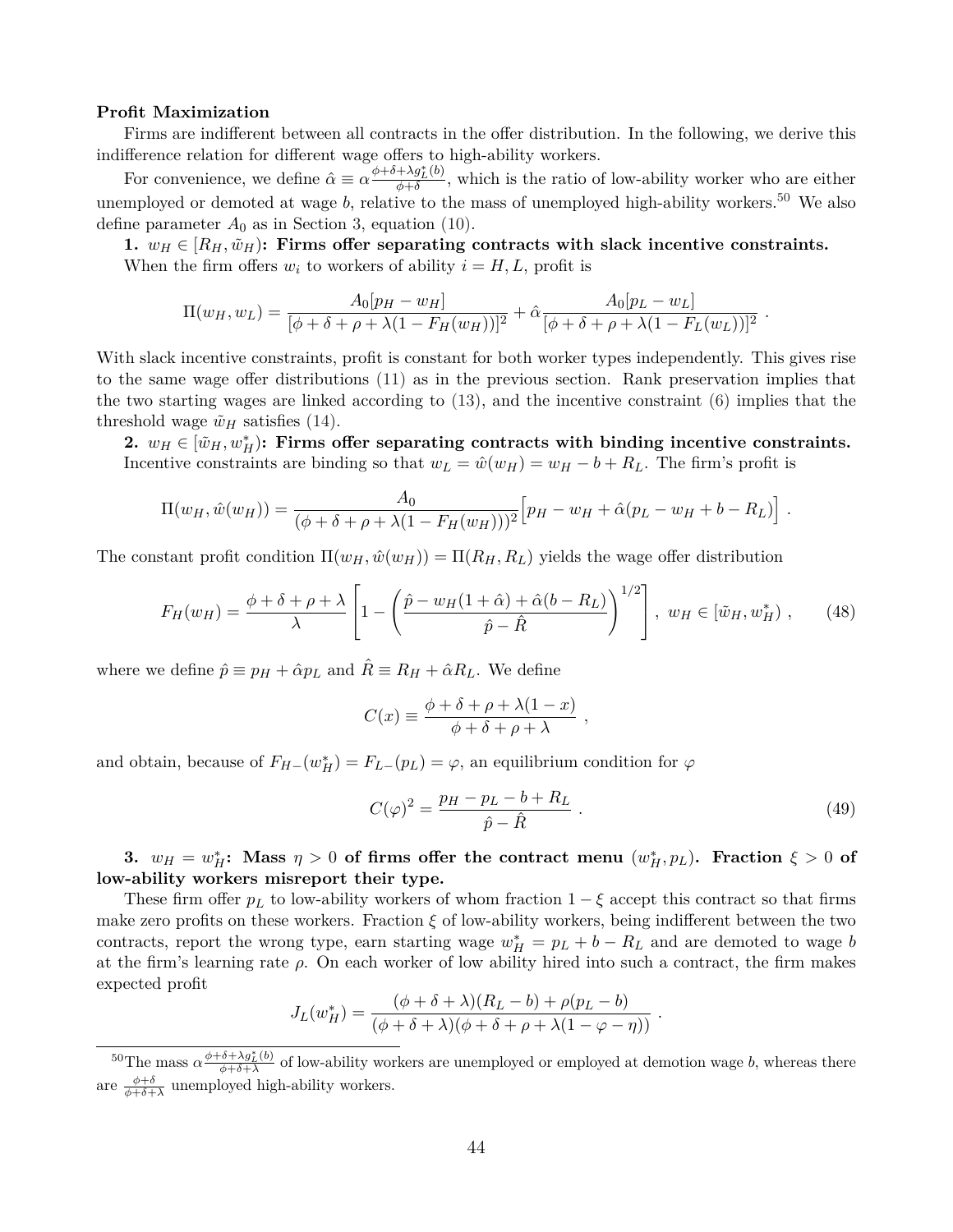**Profit Maximization**

Firms are indifferent between all contracts in the offer distribution. In the following, we derive this indifference relation for different wage offers to high-ability workers.

For convenience, we define $\hat{\alpha} \equiv \alpha \frac{\phi+\delta+\lambda g_L^*(b)}{\phi+\delta}$, which is the ratio of low-ability worker who are either unemployed or demoted at wage $b$, relative to the mass of unemployed high-ability workers.[50] We also define parameter $A_0$ as in Section 3, equation (10).

**1.** $w_H \in [R_H, \tilde{w}_H)$**: Firms offer separating contracts with slack incentive constraints.**

When the firm offers $w_i$ to workers of ability $i = H, L$, profit is

$$\Pi(w_H, w_L) = \frac{A_0[p_H - w_H]}{[\phi + \delta + \rho + \lambda(1 - F_H(w_H))]^2} + \hat{\alpha} \frac{A_0[p_L - w_L]}{[\phi + \delta + \rho + \lambda(1 - F_L(w_L))]^2} \; .$$

With slack incentive constraints, profit is constant for both worker types independently. This gives rise to the same wage offer distributions (11) as in the previous section. Rank preservation implies that the two starting wages are linked according to (13), and the incentive constraint (6) implies that the threshold wage $\tilde{w}_H$ satisfies (14).

**2.** $w_H \in [\tilde{w}_H, w_H^*)$**: Firms offer separating contracts with binding incentive constraints.**

Incentive constraints are binding so that $w_L = \hat{w}(w_H) = w_H - b + R_L$. The firm's profit is

$$\Pi(w_H, \hat{w}(w_H)) = \frac{A_0}{(\phi + \delta + \rho + \lambda(1 - F_H(w_H)))^2} \Big[ p_H - w_H + \hat{\alpha}(p_L - w_H + b - R_L) \Big] \; .$$

The constant profit condition $\Pi(w_H, \hat{w}(w_H)) = \Pi(R_H, R_L)$ yields the wage offer distribution

$$F_H(w_H) = \frac{\phi + \delta + \rho + \lambda}{\lambda} \left[ 1 - \left( \frac{\hat{p} - w_H(1 + \hat{\alpha}) + \hat{\alpha}(b - R_L)}{\hat{p} - \hat{R}} \right)^{1/2} \right], \; w_H \in [\tilde{w}_H, w_H^*) \; , \tag{48}$$

where we define $\hat{p} \equiv p_H + \hat{\alpha} p_L$ and $\hat{R} \equiv R_H + \hat{\alpha} R_L$. We define

$$C(x) \equiv \frac{\phi + \delta + \rho + \lambda(1 - x)}{\phi + \delta + \rho + \lambda} \; ,$$

and obtain, because of $F_{H-}(w_H^*) = F_{L-}(p_L) = \varphi$, an equilibrium condition for $\varphi$

$$C(\varphi)^2 = \frac{p_H - p_L - b + R_L}{\hat{p} - \hat{R}} \; . \tag{49}$$

**3.** $w_H = w_H^*$**: Mass** $\eta > 0$ **of firms offer the contract menu** $(w_H^*, p_L)$**. Fraction** $\xi > 0$ **of low-ability workers misreport their type.**

These firm offer $p_L$ to low-ability workers of whom fraction $1 - \xi$ accept this contract so that firms make zero profits on these workers. Fraction $\xi$ of low-ability workers, being indifferent between the two contracts, report the wrong type, earn starting wage $w_H^* = p_L + b - R_L$ and are demoted to wage $b$ at the firm's learning rate $\rho$. On each worker of low ability hired into such a contract, the firm makes expected profit

$$J_L(w_H^*) = \frac{(\phi + \delta + \lambda)(R_L - b) + \rho(p_L - b)}{(\phi + \delta + \lambda)(\phi + \delta + \rho + \lambda(1 - \varphi - \eta))} \; .$$

---

[50] The mass $\alpha \frac{\phi+\delta+\lambda g_L^*(b)}{\phi+\delta+\lambda}$ of low-ability workers are unemployed or employed at demotion wage $b$, whereas there are $\frac{\phi+\delta}{\phi+\delta+\lambda}$ unemployed high-ability workers.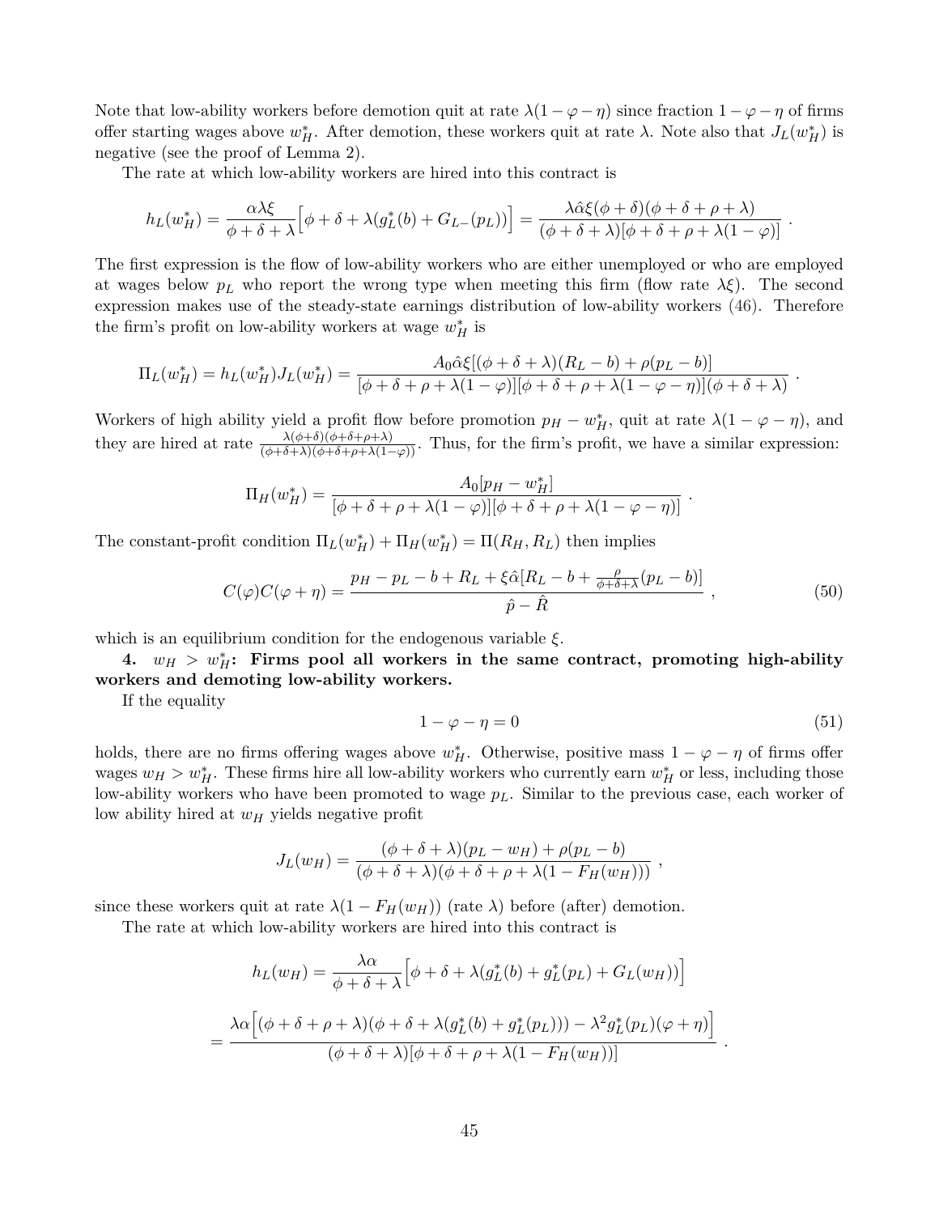Note that low-ability workers before demotion quit at rate $\lambda(1-\varphi-\eta)$ since fraction $1-\varphi-\eta$ of firms offer starting wages above $w_H^*$. After demotion, these workers quit at rate $\lambda$. Note also that $J_L(w_H^*)$ is negative (see the proof of Lemma 2).

The rate at which low-ability workers are hired into this contract is

$$h_L(w_H^*) = \frac{\alpha\lambda\xi}{\phi+\delta+\lambda}\Big[\phi+\delta+\lambda(g_L^*(b)+G_{L-}(p_L))\Big] = \frac{\lambda\hat{\alpha}\xi(\phi+\delta)(\phi+\delta+\rho+\lambda)}{(\phi+\delta+\lambda)[\phi+\delta+\rho+\lambda(1-\varphi)]} \ .$$

The first expression is the flow of low-ability workers who are either unemployed or who are employed at wages below $p_L$ who report the wrong type when meeting this firm (flow rate $\lambda\xi$). The second expression makes use of the steady-state earnings distribution of low-ability workers (46). Therefore the firm's profit on low-ability workers at wage $w_H^*$ is

$$\Pi_L(w_H^*) = h_L(w_H^*)J_L(w_H^*) = \frac{A_0\hat{\alpha}\xi[(\phi+\delta+\lambda)(R_L-b)+\rho(p_L-b)]}{[\phi+\delta+\rho+\lambda(1-\varphi)][\phi+\delta+\rho+\lambda(1-\varphi-\eta)](\phi+\delta+\lambda)} \ .$$

Workers of high ability yield a profit flow before promotion $p_H - w_H^*$, quit at rate $\lambda(1-\varphi-\eta)$, and they are hired at rate $\frac{\lambda(\phi+\delta)(\phi+\delta+\rho+\lambda)}{(\phi+\delta+\lambda)(\phi+\delta+\rho+\lambda(1-\varphi))}$. Thus, for the firm's profit, we have a similar expression:

$$\Pi_H(w_H^*) = \frac{A_0[p_H-w_H^*]}{[\phi+\delta+\rho+\lambda(1-\varphi)][\phi+\delta+\rho+\lambda(1-\varphi-\eta)]} \ .$$

The constant-profit condition $\Pi_L(w_H^*)+\Pi_H(w_H^*) = \Pi(R_H,R_L)$ then implies

$$C(\varphi)C(\varphi+\eta) = \frac{p_H - p_L - b + R_L + \xi\hat{\alpha}[R_L - b + \frac{\rho}{\phi+\delta+\lambda}(p_L-b)]}{\hat{p}-\hat{R}} \ , \tag{50}$$

which is an equilibrium condition for the endogenous variable $\xi$.

**4.** $w_H > w_H^*$**: Firms pool all workers in the same contract, promoting high-ability workers and demoting low-ability workers.**

If the equality

$$1-\varphi-\eta = 0 \tag{51}$$

holds, there are no firms offering wages above $w_H^*$. Otherwise, positive mass $1-\varphi-\eta$ of firms offer wages $w_H > w_H^*$. These firms hire all low-ability workers who currently earn $w_H^*$ or less, including those low-ability workers who have been promoted to wage $p_L$. Similar to the previous case, each worker of low ability hired at $w_H$ yields negative profit

$$J_L(w_H) = \frac{(\phi+\delta+\lambda)(p_L-w_H)+\rho(p_L-b)}{(\phi+\delta+\lambda)(\phi+\delta+\rho+\lambda(1-F_H(w_H)))} \ ,$$

since these workers quit at rate $\lambda(1-F_H(w_H))$ (rate $\lambda$) before (after) demotion.

The rate at which low-ability workers are hired into this contract is

$$h_L(w_H) = \frac{\lambda\alpha}{\phi+\delta+\lambda}\Big[\phi+\delta+\lambda(g_L^*(b)+g_L^*(p_L)+G_L(w_H))\Big]$$

$$= \frac{\lambda\alpha\Big[(\phi+\delta+\rho+\lambda)(\phi+\delta+\lambda(g_L^*(b)+g_L^*(p_L)))-\lambda^2 g_L^*(p_L)(\varphi+\eta)\Big]}{(\phi+\delta+\lambda)[\phi+\delta+\rho+\lambda(1-F_H(w_H))]} \ .$$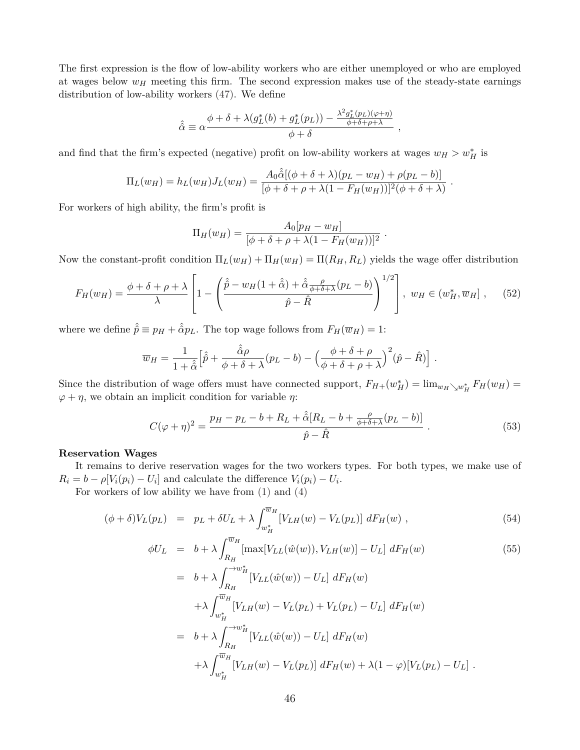The first expression is the flow of low-ability workers who are either unemployed or who are employed at wages below $w_H$ meeting this firm. The second expression makes use of the steady-state earnings distribution of low-ability workers (47). We define

$$\hat{\hat{\alpha}} \equiv \alpha \frac{\phi + \delta + \lambda(g_L^*(b) + g_L^*(p_L)) - \frac{\lambda^2 g_L^*(p_L)(\varphi+\eta)}{\phi+\delta+\rho+\lambda}}{\phi + \delta} ,$$

and find that the firm's expected (negative) profit on low-ability workers at wages $w_H > w_H^*$ is

$$\Pi_L(w_H) = h_L(w_H) J_L(w_H) = \frac{A_0 \hat{\hat{\alpha}}[(\phi + \delta + \lambda)(p_L - w_H) + \rho(p_L - b)]}{[\phi + \delta + \rho + \lambda(1 - F_H(w_H))]^2 (\phi + \delta + \lambda)} .$$

For workers of high ability, the firm's profit is

$$\Pi_H(w_H) = \frac{A_0[p_H - w_H]}{[\phi + \delta + \rho + \lambda(1 - F_H(w_H))]^2} .$$

Now the constant-profit condition $\Pi_L(w_H) + \Pi_H(w_H) = \Pi(R_H, R_L)$ yields the wage offer distribution

$$F_H(w_H) = \frac{\phi + \delta + \rho + \lambda}{\lambda} \left[ 1 - \left( \frac{\hat{\hat{p}} - w_H(1 + \hat{\hat{\alpha}}) + \hat{\hat{\alpha}} \frac{\rho}{\phi+\delta+\lambda}(p_L - b)}{\hat{p} - \hat{R}} \right)^{1/2} \right] , \; w_H \in (w_H^*, \overline{w}_H] , \tag{52}$$

where we define $\hat{\hat{p}} \equiv p_H + \hat{\hat{\alpha}} p_L$. The top wage follows from $F_H(\overline{w}_H) = 1$:

$$\overline{w}_H = \frac{1}{1 + \hat{\hat{\alpha}}} \Big[ \hat{\hat{p}} + \frac{\hat{\hat{\alpha}} \rho}{\phi + \delta + \lambda}(p_L - b) - \Big( \frac{\phi + \delta + \rho}{\phi + \delta + \rho + \lambda} \Big)^2 (\hat{p} - \hat{R}) \Big] .$$

Since the distribution of wage offers must have connected support, $F_{H+}(w_H^*) = \lim_{w_H \searrow w_H^*} F_H(w_H) = \varphi + \eta$, we obtain an implicit condition for variable $\eta$:

$$C(\varphi + \eta)^2 = \frac{p_H - p_L - b + R_L + \hat{\hat{\alpha}}[R_L - b + \frac{\rho}{\phi+\delta+\lambda}(p_L - b)]}{\hat{p} - \hat{R}} . \tag{53}$$

**Reservation Wages**

It remains to derive reservation wages for the two workers types. For both types, we make use of $R_i = b - \rho[V_i(p_i) - U_i]$ and calculate the difference $V_i(p_i) - U_i$.

For workers of low ability we have from (1) and (4)

$$(\phi + \delta) V_L(p_L) = p_L + \delta U_L + \lambda \int_{w_H^*}^{\overline{w}_H} [V_{LH}(w) - V_L(p_L)] \; dF_H(w) , \tag{54}$$

$$\begin{aligned}
\phi U_L &= b + \lambda \int_{R_H}^{\overline{w}_H} [\max[V_{LL}(\hat{w}(w)), V_{LH}(w)] - U_L] \; dF_H(w) \\
&= b + \lambda \int_{R_H}^{\rightarrow w_H^*} [V_{LL}(\hat{w}(w)) - U_L] \; dF_H(w) \\
&\quad + \lambda \int_{w_H^*}^{\overline{w}_H} [V_{LH}(w) - V_L(p_L) + V_L(p_L) - U_L] \; dF_H(w) \\
&= b + \lambda \int_{R_H}^{\rightarrow w_H^*} [V_{LL}(\hat{w}(w)) - U_L] \; dF_H(w) \\
&\quad + \lambda \int_{w_H^*}^{\overline{w}_H} [V_{LH}(w) - V_L(p_L)] \; dF_H(w) + \lambda(1 - \varphi)[V_L(p_L) - U_L] .
\end{aligned} \tag{55}$$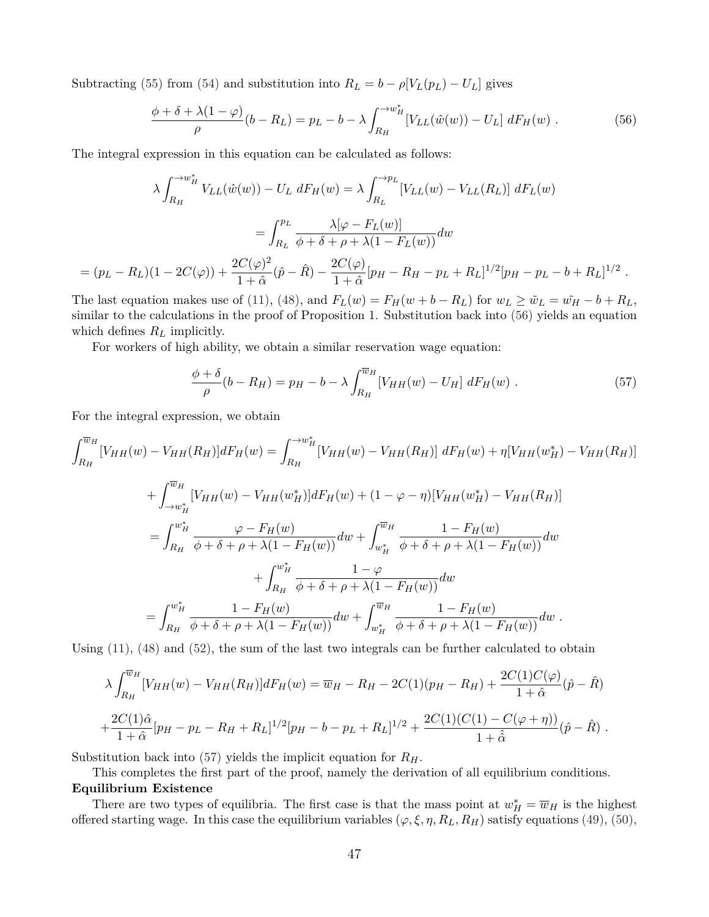Subtracting (55) from (54) and substitution into $R_L = b - \rho[V_L(p_L) - U_L]$ gives

$$\frac{\phi + \delta + \lambda(1-\varphi)}{\rho}(b - R_L) = p_L - b - \lambda \int_{R_H}^{\to w_H^*} [V_{LL}(\hat{w}(w)) - U_L] \; dF_H(w) \; . \tag{56}$$

The integral expression in this equation can be calculated as follows:

$$\lambda \int_{R_H}^{\to w_H^*} V_{LL}(\hat{w}(w)) - U_L \; dF_H(w) = \lambda \int_{R_L}^{\to p_L} [V_{LL}(w) - V_{LL}(R_L)] \; dF_L(w)$$

$$= \int_{R_L}^{p_L} \frac{\lambda[\varphi - F_L(w)]}{\phi + \delta + \rho + \lambda(1 - F_L(w))} dw$$

$$= (p_L - R_L)(1 - 2C(\varphi)) + \frac{2C(\varphi)^2}{1+\hat{\alpha}}(\hat{p} - \hat{R}) - \frac{2C(\varphi)}{1+\hat{\alpha}}[p_H - R_H - p_L + R_L]^{1/2}[p_H - p_L - b + R_L]^{1/2} \; .$$

The last equation makes use of (11), (48), and $F_L(w) = F_H(w + b - R_L)$ for $w_L \geq \tilde{w}_L = \tilde{w_H} - b + R_L$, similar to the calculations in the proof of Proposition 1. Substitution back into (56) yields an equation which defines $R_L$ implicitly.

For workers of high ability, we obtain a similar reservation wage equation:

$$\frac{\phi + \delta}{\rho}(b - R_H) = p_H - b - \lambda \int_{R_H}^{\overline{w}_H} [V_{HH}(w) - U_H] \; dF_H(w) \; . \tag{57}$$

For the integral expression, we obtain

$$\int_{R_H}^{\overline{w}_H} [V_{HH}(w) - V_{HH}(R_H)] dF_H(w) = \int_{R_H}^{\to w_H^*} [V_{HH}(w) - V_{HH}(R_H)] \; dF_H(w) + \eta[V_{HH}(w_H^*) - V_{HH}(R_H)]$$

$$+ \int_{\to w_H^*}^{\overline{w}_H} [V_{HH}(w) - V_{HH}(w_H^*)] dF_H(w) + (1 - \varphi - \eta)[V_{HH}(w_H^*) - V_{HH}(R_H)]$$

$$= \int_{R_H}^{w_H^*} \frac{\varphi - F_H(w)}{\phi + \delta + \rho + \lambda(1 - F_H(w))} dw + \int_{w_H^*}^{\overline{w}_H} \frac{1 - F_H(w)}{\phi + \delta + \rho + \lambda(1 - F_H(w))} dw$$

$$+ \int_{R_H}^{w_H^*} \frac{1 - \varphi}{\phi + \delta + \rho + \lambda(1 - F_H(w))} dw$$

$$= \int_{R_H}^{w_H^*} \frac{1 - F_H(w)}{\phi + \delta + \rho + \lambda(1 - F_H(w))} dw + \int_{w_H^*}^{\overline{w}_H} \frac{1 - F_H(w)}{\phi + \delta + \rho + \lambda(1 - F_H(w))} dw \; .$$

Using (11), (48) and (52), the sum of the last two integrals can be further calculated to obtain

$$\lambda \int_{R_H}^{\overline{w}_H} [V_{HH}(w) - V_{HH}(R_H)] dF_H(w) = \overline{w}_H - R_H - 2C(1)(p_H - R_H) + \frac{2C(1)C(\varphi)}{1+\hat{\alpha}}(\hat{p} - \hat{R})$$

$$+ \frac{2C(1)\hat{\alpha}}{1+\hat{\alpha}}[p_H - p_L - R_H + R_L]^{1/2}[p_H - b - p_L + R_L]^{1/2} + \frac{2C(1)(C(1) - C(\varphi + \eta))}{1 + \hat{\hat{\alpha}}}(\hat{p} - \hat{R}) \; .$$

Substitution back into (57) yields the implicit equation for $R_H$.

This completes the first part of the proof, namely the derivation of all equilibrium conditions.

**Equilibrium Existence**

There are two types of equilibria. The first case is that the mass point at $w_H^* = \overline{w}_H$ is the highest offered starting wage. In this case the equilibrium variables $(\varphi, \xi, \eta, R_L, R_H)$ satisfy equations (49), (50),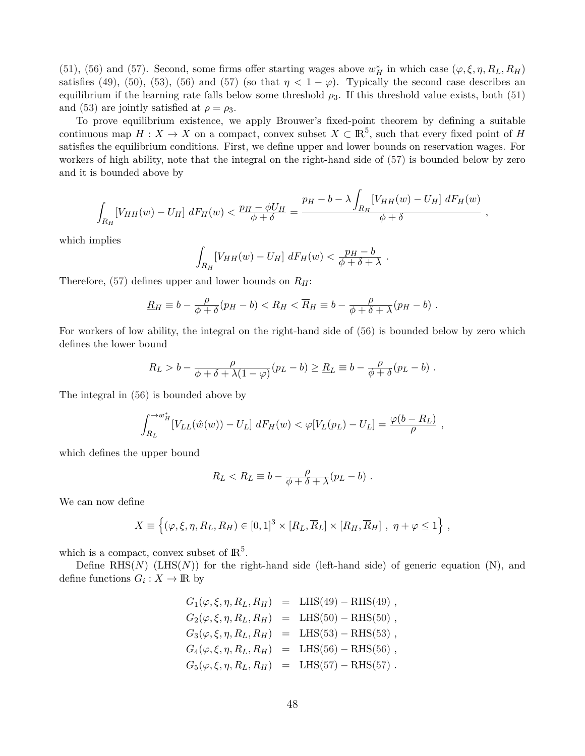(51), (56) and (57). Second, some firms offer starting wages above $w_H^*$ in which case $(\varphi, \xi, \eta, R_L, R_H)$ satisfies (49), (50), (53), (56) and (57) (so that $\eta < 1 - \varphi$). Typically the second case describes an equilibrium if the learning rate falls below some threshold $\rho_3$. If this threshold value exists, both (51) and (53) are jointly satisfied at $\rho = \rho_3$.

To prove equilibrium existence, we apply Brouwer's fixed-point theorem by defining a suitable continuous map $H : X \to X$ on a compact, convex subset $X \subset \mathbb{R}^5$, such that every fixed point of $H$ satisfies the equilibrium conditions. First, we define upper and lower bounds on reservation wages. For workers of high ability, note that the integral on the right-hand side of (57) is bounded below by zero and it is bounded above by

$$\int_{R_H} [V_{HH}(w) - U_H] \; dF_H(w) < \frac{p_H - \phi U_H}{\phi + \delta} = \frac{p_H - b - \lambda \int_{R_H} [V_{HH}(w) - U_H] \; dF_H(w)}{\phi + \delta} \; ,$$

which implies

$$\int_{R_H} [V_{HH}(w) - U_H] \; dF_H(w) < \frac{p_H - b}{\phi + \delta + \lambda} \; .$$

Therefore, (57) defines upper and lower bounds on $R_H$:

$$\underline{R}_H \equiv b - \frac{\rho}{\phi + \delta}(p_H - b) < R_H < \overline{R}_H \equiv b - \frac{\rho}{\phi + \delta + \lambda}(p_H - b) \; .$$

For workers of low ability, the integral on the right-hand side of (56) is bounded below by zero which defines the lower bound

$$R_L > b - \frac{\rho}{\phi + \delta + \lambda(1 - \varphi)}(p_L - b) \geq \underline{R}_L \equiv b - \frac{\rho}{\phi + \delta}(p_L - b) \; .$$

The integral in (56) is bounded above by

$$\int_{R_L}^{\to w_H^*} [V_{LL}(\hat{w}(w)) - U_L] \; dF_H(w) < \varphi[V_L(p_L) - U_L] = \frac{\varphi(b - R_L)}{\rho} \; ,$$

which defines the upper bound

$$R_L < \overline{R}_L \equiv b - \frac{\rho}{\phi + \delta + \lambda}(p_L - b) \; .$$

We can now define

$$X \equiv \left\{ (\varphi, \xi, \eta, R_L, R_H) \in [0, 1]^3 \times [\underline{R}_L, \overline{R}_L] \times [\underline{R}_H, \overline{R}_H] \; , \; \eta + \varphi \leq 1 \right\} \; ,$$

which is a compact, convex subset of $\mathbb{R}^5$.

Define RHS($N$) (LHS($N$)) for the right-hand side (left-hand side) of generic equation (N), and define functions $G_i : X \to \mathbb{R}$ by

$$\begin{aligned}
G_1(\varphi, \xi, \eta, R_L, R_H) &= \text{LHS}(49) - \text{RHS}(49) \; , \\
G_2(\varphi, \xi, \eta, R_L, R_H) &= \text{LHS}(50) - \text{RHS}(50) \; , \\
G_3(\varphi, \xi, \eta, R_L, R_H) &= \text{LHS}(53) - \text{RHS}(53) \; , \\
G_4(\varphi, \xi, \eta, R_L, R_H) &= \text{LHS}(56) - \text{RHS}(56) \; , \\
G_5(\varphi, \xi, \eta, R_L, R_H) &= \text{LHS}(57) - \text{RHS}(57) \; .
\end{aligned}$$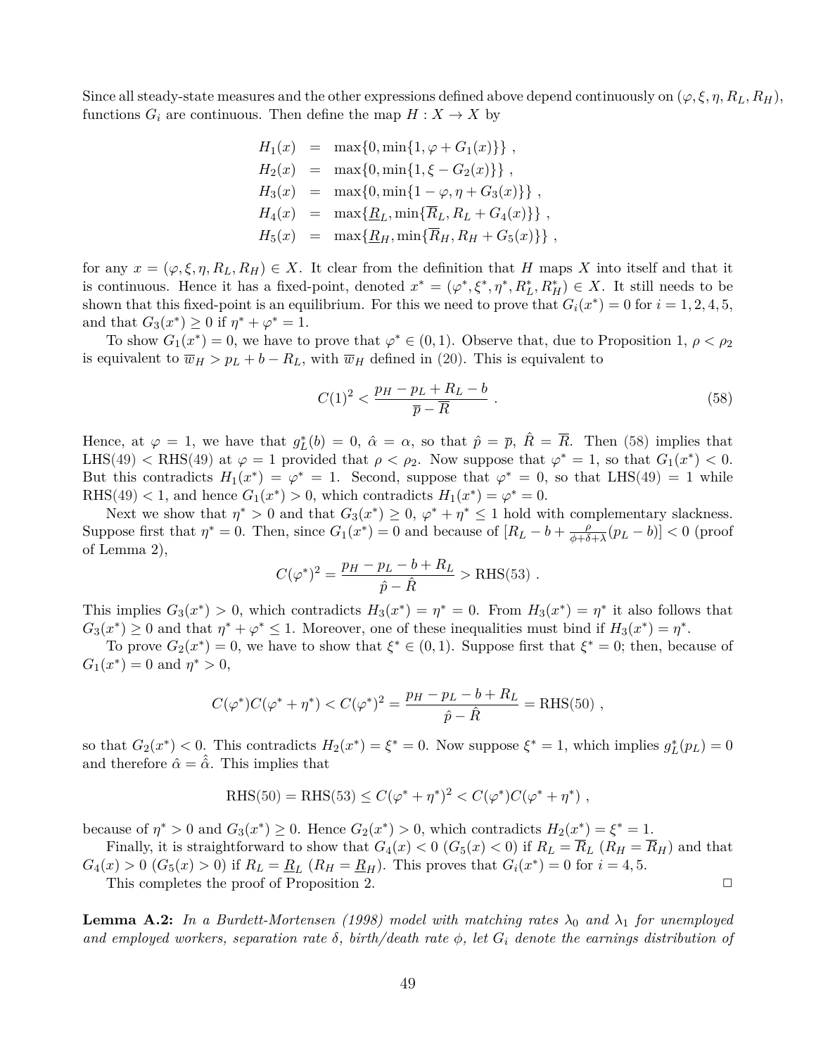Since all steady-state measures and the other expressions defined above depend continuously on $(\varphi, \xi, \eta, R_L, R_H)$, functions $G_i$ are continuous. Then define the map $H : X \to X$ by

$$
\begin{aligned}
H_1(x) &= \max\{0, \min\{1, \varphi + G_1(x)\}\} , \\
H_2(x) &= \max\{0, \min\{1, \xi - G_2(x)\}\} , \\
H_3(x) &= \max\{0, \min\{1 - \varphi, \eta + G_3(x)\}\} , \\
H_4(x) &= \max\{\underline{R}_L, \min\{\overline{R}_L, R_L + G_4(x)\}\} , \\
H_5(x) &= \max\{\underline{R}_H, \min\{\overline{R}_H, R_H + G_5(x)\}\} ,
\end{aligned}
$$

for any $x = (\varphi, \xi, \eta, R_L, R_H) \in X$. It clear from the definition that $H$ maps $X$ into itself and that it is continuous. Hence it has a fixed-point, denoted $x^* = (\varphi^*, \xi^*, \eta^*, R_L^*, R_H^*) \in X$. It still needs to be shown that this fixed-point is an equilibrium. For this we need to prove that $G_i(x^*) = 0$ for $i = 1, 2, 4, 5$, and that $G_3(x^*) \geq 0$ if $\eta^* + \varphi^* = 1$.

To show $G_1(x^*) = 0$, we have to prove that $\varphi^* \in (0, 1)$. Observe that, due to Proposition 1, $\rho < \rho_2$ is equivalent to $\overline{w}_H > p_L + b - R_L$, with $\overline{w}_H$ defined in (20). This is equivalent to

$$
C(1)^2 < \frac{p_H - p_L + R_L - b}{\overline{p} - \overline{R}} . \tag{58}
$$

Hence, at $\varphi = 1$, we have that $g_L^*(b) = 0$, $\hat{\alpha} = \alpha$, so that $\hat{p} = \overline{p}$, $\hat{R} = \overline{R}$. Then (58) implies that LHS(49) < RHS(49) at $\varphi = 1$ provided that $\rho < \rho_2$. Now suppose that $\varphi^* = 1$, so that $G_1(x^*) < 0$. But this contradicts $H_1(x^*) = \varphi^* = 1$. Second, suppose that $\varphi^* = 0$, so that LHS(49) = 1 while RHS(49) < 1, and hence $G_1(x^*) > 0$, which contradicts $H_1(x^*) = \varphi^* = 0$.

Next we show that $\eta^* > 0$ and that $G_3(x^*) \geq 0$, $\varphi^* + \eta^* \leq 1$ hold with complementary slackness. Suppose first that $\eta^* = 0$. Then, since $G_1(x^*) = 0$ and because of $[R_L - b + \frac{\rho}{\phi + \delta + \lambda}(p_L - b)] < 0$ (proof of Lemma 2),

$$
C(\varphi^*)^2 = \frac{p_H - p_L - b + R_L}{\hat{p} - \hat{R}} > \text{RHS}(53) .
$$

This implies $G_3(x^*) > 0$, which contradicts $H_3(x^*) = \eta^* = 0$. From $H_3(x^*) = \eta^*$ it also follows that $G_3(x^*) \geq 0$ and that $\eta^* + \varphi^* \leq 1$. Moreover, one of these inequalities must bind if $H_3(x^*) = \eta^*$.

To prove $G_2(x^*) = 0$, we have to show that $\xi^* \in (0, 1)$. Suppose first that $\xi^* = 0$; then, because of $G_1(x^*) = 0$ and $\eta^* > 0$,

$$
C(\varphi^*)C(\varphi^* + \eta^*) < C(\varphi^*)^2 = \frac{p_H - p_L - b + R_L}{\hat{p} - \hat{R}} = \text{RHS}(50) ,
$$

so that $G_2(x^*) < 0$. This contradicts $H_2(x^*) = \xi^* = 0$. Now suppose $\xi^* = 1$, which implies $g_L^*(p_L) = 0$ and therefore $\hat{\alpha} = \hat{\hat{\alpha}}$. This implies that

$$
\text{RHS}(50) = \text{RHS}(53) \leq C(\varphi^* + \eta^*)^2 < C(\varphi^*)C(\varphi^* + \eta^*) ,
$$

because of $\eta^* > 0$ and $G_3(x^*) \geq 0$. Hence $G_2(x^*) > 0$, which contradicts $H_2(x^*) = \xi^* = 1$.

Finally, it is straightforward to show that $G_4(x) < 0$ ($G_5(x) < 0$) if $R_L = \overline{R}_L$ ($R_H = \overline{R}_H$) and that $G_4(x) > 0$ ($G_5(x) > 0$) if $R_L = \underline{R}_L$ ($R_H = \underline{R}_H$). This proves that $G_i(x^*) = 0$ for $i = 4, 5$.

This completes the proof of Proposition 2. □

**Lemma A.2:** *In a Burdett-Mortensen (1998) model with matching rates $\lambda_0$ and $\lambda_1$ for unemployed and employed workers, separation rate $\delta$, birth/death rate $\phi$, let $G_i$ denote the earnings distribution of*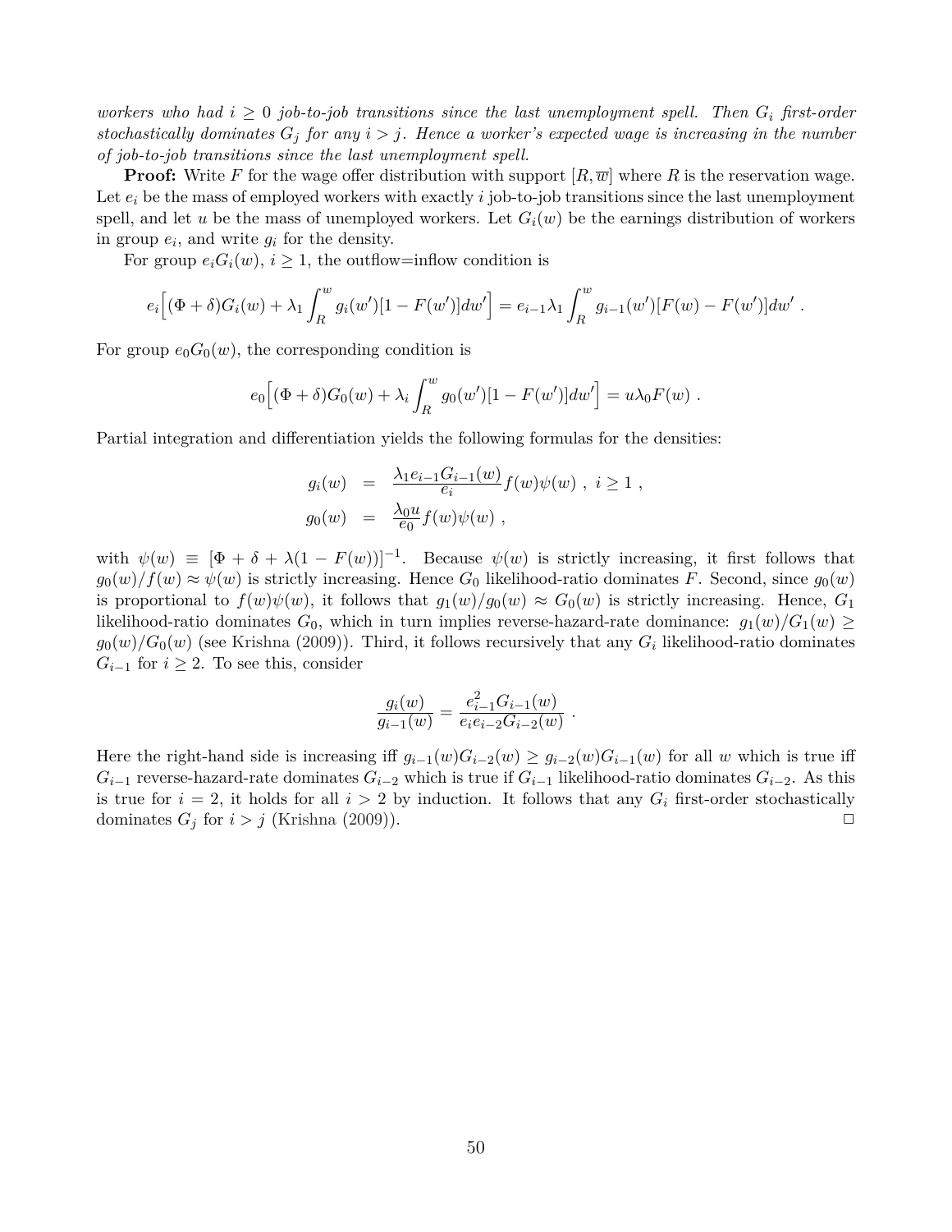*workers who had $i \geq 0$ job-to-job transitions since the last unemployment spell. Then $G_i$ first-order stochastically dominates $G_j$ for any $i > j$. Hence a worker's expected wage is increasing in the number of job-to-job transitions since the last unemployment spell.*

**Proof:** Write $F$ for the wage offer distribution with support $[R, \overline{w}]$ where $R$ is the reservation wage. Let $e_i$ be the mass of employed workers with exactly $i$ job-to-job transitions since the last unemployment spell, and let $u$ be the mass of unemployed workers. Let $G_i(w)$ be the earnings distribution of workers in group $e_i$, and write $g_i$ for the density.

For group $e_i G_i(w)$, $i \geq 1$, the outflow=inflow condition is

$$e_i\Big[(\Phi + \delta)G_i(w) + \lambda_1 \int_R^w g_i(w')[1 - F(w')]dw'\Big] = e_{i-1}\lambda_1 \int_R^w g_{i-1}(w')[F(w) - F(w')]dw' \ .$$

For group $e_0 G_0(w)$, the corresponding condition is

$$e_0\Big[(\Phi + \delta)G_0(w) + \lambda_i \int_R^w g_0(w')[1 - F(w')]dw'\Big] = u\lambda_0 F(w) \ .$$

Partial integration and differentiation yields the following formulas for the densities:

$$\begin{aligned} g_i(w) &= \frac{\lambda_1 e_{i-1} G_{i-1}(w)}{e_i} f(w)\psi(w) \ , \ i \geq 1 \ , \\ g_0(w) &= \frac{\lambda_0 u}{e_0} f(w)\psi(w) \ , \end{aligned}$$

with $\psi(w) \equiv [\Phi + \delta + \lambda(1 - F(w))]^{-1}$. Because $\psi(w)$ is strictly increasing, it first follows that $g_0(w)/f(w) \approx \psi(w)$ is strictly increasing. Hence $G_0$ likelihood-ratio dominates $F$. Second, since $g_0(w)$ is proportional to $f(w)\psi(w)$, it follows that $g_1(w)/g_0(w) \approx G_0(w)$ is strictly increasing. Hence, $G_1$ likelihood-ratio dominates $G_0$, which in turn implies reverse-hazard-rate dominance: $g_1(w)/G_1(w) \geq g_0(w)/G_0(w)$ (see Krishna (2009)). Third, it follows recursively that any $G_i$ likelihood-ratio dominates $G_{i-1}$ for $i \geq 2$. To see this, consider

$$\frac{g_i(w)}{g_{i-1}(w)} = \frac{e_{i-1}^2 G_{i-1}(w)}{e_i e_{i-2} G_{i-2}(w)} \ .$$

Here the right-hand side is increasing iff $g_{i-1}(w)G_{i-2}(w) \geq g_{i-2}(w)G_{i-1}(w)$ for all $w$ which is true iff $G_{i-1}$ reverse-hazard-rate dominates $G_{i-2}$ which is true if $G_{i-1}$ likelihood-ratio dominates $G_{i-2}$. As this is true for $i = 2$, it holds for all $i > 2$ by induction. It follows that any $G_i$ first-order stochastically dominates $G_j$ for $i > j$ (Krishna (2009)). □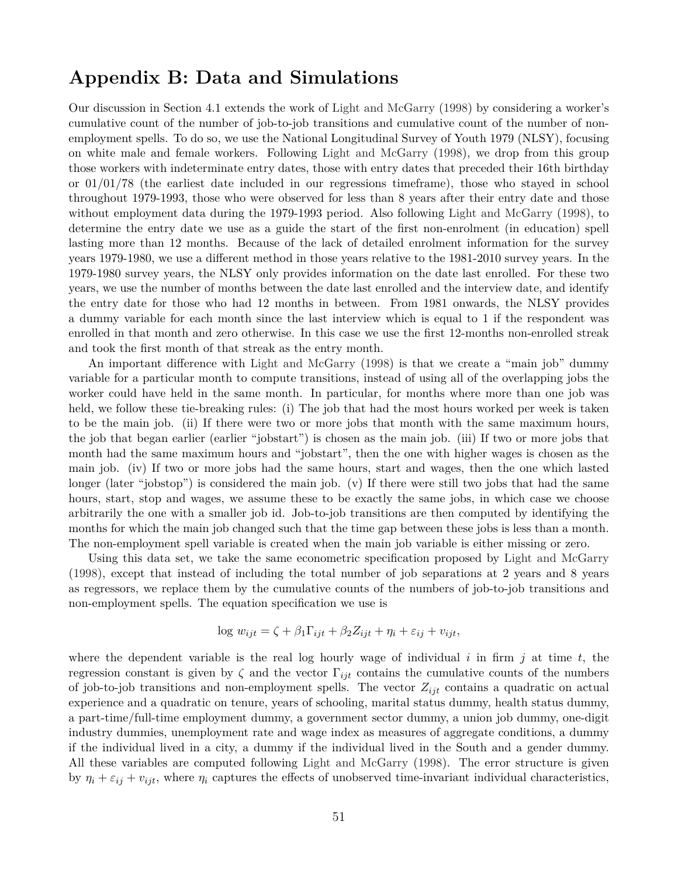# Appendix B: Data and Simulations

Our discussion in Section 4.1 extends the work of Light and McGarry (1998) by considering a worker's cumulative count of the number of job-to-job transitions and cumulative count of the number of non-employment spells. To do so, we use the National Longitudinal Survey of Youth 1979 (NLSY), focusing on white male and female workers. Following Light and McGarry (1998), we drop from this group those workers with indeterminate entry dates, those with entry dates that preceded their 16th birthday or 01/01/78 (the earliest date included in our regressions timeframe), those who stayed in school throughout 1979-1993, those who were observed for less than 8 years after their entry date and those without employment data during the 1979-1993 period. Also following Light and McGarry (1998), to determine the entry date we use as a guide the start of the first non-enrolment (in education) spell lasting more than 12 months. Because of the lack of detailed enrolment information for the survey years 1979-1980, we use a different method in those years relative to the 1981-2010 survey years. In the 1979-1980 survey years, the NLSY only provides information on the date last enrolled. For these two years, we use the number of months between the date last enrolled and the interview date, and identify the entry date for those who had 12 months in between. From 1981 onwards, the NLSY provides a dummy variable for each month since the last interview which is equal to 1 if the respondent was enrolled in that month and zero otherwise. In this case we use the first 12-months non-enrolled streak and took the first month of that streak as the entry month.

An important difference with Light and McGarry (1998) is that we create a "main job" dummy variable for a particular month to compute transitions, instead of using all of the overlapping jobs the worker could have held in the same month. In particular, for months where more than one job was held, we follow these tie-breaking rules: (i) The job that had the most hours worked per week is taken to be the main job. (ii) If there were two or more jobs that month with the same maximum hours, the job that began earlier (earlier "jobstart") is chosen as the main job. (iii) If two or more jobs that month had the same maximum hours and "jobstart", then the one with higher wages is chosen as the main job. (iv) If two or more jobs had the same hours, start and wages, then the one which lasted longer (later "jobstop") is considered the main job. (v) If there were still two jobs that had the same hours, start, stop and wages, we assume these to be exactly the same jobs, in which case we choose arbitrarily the one with a smaller job id. Job-to-job transitions are then computed by identifying the months for which the main job changed such that the time gap between these jobs is less than a month. The non-employment spell variable is created when the main job variable is either missing or zero.

Using this data set, we take the same econometric specification proposed by Light and McGarry (1998), except that instead of including the total number of job separations at 2 years and 8 years as regressors, we replace them by the cumulative counts of the numbers of job-to-job transitions and non-employment spells. The equation specification we use is

$$\log w_{ijt} = \zeta + \beta_1 \Gamma_{ijt} + \beta_2 Z_{ijt} + \eta_i + \varepsilon_{ij} + v_{ijt},$$

where the dependent variable is the real log hourly wage of individual $i$ in firm $j$ at time $t$, the regression constant is given by $\zeta$ and the vector $\Gamma_{ijt}$ contains the cumulative counts of the numbers of job-to-job transitions and non-employment spells. The vector $Z_{ijt}$ contains a quadratic on actual experience and a quadratic on tenure, years of schooling, marital status dummy, health status dummy, a part-time/full-time employment dummy, a government sector dummy, a union job dummy, one-digit industry dummies, unemployment rate and wage index as measures of aggregate conditions, a dummy if the individual lived in a city, a dummy if the individual lived in the South and a gender dummy. All these variables are computed following Light and McGarry (1998). The error structure is given by $\eta_i + \varepsilon_{ij} + v_{ijt}$, where $\eta_i$ captures the effects of unobserved time-invariant individual characteristics,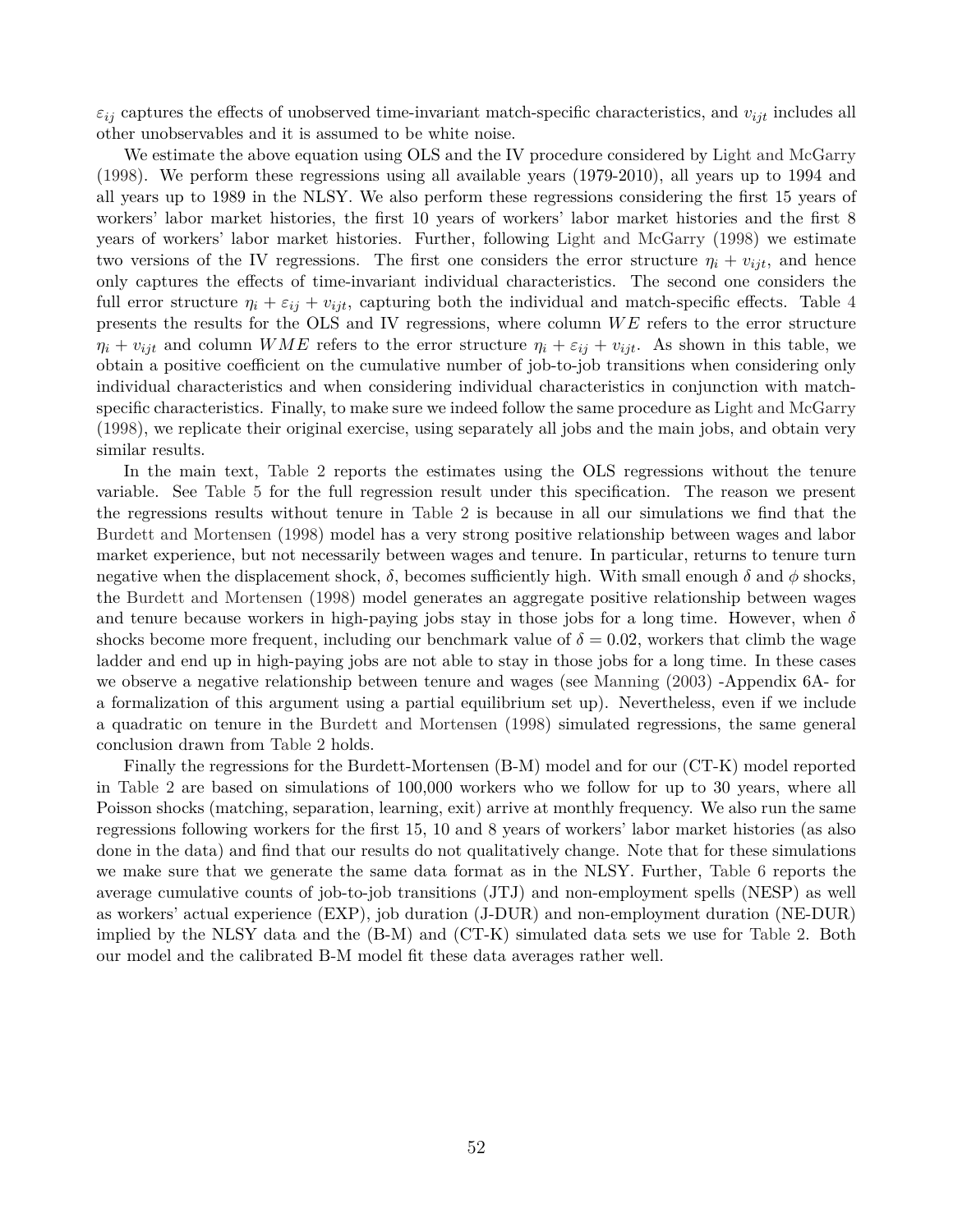$\varepsilon_{ij}$ captures the effects of unobserved time-invariant match-specific characteristics, and $v_{ijt}$ includes all other unobservables and it is assumed to be white noise.

We estimate the above equation using OLS and the IV procedure considered by Light and McGarry (1998). We perform these regressions using all available years (1979-2010), all years up to 1994 and all years up to 1989 in the NLSY. We also perform these regressions considering the first 15 years of workers' labor market histories, the first 10 years of workers' labor market histories and the first 8 years of workers' labor market histories. Further, following Light and McGarry (1998) we estimate two versions of the IV regressions. The first one considers the error structure $\eta_i + v_{ijt}$, and hence only captures the effects of time-invariant individual characteristics. The second one considers the full error structure $\eta_i + \varepsilon_{ij} + v_{ijt}$, capturing both the individual and match-specific effects. Table 4 presents the results for the OLS and IV regressions, where column $WE$ refers to the error structure $\eta_i + v_{ijt}$ and column $WME$ refers to the error structure $\eta_i + \varepsilon_{ij} + v_{ijt}$. As shown in this table, we obtain a positive coefficient on the cumulative number of job-to-job transitions when considering only individual characteristics and when considering individual characteristics in conjunction with match-specific characteristics. Finally, to make sure we indeed follow the same procedure as Light and McGarry (1998), we replicate their original exercise, using separately all jobs and the main jobs, and obtain very similar results.

In the main text, Table 2 reports the estimates using the OLS regressions without the tenure variable. See Table 5 for the full regression result under this specification. The reason we present the regressions results without tenure in Table 2 is because in all our simulations we find that the Burdett and Mortensen (1998) model has a very strong positive relationship between wages and labor market experience, but not necessarily between wages and tenure. In particular, returns to tenure turn negative when the displacement shock, $\delta$, becomes sufficiently high. With small enough $\delta$ and $\phi$ shocks, the Burdett and Mortensen (1998) model generates an aggregate positive relationship between wages and tenure because workers in high-paying jobs stay in those jobs for a long time. However, when $\delta$ shocks become more frequent, including our benchmark value of $\delta = 0.02$, workers that climb the wage ladder and end up in high-paying jobs are not able to stay in those jobs for a long time. In these cases we observe a negative relationship between tenure and wages (see Manning (2003) -Appendix 6A- for a formalization of this argument using a partial equilibrium set up). Nevertheless, even if we include a quadratic on tenure in the Burdett and Mortensen (1998) simulated regressions, the same general conclusion drawn from Table 2 holds.

Finally the regressions for the Burdett-Mortensen (B-M) model and for our (CT-K) model reported in Table 2 are based on simulations of 100,000 workers who we follow for up to 30 years, where all Poisson shocks (matching, separation, learning, exit) arrive at monthly frequency. We also run the same regressions following workers for the first 15, 10 and 8 years of workers' labor market histories (as also done in the data) and find that our results do not qualitatively change. Note that for these simulations we make sure that we generate the same data format as in the NLSY. Further, Table 6 reports the average cumulative counts of job-to-job transitions (JTJ) and non-employment spells (NESP) as well as workers' actual experience (EXP), job duration (J-DUR) and non-employment duration (NE-DUR) implied by the NLSY data and the (B-M) and (CT-K) simulated data sets we use for Table 2. Both our model and the calibrated B-M model fit these data averages rather well.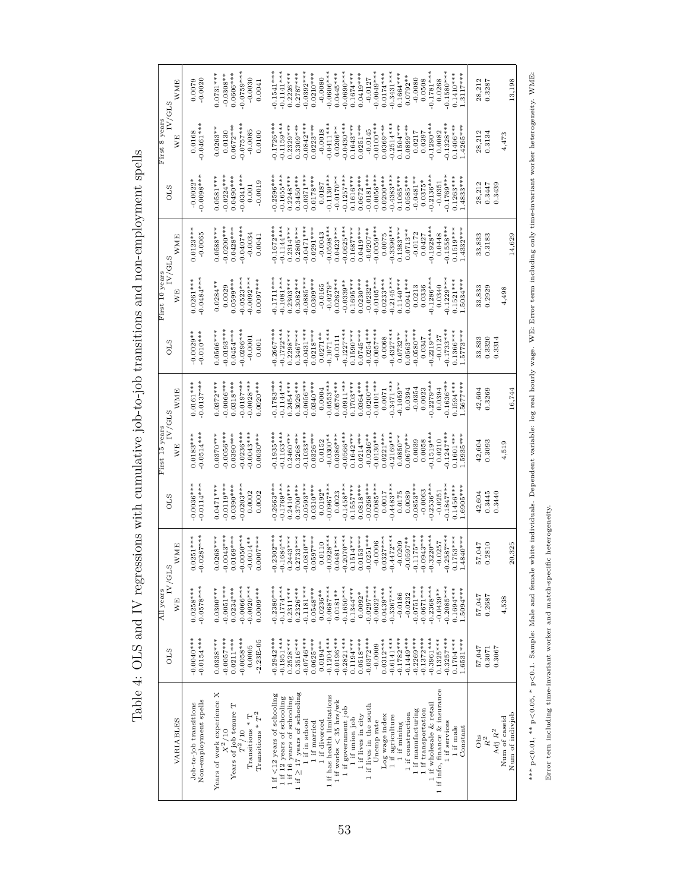Table 4: OLS and IV regressions with cumulative job-to-job transitions and non-employment spells

| VARIABLES | All years OLS | All years IV/GLS WE | All years IV/GLS WME | First 15 years OLS | First 15 years IV/GLS WE | First 15 years IV/GLS WME | First 10 years OLS | First 10 years IV/GLS WE | First 10 years IV/GLS WME | First 8 years OLS | First 8 years IV/GLS WE | First 8 years IV/GLS WME |
|---|---|---|---|---|---|---|---|---|---|---|---|---|
| Job-to-job transitions | -0.0040*** | 0.0258*** | 0.0251*** | -0.0036*** | 0.0183*** | 0.0161*** | -0.0029** | 0.0261*** | 0.0123*** | -0.0022* | 0.0168 | 0.0079 |
| Non-employment spells | -0.0154*** | -0.0578*** | -0.0287*** | -0.0114*** | -0.0514*** | -0.0137*** | -0.010*** | -0.0484*** | -0.0065 | -0.0098*** | -0.0461*** | -0.0020 |
| Years of work experience X | 0.0338*** | 0.0300*** | 0.0268*** | 0.0471*** | 0.0370*** | 0.0372*** | 0.0566*** | 0.0284** | 0.0588*** | 0.0581*** | 0.0263** | 0.0731*** |
| $X^2/10$ | -0.0057*** | -0.0051*** | -0.0043*** | -0.0110*** | -0.0056*** | -0.0066*** | -0.0193*** | 0.0029 | -0.0200*** | -0.0224*** | 0.0130 | -0.0308** |
| Years of job tenure T | 0.0211*** | 0.0234*** | 0.0169*** | 0.0390*** | 0.0390*** | 0.0318*** | 0.0454*** | 0.0599*** | 0.0428*** | 0.0490*** | 0.0672*** | 0.0606*** |
| $T^2/10$ | -0.0058*** | -0.0066*** | -0.0050*** | -0.0203*** | -0.0236*** | -0.0197*** | -0.0296*** | -0.0523*** | -0.0407*** | -0.0341*** | -0.0757*** | -0.0759*** |
| Transitions * T | 0.0005 | -0.0020*** | -0.0014** | 0.0002 | -0.0043*** | -0.0028*** | -0.0001 | -0.0092*** | -0.0034 | 0.001 | -0.0085 | -0.0030 |
| Transitions * $T^2$ | -2.23E-05 | 0.0009*** | 0.0007*** | 0.0002 | 0.0030*** | 0.0020*** | 0.001 | 0.0097*** | 0.0041 | -0.0019 | 0.0100 | 0.0041 |
| 1 if <12 years of schooling | -0.2942*** | -0.2380*** | -0.2302*** | -0.2663*** | -0.1935*** | -0.1783*** | -0.2667*** | -0.1711*** | -0.1672*** | -0.2596*** | -0.1726*** | -0.1541*** |
| 1 if 12 years of schooling | -0.1951*** | -0.1774*** | -0.1684*** | -0.1769*** | -0.1163*** | -0.1144*** | -0.1722*** | -0.1081*** | -0.1144*** | -0.1655*** | -0.1159*** | -0.1141*** |
| 1 if 16 years of schooling | 0.2528*** | 0.2311*** | 0.2443*** | 0.2410*** | 0.2460*** | 0.2454*** | 0.2298*** | 0.2303*** | 0.2314*** | 0.2248*** | 0.2329*** | 0.2226*** |
| 1 if ≥ 17 years of schooling | 0.3516*** | 0.2326*** | 0.2733*** | 0.3700*** | 0.3268*** | 0.3026*** | 0.3467*** | 0.3082*** | 0.2805*** | 0.3450*** | 0.3309*** | 0.2787*** |
| 1 if in school | -0.0746*** | -0.1181*** | -0.0810*** | -0.0593*** | -0.1033*** | -0.0656*** | -0.0431*** | -0.0885*** | -0.0471*** | -0.0371*** | -0.0842*** | -0.0392*** |
| 1 if married | 0.0625*** | 0.0548*** | 0.0597*** | 0.0310*** | 0.0326*** | 0.0340*** | 0.0218*** | 0.0309*** | 0.0291*** | 0.0178*** | 0.0223*** | 0.0210*** |
| 1 if divorced | 0.0194** | 0.0236** | 0.0110 | 0.0192* | 0.0152 | 0.0004 | 0.0271** | -0.0165 | -0.0043 | 0.0187 | -0.0018 | -0.0080 |
| 1 if has health limitations | -0.1204*** | -0.0687*** | -0.0928*** | -0.0967*** | -0.0300** | -0.0553*** | -0.1071*** | -0.0279* | -0.0598*** | -0.1130*** | -0.0411*** | -0.0606*** |
| 1 if works < 35 hrs/wk | -0.0196*** | 0.0181** | 0.0481*** | 0.0023 | 0.0386*** | 0.0576*** | -0.0111 | 0.0262*** | 0.0423*** | -0.0170** | 0.0206** | 0.0445*** |
| 1 if government job | -0.2821*** | -0.1650*** | -0.2070*** | -0.1458*** | -0.0566*** | -0.0911*** | -0.1227*** | -0.0339** | -0.0625*** | -0.1257*** | -0.0430*** | -0.0690*** |
| 1 if union job | 0.1194*** | 0.1344*** | 0.1514*** | 0.1557*** | 0.1642*** | 0.1703*** | 0.1590*** | 0.1695*** | 0.1687*** | 0.1616*** | 0.1643*** | 0.1674*** |
| 1 if lives in city | 0.0518*** | 0.0092* | 0.0153*** | 0.0818*** | 0.0214*** | 0.0364*** | 0.0745*** | 0.0230*** | 0.0419*** | 0.0672*** | 0.0251*** | 0.0419*** |
| 1 if lives in the south | -0.0372*** | -0.0297*** | -0.0251*** | -0.0268*** | -0.0246** | -0.0200*** | -0.0254*** | -0.0232** | -0.0207** | -0.0181*** | -0.0145 | -0.0127 |
| Unemp rate | -0.0009 | -0.0032*** | -0.0006 | -0.0085*** | -0.0130*** | -0.0101*** | -0.0057*** | -0.0105*** | -0.0059*** | -0.0056*** | -0.0100*** | -0.0049*** |
| Log wage index | 0.0312*** | 0.0439*** | 0.0327*** | 0.0017 | 0.0221*** | 0.0071 | 0.0068 | 0.0233*** | 0.0075 | 0.0200*** | 0.0369*** | 0.0174*** |
| 1 if agriculture | -0.6141*** | -0.3367*** | -0.4472*** | -0.4483*** | -0.2169*** | -0.3471*** | -0.4327*** | -0.2145 | -0.3396*** | -0.4383*** | -0.2514*** | -0.3431*** |
| 1 if mining | -0.1782*** | -0.0186 | -0.0209 | 0.0175 | 0.0850** | 0.1059** | 0.0732** | 0.1140*** | 0.1383*** | 0.1065*** | 0.1504*** | 0.1664*** |
| 1 if construction | -0.1449*** | -0.0232 | -0.0597** | 0.0089 | 0.0670*** | 0.0394 | 0.0563*** | 0.0941*** | 0.0713** | 0.0585*** | 0.0899*** | 0.0792** |
| 1 if manufacturing | -0.2269*** | -0.0751*** | -0.1175*** | -0.0853*** | 0.0039 | -0.0354 | -0.0580*** | 0.0213 | -0.0172 | -0.0481** | 0.0217 | -0.0080 |
| 1 if transportation | -0.1372*** | -0.0671*** | -0.0943*** | -0.0063 | 0.0058 | 0.0023 | 0.0347 | 0.0336 | 0.0427 | 0.0375* | 0.0397 | 0.0508 |
| 1 if wholesale & retail | -0.3961*** | -0.2368*** | -0.3220*** | -0.2536*** | -0.1519*** | -0.2279*** | -0.2219*** | -0.1286*** | -0.1928*** | -0.2136*** | -0.1290*** | -0.1781*** |
| 1 if info, finance & insurance | 0.1325*** | -0.0439** | -0.0257 | -0.0251 | 0.0210 | 0.0394 | -0.0127 | 0.0340 | 0.0448 | -0.0351 | 0.0082 | 0.0268 |
| 1 if services | -0.3257*** | -0.2085*** | -0.2587*** | -0.1847*** | -0.1247*** | -0.1636*** | -0.1733*** | -0.1229*** | -0.1558*** | -0.1769*** | -0.1328*** | -0.1580*** |
| 1 if male | 0.1704*** | 0.1694*** | 0.1753*** | 0.1456*** | 0.1601*** | 0.1594*** | 0.1366*** | 0.1521*** | 0.1519*** | 0.1263*** | 0.1406*** | 0.1410*** |
| Constant | 1.6531*** | 1.5094*** | 1.4840*** | 1.6905*** | 1.5935*** | 1.5677*** | 1.5773*** | 1.5034*** | 1.4332*** | 1.4833*** | 1.4265*** | 1.3117*** |
| Obs | 57,047 | 57,047 | 57,047 | 42,604 | 42,604 | 42,604 | 33,833 | 33,833 | 33,833 | 28,212 | 28,212 | 28,212 |
| $R^2$ | 0.3071 | 0.2687 | 0.2810 | 0.3445 | 0.3093 | 0.3269 | 0.3320 | 0.2929 | 0.3183 | 0.3447 | 0.3134 | 0.3287 |
| Adj $R^2$ | 0.3067 | | | 0.3440 | | | 0.3314 | | | 0.3439 | | |
| Num of caseid | | 4,538 | | | 4,519 | | | 4,498 | | | 4,473 | |
| Num of indivjob | | | 20,325 | | | 16,744 | | | 14,629 | | | 13,198 |

*** p<0.01, ** p<0.05, * p<0.1. Sample: Male and female white individuals. Dependent variable: log real hourly wage. WE: Error term including only time-invariant worker heterogeneity. WME: Error term including time-invariant worker and match-specific heterogeneity.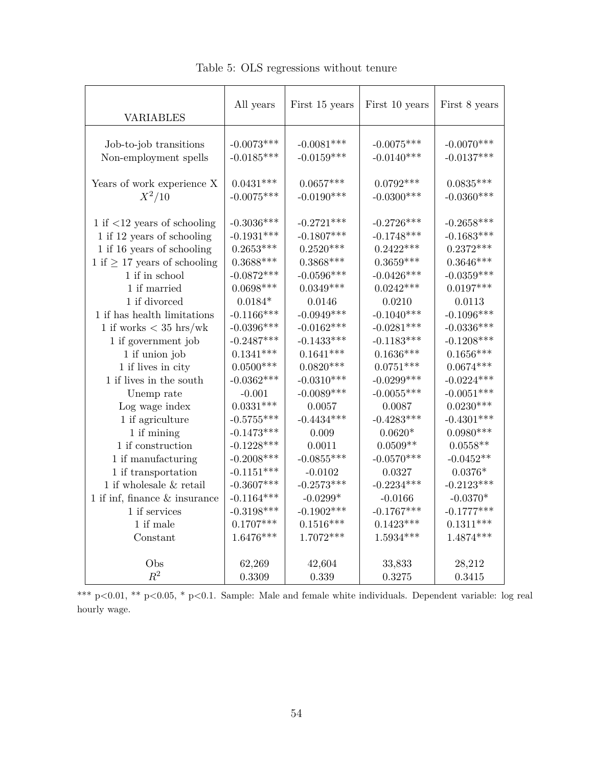Table 5: OLS regressions without tenure

| VARIABLES | All years | First 15 years | First 10 years | First 8 years |
|---|---|---|---|---|
| Job-to-job transitions | -0.0073*** | -0.0081*** | -0.0075*** | -0.0070*** |
| Non-employment spells | -0.0185*** | -0.0159*** | -0.0140*** | -0.0137*** |
| Years of work experience X | 0.0431*** | 0.0657*** | 0.0792*** | 0.0835*** |
| $X^2/10$ | -0.0075*** | -0.0190*** | -0.0300*** | -0.0360*** |
| 1 if <12 years of schooling | -0.3036*** | -0.2721*** | -0.2726*** | -0.2658*** |
| 1 if 12 years of schooling | -0.1931*** | -0.1807*** | -0.1748*** | -0.1683*** |
| 1 if 16 years of schooling | 0.2653*** | 0.2520*** | 0.2422*** | 0.2372*** |
| 1 if $\geq$ 17 years of schooling | 0.3688*** | 0.3868*** | 0.3659*** | 0.3646*** |
| 1 if in school | -0.0872*** | -0.0596*** | -0.0426*** | -0.0359*** |
| 1 if married | 0.0698*** | 0.0349*** | 0.0242*** | 0.0197*** |
| 1 if divorced | 0.0184* | 0.0146 | 0.0210 | 0.0113 |
| 1 if has health limitations | -0.1166*** | -0.0949*** | -0.1040*** | -0.1096*** |
| 1 if works < 35 hrs/wk | -0.0396*** | -0.0162*** | -0.0281*** | -0.0336*** |
| 1 if government job | -0.2487*** | -0.1433*** | -0.1183*** | -0.1208*** |
| 1 if union job | 0.1341*** | 0.1641*** | 0.1636*** | 0.1656*** |
| 1 if lives in city | 0.0500*** | 0.0820*** | 0.0751*** | 0.0674*** |
| 1 if lives in the south | -0.0362*** | -0.0310*** | -0.0299*** | -0.0224*** |
| Unemp rate | -0.001 | -0.0089*** | -0.0055*** | -0.0051*** |
| Log wage index | 0.0331*** | 0.0057 | 0.0087 | 0.0230*** |
| 1 if agriculture | -0.5755*** | -0.4434*** | -0.4283*** | -0.4301*** |
| 1 if mining | -0.1473*** | 0.009 | 0.0620* | 0.0980*** |
| 1 if construction | -0.1228*** | 0.0011 | 0.0509** | 0.0558** |
| 1 if manufacturing | -0.2008*** | -0.0855*** | -0.0570*** | -0.0452** |
| 1 if transportation | -0.1151*** | -0.0102 | 0.0327 | 0.0376* |
| 1 if wholesale & retail | -0.3607*** | -0.2573*** | -0.2234*** | -0.2123*** |
| 1 if inf, finance & insurance | -0.1164*** | -0.0299* | -0.0166 | -0.0370* |
| 1 if services | -0.3198*** | -0.1902*** | -0.1767*** | -0.1777*** |
| 1 if male | 0.1707*** | 0.1516*** | 0.1423*** | 0.1311*** |
| Constant | 1.6476*** | 1.7072*** | 1.5934*** | 1.4874*** |
| Obs | 62,269 | 42,604 | 33,833 | 28,212 |
| $R^2$ | 0.3309 | 0.339 | 0.3275 | 0.3415 |

*** p<0.01, ** p<0.05, * p<0.1. Sample: Male and female white individuals. Dependent variable: log real hourly wage.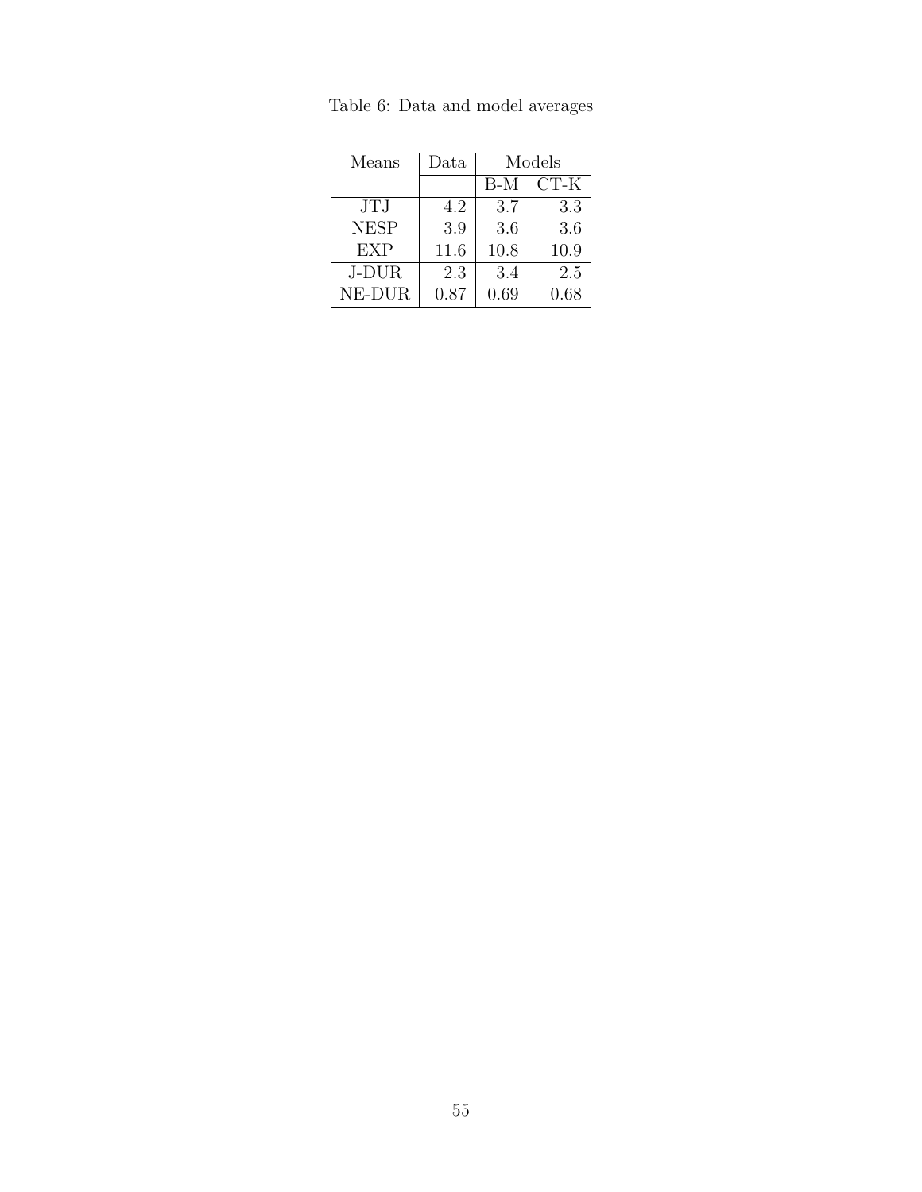Table 6: Data and model averages

| Means | Data | Models | |
|---|---|---|---|
| | | B-M | CT-K |
| JTJ | 4.2 | 3.7 | 3.3 |
| NESP | 3.9 | 3.6 | 3.6 |
| EXP | 11.6 | 10.8 | 10.9 |
| J-DUR | 2.3 | 3.4 | 2.5 |
| NE-DUR | 0.87 | 0.69 | 0.68 |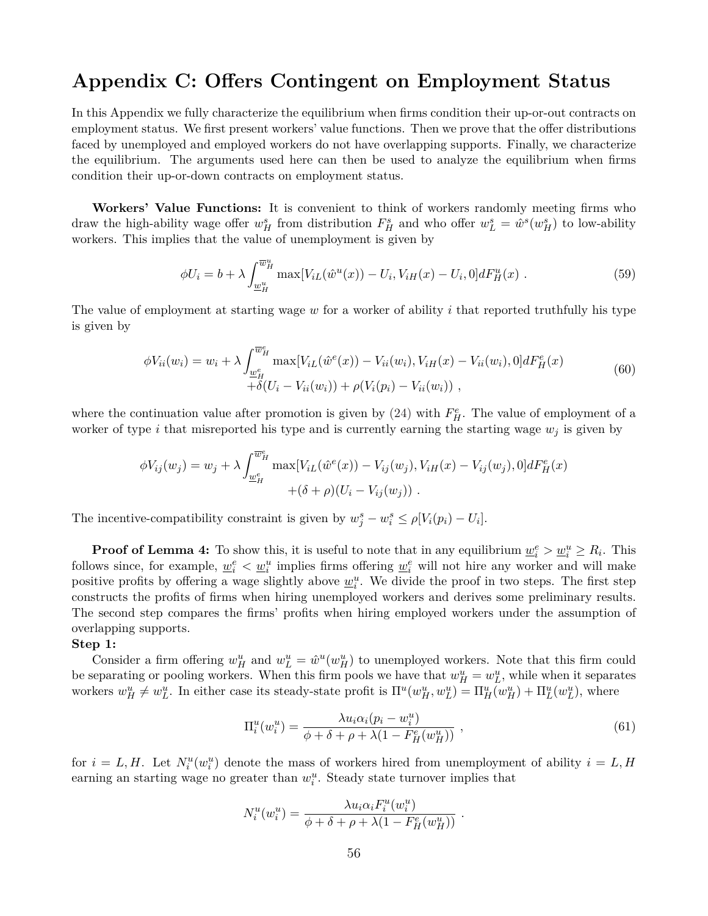# Appendix C: Offers Contingent on Employment Status

In this Appendix we fully characterize the equilibrium when firms condition their up-or-out contracts on employment status. We first present workers' value functions. Then we prove that the offer distributions faced by unemployed and employed workers do not have overlapping supports. Finally, we characterize the equilibrium. The arguments used here can then be used to analyze the equilibrium when firms condition their up-or-down contracts on employment status.

**Workers' Value Functions:** It is convenient to think of workers randomly meeting firms who draw the high-ability wage offer $w_H^s$ from distribution $F_H^s$ and who offer $w_L^s = \hat{w}^s(w_H^s)$ to low-ability workers. This implies that the value of unemployment is given by

$$\phi U_i = b + \lambda \int_{\underline{w}_H^u}^{\overline{w}_H^u} \max[V_{iL}(\hat{w}^u(x)) - U_i, V_{iH}(x) - U_i, 0] dF_H^u(x) \ . \tag{59}$$

The value of employment at starting wage $w$ for a worker of ability $i$ that reported truthfully his type is given by

$$\begin{aligned}\phi V_{ii}(w_i) = w_i + \lambda \int_{\underline{w}_H^e}^{\overline{w}_H^e} & \max[V_{iL}(\hat{w}^e(x)) - V_{ii}(w_i), V_{iH}(x) - V_{ii}(w_i), 0] dF_H^e(x) \\ & + \delta(U_i - V_{ii}(w_i)) + \rho(V_i(p_i) - V_{ii}(w_i)) \ ,\end{aligned} \tag{60}$$

where the continuation value after promotion is given by (24) with $F_H^e$. The value of employment of a worker of type $i$ that misreported his type and is currently earning the starting wage $w_j$ is given by

$$\begin{aligned}\phi V_{ij}(w_j) = w_j + \lambda \int_{\underline{w}_H^e}^{\overline{w}_H^e} & \max[V_{iL}(\hat{w}^e(x)) - V_{ij}(w_j), V_{iH}(x) - V_{ij}(w_j), 0] dF_H^e(x) \\ & + (\delta + \rho)(U_i - V_{ij}(w_j)) \ .\end{aligned}$$

The incentive-compatibility constraint is given by $w_j^s - w_i^s \leq \rho[V_i(p_i) - U_i]$.

**Proof of Lemma 4:** To show this, it is useful to note that in any equilibrium $\underline{w}_i^e > \underline{w}_i^u \geq R_i$. This follows since, for example, $\underline{w}_i^e < \underline{w}_i^u$ implies firms offering $\underline{w}_i^e$ will not hire any worker and will make positive profits by offering a wage slightly above $\underline{w}_i^u$. We divide the proof in two steps. The first step constructs the profits of firms when hiring unemployed workers and derives some preliminary results. The second step compares the firms' profits when hiring employed workers under the assumption of overlapping supports.

**Step 1:**

Consider a firm offering $w_H^u$ and $w_L^u = \hat{w}^u(w_H^u)$ to unemployed workers. Note that this firm could be separating or pooling workers. When this firm pools we have that $w_H^u = w_L^u$, while when it separates workers $w_H^u \neq w_L^u$. In either case its steady-state profit is $\Pi^u(w_H^u, w_L^u) = \Pi_H^u(w_H^u) + \Pi_L^u(w_L^u)$, where

$$\Pi_i^u(w_i^u) = \frac{\lambda u_i \alpha_i (p_i - w_i^u)}{\phi + \delta + \rho + \lambda(1 - F_H^e(w_H^u))} \ , \tag{61}$$

for $i = L, H$. Let $N_i^u(w_i^u)$ denote the mass of workers hired from unemployment of ability $i = L, H$ earning an starting wage no greater than $w_i^u$. Steady state turnover implies that

$$N_i^u(w_i^u) = \frac{\lambda u_i \alpha_i F_i^u(w_i^u)}{\phi + \delta + \rho + \lambda(1 - F_H^e(w_H^u))} \ .$$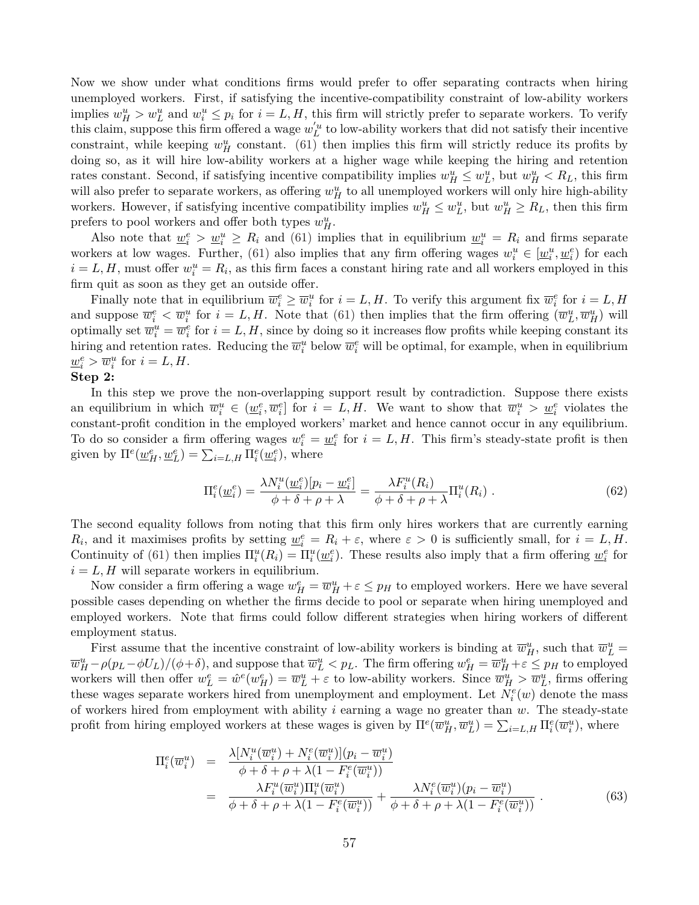Now we show under what conditions firms would prefer to offer separating contracts when hiring unemployed workers. First, if satisfying the incentive-compatibility constraint of low-ability workers implies $w_H^u > w_L^u$ and $w_i^u \leq p_i$ for $i = L, H$, this firm will strictly prefer to separate workers. To verify this claim, suppose this firm offered a wage $w_L^{'u}$ to low-ability workers that did not satisfy their incentive constraint, while keeping $w_H^u$ constant. (61) then implies this firm will strictly reduce its profits by doing so, as it will hire low-ability workers at a higher wage while keeping the hiring and retention rates constant. Second, if satisfying incentive compatibility implies $w_H^u \leq w_L^u$, but $w_H^u < R_L$, this firm will also prefer to separate workers, as offering $w_H^u$ to all unemployed workers will only hire high-ability workers. However, if satisfying incentive compatibility implies $w_H^u \leq w_L^u$, but $w_H^u \geq R_L$, then this firm prefers to pool workers and offer both types $w_H^u$.

Also note that $\underline{w}_i^e > \underline{w}_i^u \geq R_i$ and (61) implies that in equilibrium $\underline{w}_i^u = R_i$ and firms separate workers at low wages. Further, (61) also implies that any firm offering wages $w_i^u \in [\underline{w}_i^u, \underline{w}_i^e)$ for each $i = L, H$, must offer $w_i^u = R_i$, as this firm faces a constant hiring rate and all workers employed in this firm quit as soon as they get an outside offer.

Finally note that in equilibrium $\overline{w}_i^e \geq \overline{w}_i^u$ for $i = L, H$. To verify this argument fix $\overline{w}_i^e$ for $i = L, H$ and suppose $\overline{w}_i^e < \overline{w}_i^u$ for $i = L, H$. Note that (61) then implies that the firm offering $(\overline{w}_L^u, \overline{w}_H^u)$ will optimally set $\overline{w}_i^u = \overline{w}_i^e$ for $i = L, H$, since by doing so it increases flow profits while keeping constant its hiring and retention rates. Reducing the $\overline{w}_i^u$ below $\overline{w}_i^e$ will be optimal, for example, when in equilibrium $\underline{w}_i^e > \overline{w}_i^u$ for $i = L, H$.

**Step 2:**

In this step we prove the non-overlapping support result by contradiction. Suppose there exists an equilibrium in which $\overline{w}_i^u \in (\underline{w}_i^e, \overline{w}_i^e]$ for $i = L, H$. We want to show that $\overline{w}_i^u > \underline{w}_i^e$ violates the constant-profit condition in the employed workers' market and hence cannot occur in any equilibrium. To do so consider a firm offering wages $w_i^e = \underline{w}_i^e$ for $i = L, H$. This firm's steady-state profit is then given by $\Pi^e(\underline{w}_H^e, \underline{w}_L^e) = \sum_{i=L,H} \Pi_i^e(\underline{w}_i^e)$, where

$$\Pi_i^e(\underline{w}_i^e) = \frac{\lambda N_i^u(\underline{w}_i^e)[p_i - \underline{w}_i^e]}{\phi + \delta + \rho + \lambda} = \frac{\lambda F_i^u(R_i)}{\phi + \delta + \rho + \lambda} \Pi_i^u(R_i) \ . \tag{62}$$

The second equality follows from noting that this firm only hires workers that are currently earning $R_i$, and it maximises profits by setting $\underline{w}_i^e = R_i + \varepsilon$, where $\varepsilon > 0$ is sufficiently small, for $i = L, H$. Continuity of (61) then implies $\Pi_i^u(R_i) = \Pi_i^u(\underline{w}_i^e)$. These results also imply that a firm offering $\underline{w}_i^e$ for $i = L, H$ will separate workers in equilibrium.

Now consider a firm offering a wage $w_H^e = \overline{w}_H^u + \varepsilon \leq p_H$ to employed workers. Here we have several possible cases depending on whether the firms decide to pool or separate when hiring unemployed and employed workers. Note that firms could follow different strategies when hiring workers of different employment status.

First assume that the incentive constraint of low-ability workers is binding at $\overline{w}_H^u$, such that $\overline{w}_L^u = \overline{w}_H^u - \rho(p_L - \phi U_L)/(\phi + \delta)$, and suppose that $\overline{w}_L^u < p_L$. The firm offering $w_H^e = \overline{w}_H^u + \varepsilon \leq p_H$ to employed workers will then offer $w_L^e = \hat{w}^e(w_H^e) = \overline{w}_L^u + \varepsilon$ to low-ability workers. Since $\overline{w}_H^u > \overline{w}_L^u$, firms offering these wages separate workers hired from unemployment and employment. Let $N_i^e(w)$ denote the mass of workers hired from employment with ability $i$ earning a wage no greater than $w$. The steady-state profit from hiring employed workers at these wages is given by $\Pi^e(\overline{w}_H^u, \overline{w}_L^u) = \sum_{i=L,H} \Pi_i^e(\overline{w}_i^u)$, where

$$\begin{aligned}
\Pi_i^e(\overline{w}_i^u) &= \frac{\lambda[N_i^u(\overline{w}_i^u) + N_i^e(\overline{w}_i^u)](p_i - \overline{w}_i^u)}{\phi + \delta + \rho + \lambda(1 - F_i^e(\overline{w}_i^u))} \\
&= \frac{\lambda F_i^u(\overline{w}_i^u)\Pi_i^u(\overline{w}_i^u)}{\phi + \delta + \rho + \lambda(1 - F_i^e(\overline{w}_i^u))} + \frac{\lambda N_i^e(\overline{w}_i^u)(p_i - \overline{w}_i^u)}{\phi + \delta + \rho + \lambda(1 - F_i^e(\overline{w}_i^u))} \ .
\end{aligned} \tag{63}$$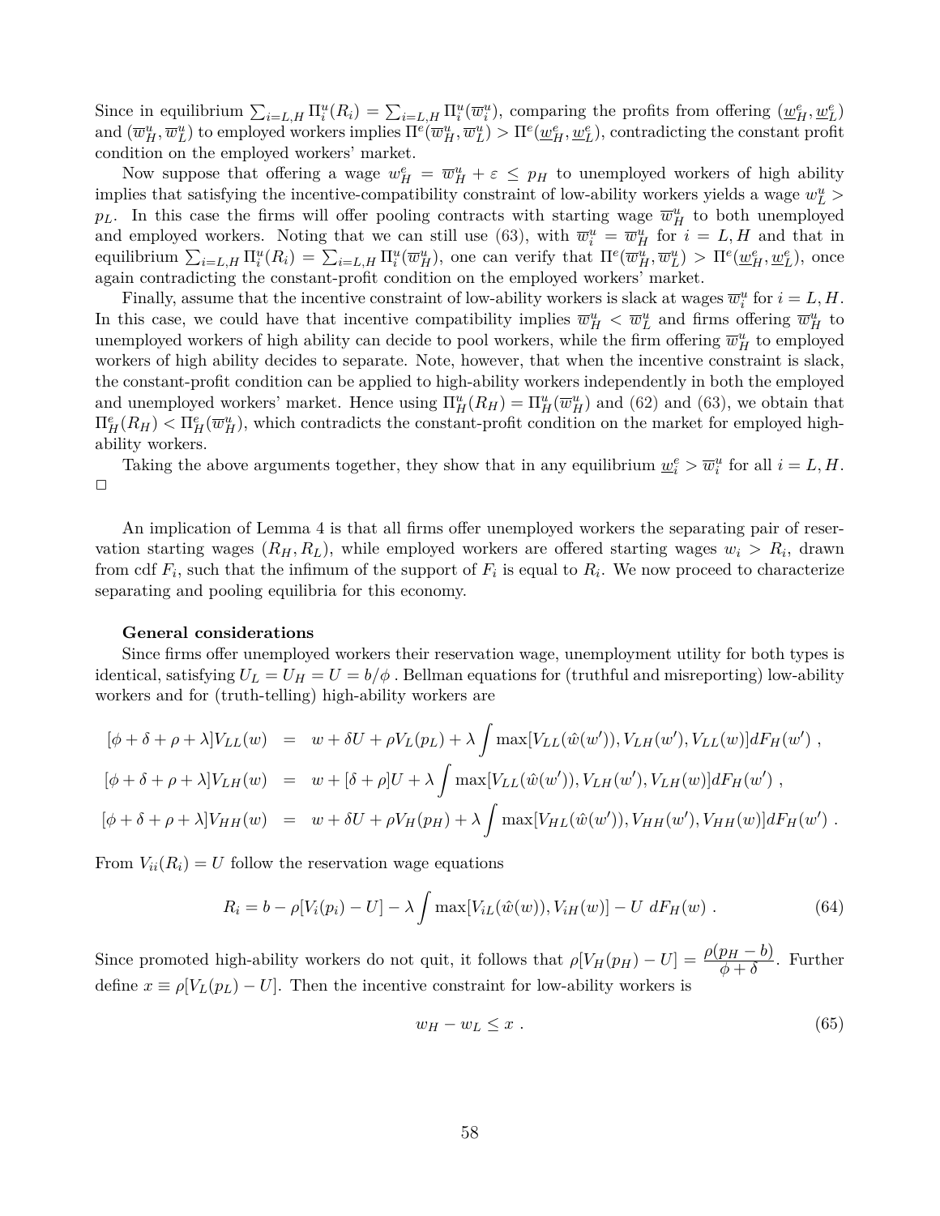Since in equilibrium $\sum_{i=L,H} \Pi_i^u(R_i) = \sum_{i=L,H} \Pi_i^u(\overline{w}_i^u)$, comparing the profits from offering $(\underline{w}_H^e, \underline{w}_L^e)$ and $(\overline{w}_H^u, \overline{w}_L^u)$ to employed workers implies $\Pi^e(\overline{w}_H^u, \overline{w}_L^u) > \Pi^e(\underline{w}_H^e, \underline{w}_L^e)$, contradicting the constant profit condition on the employed workers' market.

Now suppose that offering a wage $w_H^e = \overline{w}_H^u + \varepsilon \leq p_H$ to unemployed workers of high ability implies that satisfying the incentive-compatibility constraint of low-ability workers yields a wage $w_L^u > p_L$. In this case the firms will offer pooling contracts with starting wage $\overline{w}_H^u$ to both unemployed and employed workers. Noting that we can still use (63), with $\overline{w}_i^u = \overline{w}_H^u$ for $i = L, H$ and that in equilibrium $\sum_{i=L,H} \Pi_i^u(R_i) = \sum_{i=L,H} \Pi_i^u(\overline{w}_H^u)$, one can verify that $\Pi^e(\overline{w}_H^u, \overline{w}_L^u) > \Pi^e(\underline{w}_H^e, \underline{w}_L^e)$, once again contradicting the constant-profit condition on the employed workers' market.

Finally, assume that the incentive constraint of low-ability workers is slack at wages $\overline{w}_i^u$ for $i = L, H$. In this case, we could have that incentive compatibility implies $\overline{w}_H^u < \overline{w}_L^u$ and firms offering $\overline{w}_H^u$ to unemployed workers of high ability can decide to pool workers, while the firm offering $\overline{w}_H^u$ to employed workers of high ability decides to separate. Note, however, that when the incentive constraint is slack, the constant-profit condition can be applied to high-ability workers independently in both the employed and unemployed workers' market. Hence using $\Pi_H^u(R_H) = \Pi_H^u(\overline{w}_H^u)$ and (62) and (63), we obtain that $\Pi_H^e(R_H) < \Pi_H^e(\overline{w}_H^u)$, which contradicts the constant-profit condition on the market for employed high-ability workers.

Taking the above arguments together, they show that in any equilibrium $\underline{w}_i^e > \overline{w}_i^u$ for all $i = L, H$. □

An implication of Lemma 4 is that all firms offer unemployed workers the separating pair of reservation starting wages $(R_H, R_L)$, while employed workers are offered starting wages $w_i > R_i$, drawn from cdf $F_i$, such that the infimum of the support of $F_i$ is equal to $R_i$. We now proceed to characterize separating and pooling equilibria for this economy.

**General considerations**

Since firms offer unemployed workers their reservation wage, unemployment utility for both types is identical, satisfying $U_L = U_H = U = b/\phi$ . Bellman equations for (truthful and misreporting) low-ability workers and for (truth-telling) high-ability workers are

$$
\begin{aligned}
[\phi + \delta + \rho + \lambda]V_{LL}(w) &= w + \delta U + \rho V_L(p_L) + \lambda \int \max[V_{LL}(\hat{w}(w')), V_{LH}(w'), V_{LL}(w)] dF_H(w') \ , \\
[\phi + \delta + \rho + \lambda]V_{LH}(w) &= w + [\delta + \rho]U + \lambda \int \max[V_{LL}(\hat{w}(w')), V_{LH}(w'), V_{LH}(w)] dF_H(w') \ , \\
[\phi + \delta + \rho + \lambda]V_{HH}(w) &= w + \delta U + \rho V_H(p_H) + \lambda \int \max[V_{HL}(\hat{w}(w')), V_{HH}(w'), V_{HH}(w)] dF_H(w') \ .
\end{aligned}
$$

From $V_{ii}(R_i) = U$ follow the reservation wage equations

$$
R_i = b - \rho[V_i(p_i) - U] - \lambda \int \max[V_{iL}(\hat{w}(w)), V_{iH}(w)] - U \ dF_H(w) \ . \tag{64}
$$

Since promoted high-ability workers do not quit, it follows that $\rho[V_H(p_H) - U] = \dfrac{\rho(p_H - b)}{\phi + \delta}$. Further define $x \equiv \rho[V_L(p_L) - U]$. Then the incentive constraint for low-ability workers is

$$
w_H - w_L \leq x \ . \tag{65}
$$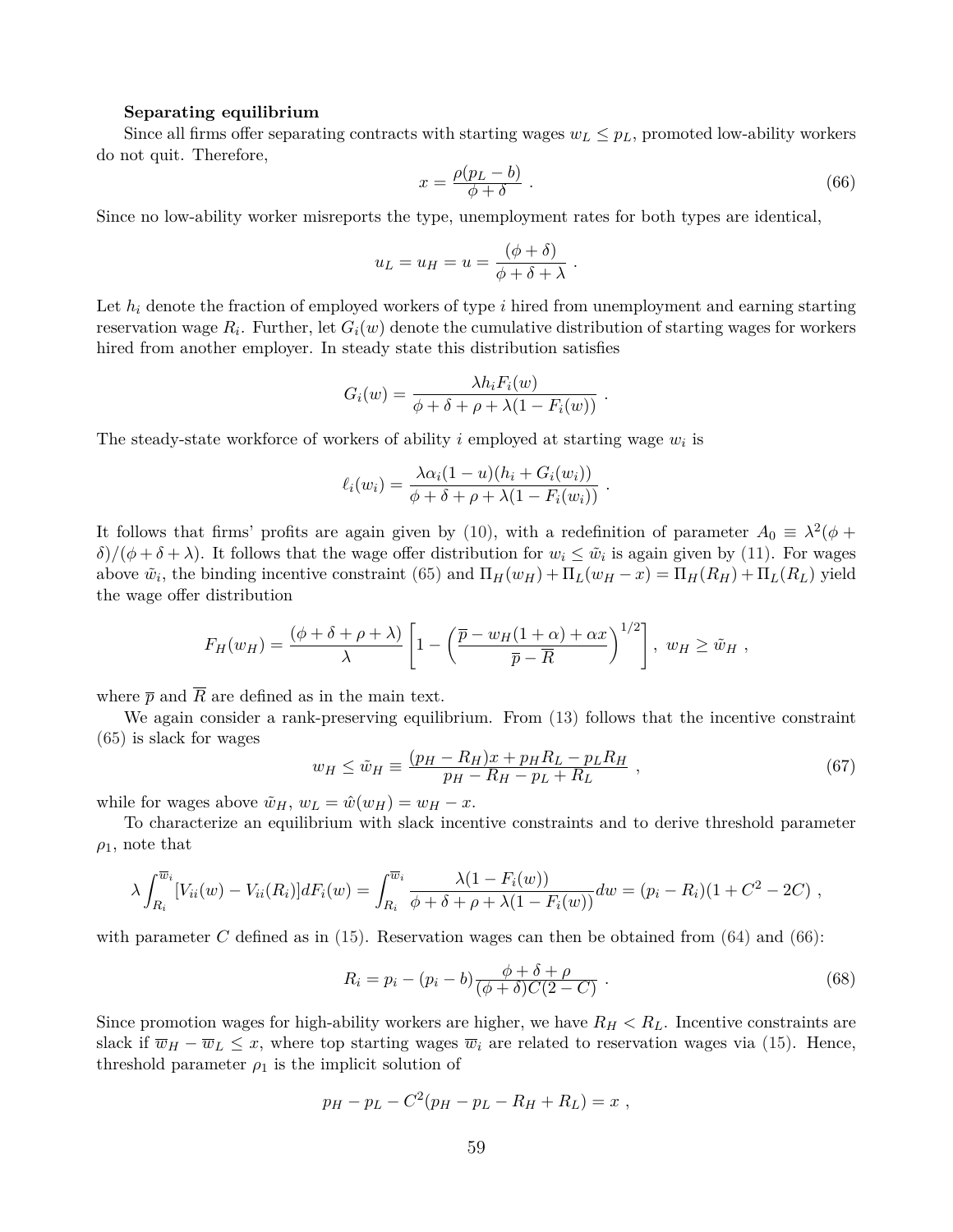**Separating equilibrium**

Since all firms offer separating contracts with starting wages $w_L \le p_L$, promoted low-ability workers do not quit. Therefore,

$$x = \frac{\rho(p_L - b)}{\phi + \delta} \ . \tag{66}$$

Since no low-ability worker misreports the type, unemployment rates for both types are identical,

$$u_L = u_H = u = \frac{(\phi + \delta)}{\phi + \delta + \lambda} \ .$$

Let $h_i$ denote the fraction of employed workers of type $i$ hired from unemployment and earning starting reservation wage $R_i$. Further, let $G_i(w)$ denote the cumulative distribution of starting wages for workers hired from another employer. In steady state this distribution satisfies

$$G_i(w) = \frac{\lambda h_i F_i(w)}{\phi + \delta + \rho + \lambda(1 - F_i(w))} \ .$$

The steady-state workforce of workers of ability $i$ employed at starting wage $w_i$ is

$$\ell_i(w_i) = \frac{\lambda \alpha_i (1 - u)(h_i + G_i(w_i))}{\phi + \delta + \rho + \lambda(1 - F_i(w_i))} \ .$$

It follows that firms' profits are again given by (10), with a redefinition of parameter $A_0 \equiv \lambda^2(\phi + \delta)/(\phi + \delta + \lambda)$. It follows that the wage offer distribution for $w_i \le \tilde{w}_i$ is again given by (11). For wages above $\tilde{w}_i$, the binding incentive constraint (65) and $\Pi_H(w_H) + \Pi_L(w_H - x) = \Pi_H(R_H) + \Pi_L(R_L)$ yield the wage offer distribution

$$F_H(w_H) = \frac{(\phi + \delta + \rho + \lambda)}{\lambda} \left[ 1 - \left( \frac{\overline{p} - w_H(1 + \alpha) + \alpha x}{\overline{p} - \overline{R}} \right)^{1/2} \right] , \ w_H \ge \tilde{w}_H \ ,$$

where $\overline{p}$ and $\overline{R}$ are defined as in the main text.

We again consider a rank-preserving equilibrium. From (13) follows that the incentive constraint (65) is slack for wages

$$w_H \le \tilde{w}_H \equiv \frac{(p_H - R_H)x + p_H R_L - p_L R_H}{p_H - R_H - p_L + R_L} \ , \tag{67}$$

while for wages above $\tilde{w}_H$, $w_L = \hat{w}(w_H) = w_H - x$.

To characterize an equilibrium with slack incentive constraints and to derive threshold parameter $\rho_1$, note that

$$\lambda \int_{R_i}^{\overline{w}_i} [V_{ii}(w) - V_{ii}(R_i)] dF_i(w) = \int_{R_i}^{\overline{w}_i} \frac{\lambda(1 - F_i(w))}{\phi + \delta + \rho + \lambda(1 - F_i(w))} dw = (p_i - R_i)(1 + C^2 - 2C) \ ,$$

with parameter $C$ defined as in (15). Reservation wages can then be obtained from (64) and (66):

$$R_i = p_i - (p_i - b) \frac{\phi + \delta + \rho}{(\phi + \delta) C (2 - C)} \ . \tag{68}$$

Since promotion wages for high-ability workers are higher, we have $R_H < R_L$. Incentive constraints are slack if $\overline{w}_H - \overline{w}_L \le x$, where top starting wages $\overline{w}_i$ are related to reservation wages via (15). Hence, threshold parameter $\rho_1$ is the implicit solution of

$$p_H - p_L - C^2(p_H - p_L - R_H + R_L) = x \ ,$$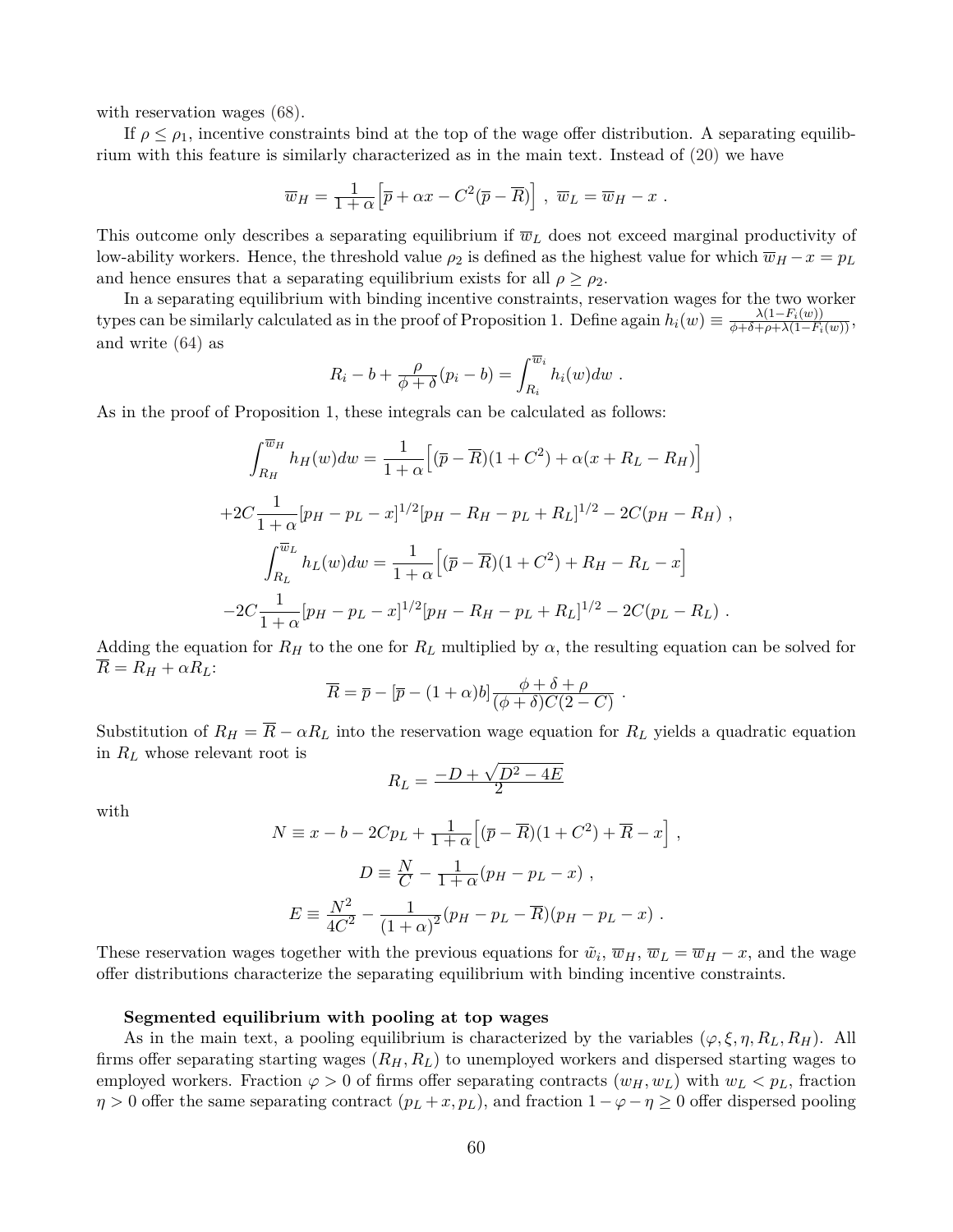with reservation wages (68).

If $\rho \leq \rho_1$, incentive constraints bind at the top of the wage offer distribution. A separating equilibrium with this feature is similarly characterized as in the main text. Instead of (20) we have

$$\overline{w}_H = \frac{1}{1+\alpha}\Big[\overline{p} + \alpha x - C^2(\overline{p} - \overline{R})\Big] \ , \ \overline{w}_L = \overline{w}_H - x \ .$$

This outcome only describes a separating equilibrium if $\overline{w}_L$ does not exceed marginal productivity of low-ability workers. Hence, the threshold value $\rho_2$ is defined as the highest value for which $\overline{w}_H - x = p_L$ and hence ensures that a separating equilibrium exists for all $\rho \geq \rho_2$.

In a separating equilibrium with binding incentive constraints, reservation wages for the two worker types can be similarly calculated as in the proof of Proposition 1. Define again $h_i(w) \equiv \frac{\lambda(1-F_i(w))}{\phi+\delta+\rho+\lambda(1-F_i(w))}$, and write (64) as

$$R_i - b + \frac{\rho}{\phi+\delta}(p_i - b) = \int_{R_i}^{\overline{w}_i} h_i(w)dw \ .$$

As in the proof of Proposition 1, these integrals can be calculated as follows:

$$\int_{R_H}^{\overline{w}_H} h_H(w)dw = \frac{1}{1+\alpha}\Big[(\overline{p} - \overline{R})(1+C^2) + \alpha(x + R_L - R_H)\Big]$$

$$+2C\frac{1}{1+\alpha}[p_H - p_L - x]^{1/2}[p_H - R_H - p_L + R_L]^{1/2} - 2C(p_H - R_H) \ ,$$

$$\int_{R_L}^{\overline{w}_L} h_L(w)dw = \frac{1}{1+\alpha}\Big[(\overline{p} - \overline{R})(1+C^2) + R_H - R_L - x\Big]$$

$$-2C\frac{1}{1+\alpha}[p_H - p_L - x]^{1/2}[p_H - R_H - p_L + R_L]^{1/2} - 2C(p_L - R_L) \ .$$

Adding the equation for $R_H$ to the one for $R_L$ multiplied by $\alpha$, the resulting equation can be solved for $\overline{R} = R_H + \alpha R_L$:

$$\overline{R} = \overline{p} - [\overline{p} - (1+\alpha)b]\frac{\phi+\delta+\rho}{(\phi+\delta)C(2-C)} \ .$$

Substitution of $R_H = \overline{R} - \alpha R_L$ into the reservation wage equation for $R_L$ yields a quadratic equation in $R_L$ whose relevant root is

$$R_L = \frac{-D + \sqrt{D^2 - 4E}}{2}$$

with

$$N \equiv x - b - 2Cp_L + \frac{1}{1+\alpha}\Big[(\overline{p} - \overline{R})(1+C^2) + \overline{R} - x\Big] \ ,$$

$$D \equiv \frac{N}{C} - \frac{1}{1+\alpha}(p_H - p_L - x) \ ,$$

$$E \equiv \frac{N^2}{4C^2} - \frac{1}{(1+\alpha)^2}(p_H - p_L - \overline{R})(p_H - p_L - x) \ .$$

These reservation wages together with the previous equations for $\tilde{w}_i$, $\overline{w}_H$, $\overline{w}_L = \overline{w}_H - x$, and the wage offer distributions characterize the separating equilibrium with binding incentive constraints.

**Segmented equilibrium with pooling at top wages**

As in the main text, a pooling equilibrium is characterized by the variables $(\varphi, \xi, \eta, R_L, R_H)$. All firms offer separating starting wages $(R_H, R_L)$ to unemployed workers and dispersed starting wages to employed workers. Fraction $\varphi > 0$ of firms offer separating contracts $(w_H, w_L)$ with $w_L < p_L$, fraction $\eta > 0$ offer the same separating contract $(p_L + x, p_L)$, and fraction $1 - \varphi - \eta \geq 0$ offer dispersed pooling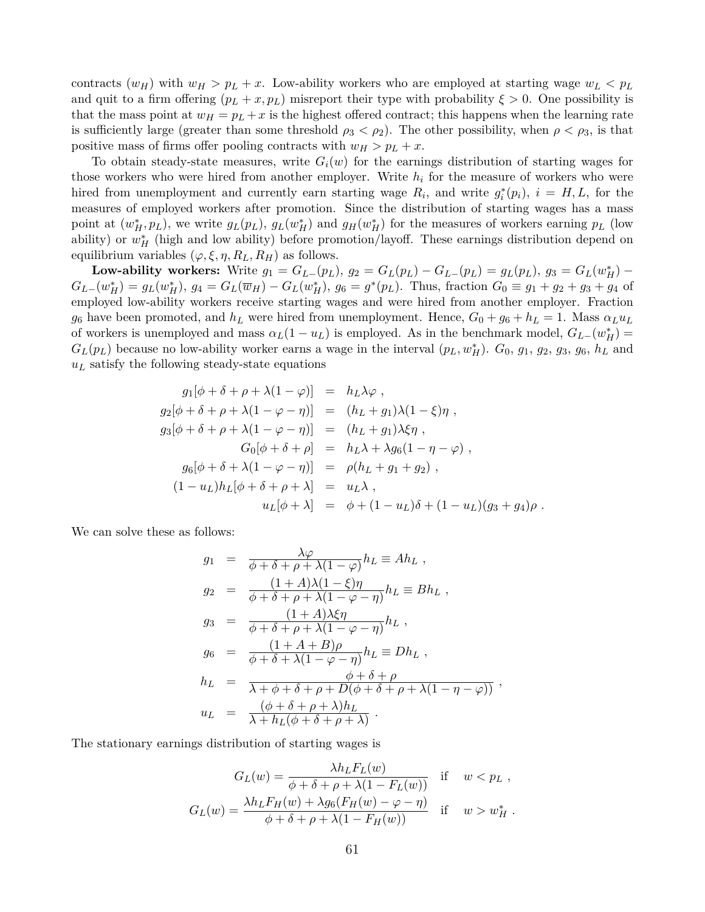contracts ($w_H$) with $w_H > p_L + x$. Low-ability workers who are employed at starting wage $w_L < p_L$ and quit to a firm offering $(p_L + x, p_L)$ misreport their type with probability $\xi > 0$. One possibility is that the mass point at $w_H = p_L + x$ is the highest offered contract; this happens when the learning rate is sufficiently large (greater than some threshold $\rho_3 < \rho_2$). The other possibility, when $\rho < \rho_3$, is that positive mass of firms offer pooling contracts with $w_H > p_L + x$.

To obtain steady-state measures, write $G_i(w)$ for the earnings distribution of starting wages for those workers who were hired from another employer. Write $h_i$ for the measure of workers who were hired from unemployment and currently earn starting wage $R_i$, and write $g_i^*(p_i)$, $i = H, L$, for the measures of employed workers after promotion. Since the distribution of starting wages has a mass point at $(w_H^*, p_L)$, we write $g_L(p_L)$, $g_L(w_H^*)$ and $g_H(w_H^*)$ for the measures of workers earning $p_L$ (low ability) or $w_H^*$ (high and low ability) before promotion/layoff. These earnings distribution depend on equilibrium variables $(\varphi, \xi, \eta, R_L, R_H)$ as follows.

**Low-ability workers:** Write $g_1 = G_{L-}(p_L)$, $g_2 = G_L(p_L) - G_{L-}(p_L) = g_L(p_L)$, $g_3 = G_L(w_H^*) - G_{L-}(w_H^*) = g_L(w_H^*)$, $g_4 = G_L(\overline{w}_H) - G_L(w_H^*)$, $g_6 = g^*(p_L)$. Thus, fraction $G_0 \equiv g_1 + g_2 + g_3 + g_4$ of employed low-ability workers receive starting wages and were hired from another employer. Fraction $g_6$ have been promoted, and $h_L$ were hired from unemployment. Hence, $G_0 + g_6 + h_L = 1$. Mass $\alpha_L u_L$ of workers is unemployed and mass $\alpha_L(1 - u_L)$ is employed. As in the benchmark model, $G_{L-}(w_H^*) = G_L(p_L)$ because no low-ability worker earns a wage in the interval $(p_L, w_H^*)$. $G_0$, $g_1$, $g_2$, $g_3$, $g_6$, $h_L$ and $u_L$ satisfy the following steady-state equations

$$
\begin{aligned}
g_1[\phi + \delta + \rho + \lambda(1 - \varphi)] &= h_L \lambda \varphi \ , \\
g_2[\phi + \delta + \rho + \lambda(1 - \varphi - \eta)] &= (h_L + g_1)\lambda(1 - \xi)\eta \ , \\
g_3[\phi + \delta + \rho + \lambda(1 - \varphi - \eta)] &= (h_L + g_1)\lambda \xi \eta \ , \\
G_0[\phi + \delta + \rho] &= h_L \lambda + \lambda g_6(1 - \eta - \varphi) \ , \\
g_6[\phi + \delta + \lambda(1 - \varphi - \eta)] &= \rho(h_L + g_1 + g_2) \ , \\
(1 - u_L)h_L[\phi + \delta + \rho + \lambda] &= u_L \lambda \ , \\
u_L[\phi + \lambda] &= \phi + (1 - u_L)\delta + (1 - u_L)(g_3 + g_4)\rho \ .
\end{aligned}
$$

We can solve these as follows:

$$
\begin{aligned}
g_1 &= \frac{\lambda \varphi}{\phi + \delta + \rho + \lambda(1 - \varphi)} h_L \equiv A h_L \ , \\
g_2 &= \frac{(1 + A)\lambda(1 - \xi)\eta}{\phi + \delta + \rho + \lambda(1 - \varphi - \eta)} h_L \equiv B h_L \ , \\
g_3 &= \frac{(1 + A)\lambda \xi \eta}{\phi + \delta + \rho + \lambda(1 - \varphi - \eta)} h_L \ , \\
g_6 &= \frac{(1 + A + B)\rho}{\phi + \delta + \lambda(1 - \varphi - \eta)} h_L \equiv D h_L \ , \\
h_L &= \frac{\phi + \delta + \rho}{\lambda + \phi + \delta + \rho + D(\phi + \delta + \rho + \lambda(1 - \eta - \varphi))} \ , \\
u_L &= \frac{(\phi + \delta + \rho + \lambda)h_L}{\lambda + h_L(\phi + \delta + \rho + \lambda)} \ .
\end{aligned}
$$

The stationary earnings distribution of starting wages is

$$
G_L(w) = \frac{\lambda h_L F_L(w)}{\phi + \delta + \rho + \lambda(1 - F_L(w))} \quad \text{if} \quad w < p_L \ ,
$$

$$
G_L(w) = \frac{\lambda h_L F_H(w) + \lambda g_6(F_H(w) - \varphi - \eta)}{\phi + \delta + \rho + \lambda(1 - F_H(w))} \quad \text{if} \quad w > w_H^* \ .
$$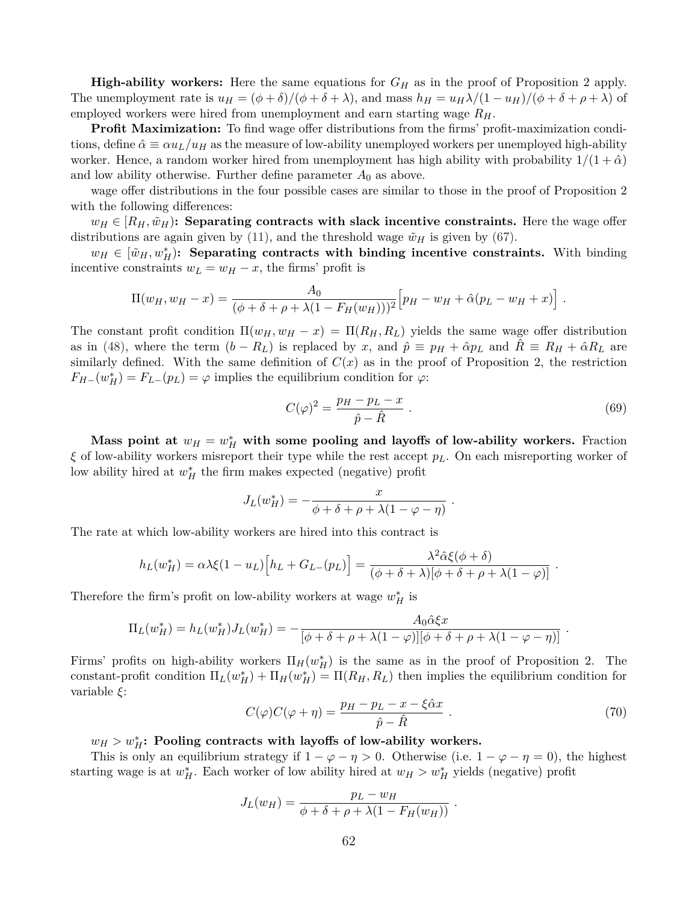**High-ability workers:** Here the same equations for $G_H$ as in the proof of Proposition 2 apply. The unemployment rate is $u_H = (\phi + \delta)/(\phi + \delta + \lambda)$, and mass $h_H = u_H \lambda/(1 - u_H)/(\phi + \delta + \rho + \lambda)$ of employed workers were hired from unemployment and earn starting wage $R_H$.

**Profit Maximization:** To find wage offer distributions from the firms' profit-maximization conditions, define $\hat{\alpha} \equiv \alpha u_L/u_H$ as the measure of low-ability unemployed workers per unemployed high-ability worker. Hence, a random worker hired from unemployment has high ability with probability $1/(1 + \hat{\alpha})$ and low ability otherwise. Further define parameter $A_0$ as above.

wage offer distributions in the four possible cases are similar to those in the proof of Proposition 2 with the following differences:

$w_H \in [R_H, \tilde{w}_H)$**: Separating contracts with slack incentive constraints.** Here the wage offer distributions are again given by (11), and the threshold wage $\tilde{w}_H$ is given by (67).

$w_H \in [\tilde{w}_H, w_H^*)$**: Separating contracts with binding incentive constraints.** With binding incentive constraints $w_L = w_H - x$, the firms' profit is

$$\Pi(w_H, w_H - x) = \frac{A_0}{(\phi + \delta + \rho + \lambda(1 - F_H(w_H)))^2} \Big[ p_H - w_H + \hat{\alpha}(p_L - w_H + x) \Big] \ .$$

The constant profit condition $\Pi(w_H, w_H - x) = \Pi(R_H, R_L)$ yields the same wage offer distribution as in (48), where the term $(b - R_L)$ is replaced by $x$, and $\hat{p} \equiv p_H + \hat{\alpha} p_L$ and $\hat{R} \equiv R_H + \hat{\alpha} R_L$ are similarly defined. With the same definition of $C(x)$ as in the proof of Proposition 2, the restriction $F_{H-}(w_H^*) = F_{L-}(p_L) = \varphi$ implies the equilibrium condition for $\varphi$:

$$C(\varphi)^2 = \frac{p_H - p_L - x}{\hat{p} - \hat{R}} \ . \tag{69}$$

**Mass point at $w_H = w_H^*$ with some pooling and layoffs of low-ability workers.** Fraction $\xi$ of low-ability workers misreport their type while the rest accept $p_L$. On each misreporting worker of low ability hired at $w_H^*$ the firm makes expected (negative) profit

$$J_L(w_H^*) = -\frac{x}{\phi + \delta + \rho + \lambda(1 - \varphi - \eta)} \ .$$

The rate at which low-ability workers are hired into this contract is

$$h_L(w_H^*) = \alpha \lambda \xi (1 - u_L) \Big[ h_L + G_{L-}(p_L) \Big] = \frac{\lambda^2 \hat{\alpha} \xi (\phi + \delta)}{(\phi + \delta + \lambda)[\phi + \delta + \rho + \lambda(1 - \varphi)]} \ .$$

Therefore the firm's profit on low-ability workers at wage $w_H^*$ is

$$\Pi_L(w_H^*) = h_L(w_H^*) J_L(w_H^*) = -\frac{A_0 \hat{\alpha} \xi x}{[\phi + \delta + \rho + \lambda(1 - \varphi)][\phi + \delta + \rho + \lambda(1 - \varphi - \eta)]} \ .$$

Firms' profits on high-ability workers $\Pi_H(w_H^*)$ is the same as in the proof of Proposition 2. The constant-profit condition $\Pi_L(w_H^*) + \Pi_H(w_H^*) = \Pi(R_H, R_L)$ then implies the equilibrium condition for variable $\xi$:

$$C(\varphi) C(\varphi + \eta) = \frac{p_H - p_L - x - \xi \hat{\alpha} x}{\hat{p} - \hat{R}} \ . \tag{70}$$

$w_H > w_H^*$**: Pooling contracts with layoffs of low-ability workers.**

This is only an equilibrium strategy if $1 - \varphi - \eta > 0$. Otherwise (i.e. $1 - \varphi - \eta = 0$), the highest starting wage is at $w_H^*$. Each worker of low ability hired at $w_H > w_H^*$ yields (negative) profit

$$J_L(w_H) = \frac{p_L - w_H}{\phi + \delta + \rho + \lambda(1 - F_H(w_H))} \ .$$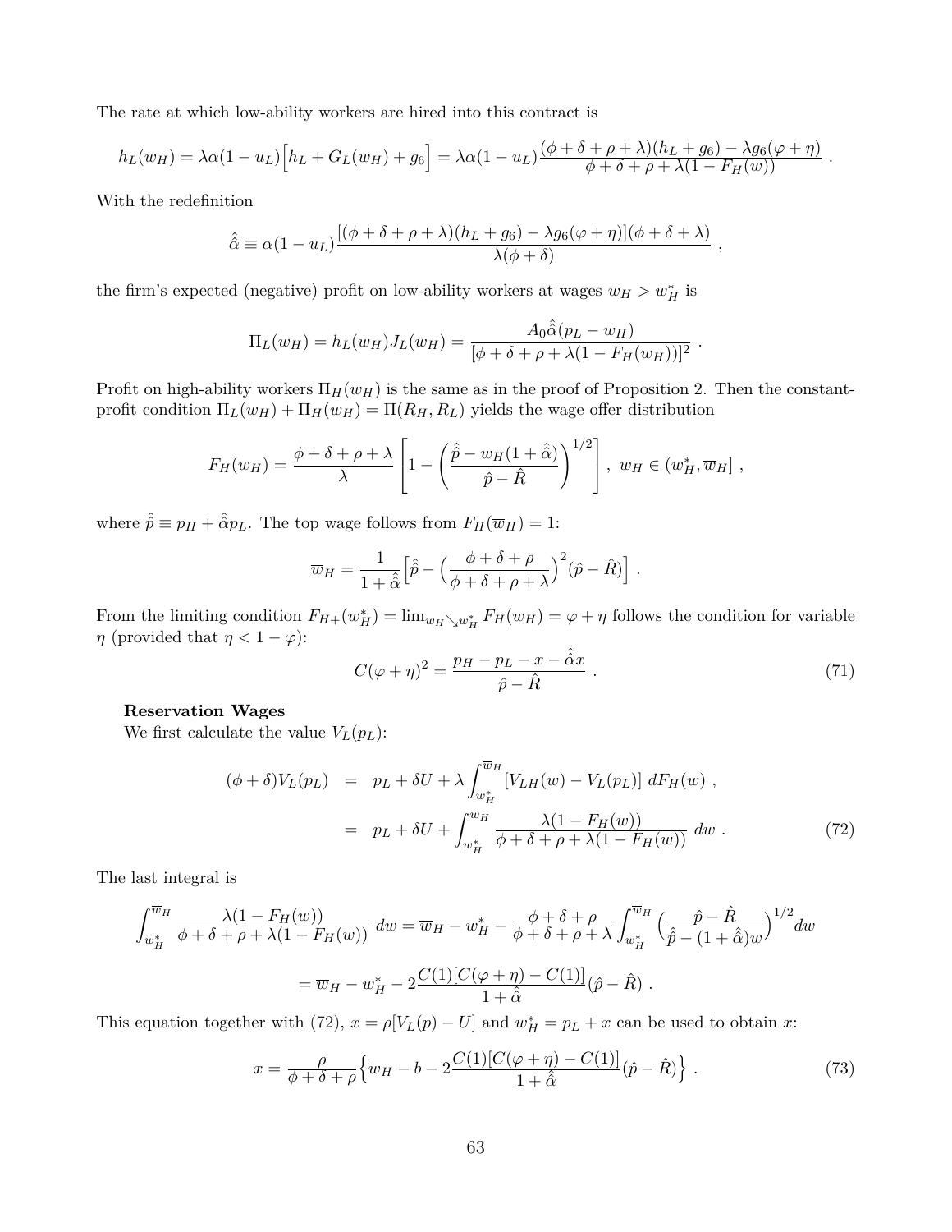The rate at which low-ability workers are hired into this contract is

$$
h_L(w_H) = \lambda\alpha(1-u_L)\Big[h_L + G_L(w_H) + g_6\Big] = \lambda\alpha(1-u_L)\frac{(\phi+\delta+\rho+\lambda)(h_L+g_6) - \lambda g_6(\varphi+\eta)}{\phi+\delta+\rho+\lambda(1-F_H(w))} \ .
$$

With the redefinition

$$
\hat{\hat{\alpha}} \equiv \alpha(1-u_L)\frac{[(\phi+\delta+\rho+\lambda)(h_L+g_6) - \lambda g_6(\varphi+\eta)](\phi+\delta+\lambda)}{\lambda(\phi+\delta)} \ ,
$$

the firm's expected (negative) profit on low-ability workers at wages $w_H > w_H^*$ is

$$
\Pi_L(w_H) = h_L(w_H) J_L(w_H) = \frac{A_0\hat{\hat{\alpha}}(p_L - w_H)}{[\phi+\delta+\rho+\lambda(1-F_H(w_H))]^2} \ .
$$

Profit on high-ability workers $\Pi_H(w_H)$ is the same as in the proof of Proposition 2. Then the constant-profit condition $\Pi_L(w_H) + \Pi_H(w_H) = \Pi(R_H, R_L)$ yields the wage offer distribution

$$
F_H(w_H) = \frac{\phi+\delta+\rho+\lambda}{\lambda}\left[1 - \left(\frac{\hat{\hat{p}} - w_H(1+\hat{\hat{\alpha}})}{\hat{p} - \hat{R}}\right)^{1/2}\right] , \ w_H \in (w_H^*, \overline{w}_H] \ ,
$$

where $\hat{\hat{p}} \equiv p_H + \hat{\hat{\alpha}} p_L$. The top wage follows from $F_H(\overline{w}_H) = 1$:

$$
\overline{w}_H = \frac{1}{1+\hat{\hat{\alpha}}}\Big[\hat{\hat{p}} - \Big(\frac{\phi+\delta+\rho}{\phi+\delta+\rho+\lambda}\Big)^2(\hat{p} - \hat{R})\Big] \ .
$$

From the limiting condition $F_{H+}(w_H^*) = \lim_{w_H \searrow w_H^*} F_H(w_H) = \varphi + \eta$ follows the condition for variable $\eta$ (provided that $\eta < 1 - \varphi$):

$$
C(\varphi+\eta)^2 = \frac{p_H - p_L - x - \hat{\hat{\alpha}} x}{\hat{p} - \hat{R}} \ . \tag{71}
$$

**Reservation Wages**

We first calculate the value $V_L(p_L)$:

$$
\begin{aligned}
(\phi+\delta)V_L(p_L) &= p_L + \delta U + \lambda\int_{w_H^*}^{\overline{w}_H}[V_{LH}(w) - V_L(p_L)]\, dF_H(w) \ , \\
&= p_L + \delta U + \int_{w_H^*}^{\overline{w}_H}\frac{\lambda(1-F_H(w))}{\phi+\delta+\rho+\lambda(1-F_H(w))}\, dw \ .
\end{aligned} \tag{72}
$$

The last integral is

$$
\int_{w_H^*}^{\overline{w}_H}\frac{\lambda(1-F_H(w))}{\phi+\delta+\rho+\lambda(1-F_H(w))}\, dw = \overline{w}_H - w_H^* - \frac{\phi+\delta+\rho}{\phi+\delta+\rho+\lambda}\int_{w_H^*}^{\overline{w}_H}\Big(\frac{\hat{p} - \hat{R}}{\hat{\hat{p}} - (1+\hat{\hat{\alpha}})w}\Big)^{1/2} dw
$$

$$
= \overline{w}_H - w_H^* - 2\frac{C(1)[C(\varphi+\eta) - C(1)]}{1+\hat{\hat{\alpha}}}(\hat{p} - \hat{R}) \ .
$$

This equation together with (72), $x = \rho[V_L(p) - U]$ and $w_H^* = p_L + x$ can be used to obtain $x$:

$$
x = \frac{\rho}{\phi+\delta+\rho}\Big\{\overline{w}_H - b - 2\frac{C(1)[C(\varphi+\eta) - C(1)]}{1+\hat{\hat{\alpha}}}(\hat{p} - \hat{R})\Big\} \ . \tag{73}
$$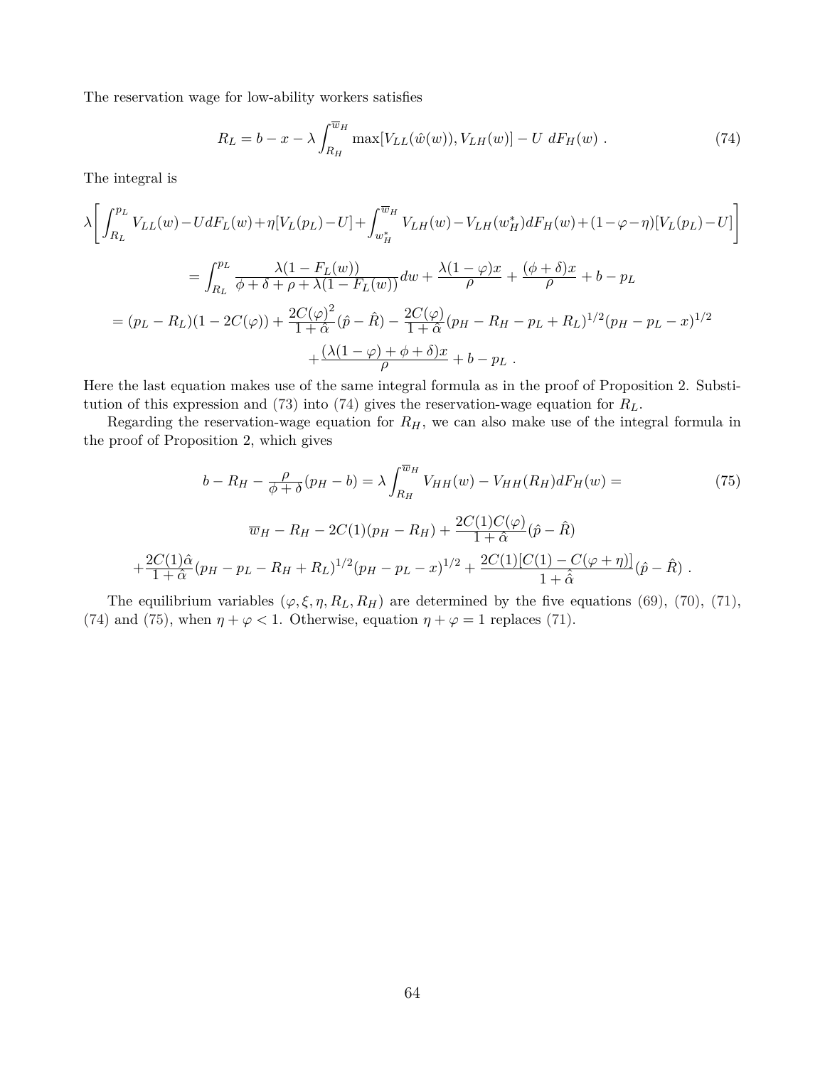The reservation wage for low-ability workers satisfies

$$R_L = b - x - \lambda \int_{R_H}^{\overline{w}_H} \max[V_{LL}(\hat{w}(w)), V_{LH}(w)] - U \; dF_H(w) \; . \tag{74}$$

The integral is

$$\lambda \Bigg[ \int_{R_L}^{p_L} V_{LL}(w) - U dF_L(w) + \eta[V_L(p_L) - U] + \int_{w_H^*}^{\overline{w}_H} V_{LH}(w) - V_{LH}(w_H^*) dF_H(w) + (1 - \varphi - \eta)[V_L(p_L) - U] \Bigg]$$

$$= \int_{R_L}^{p_L} \frac{\lambda(1 - F_L(w))}{\phi + \delta + \rho + \lambda(1 - F_L(w))} dw + \frac{\lambda(1-\varphi)x}{\rho} + \frac{(\phi + \delta)x}{\rho} + b - p_L$$

$$= (p_L - R_L)(1 - 2C(\varphi)) + \frac{2C(\varphi)^2}{1 + \hat{\alpha}}(\hat{p} - \hat{R}) - \frac{2C(\varphi)}{1 + \hat{\alpha}}(p_H - R_H - p_L + R_L)^{1/2}(p_H - p_L - x)^{1/2}$$

$$+ \frac{(\lambda(1-\varphi) + \phi + \delta)x}{\rho} + b - p_L \; .$$

Here the last equation makes use of the same integral formula as in the proof of Proposition 2. Substitution of this expression and (73) into (74) gives the reservation-wage equation for $R_L$.

Regarding the reservation-wage equation for $R_H$, we can also make use of the integral formula in the proof of Proposition 2, which gives

$$b - R_H - \frac{\rho}{\phi + \delta}(p_H - b) = \lambda \int_{R_H}^{\overline{w}_H} V_{HH}(w) - V_{HH}(R_H) dF_H(w) = \tag{75}$$

$$\overline{w}_H - R_H - 2C(1)(p_H - R_H) + \frac{2C(1)C(\varphi)}{1 + \hat{\alpha}}(\hat{p} - \hat{R})$$

$$+ \frac{2C(1)\hat{\alpha}}{1 + \hat{\alpha}}(p_H - p_L - R_H + R_L)^{1/2}(p_H - p_L - x)^{1/2} + \frac{2C(1)[C(1) - C(\varphi + \eta)]}{1 + \hat{\hat{\alpha}}}(\hat{p} - \hat{R}) \; .$$

The equilibrium variables $(\varphi, \xi, \eta, R_L, R_H)$ are determined by the five equations (69), (70), (71), (74) and (75), when $\eta + \varphi < 1$. Otherwise, equation $\eta + \varphi = 1$ replaces (71).